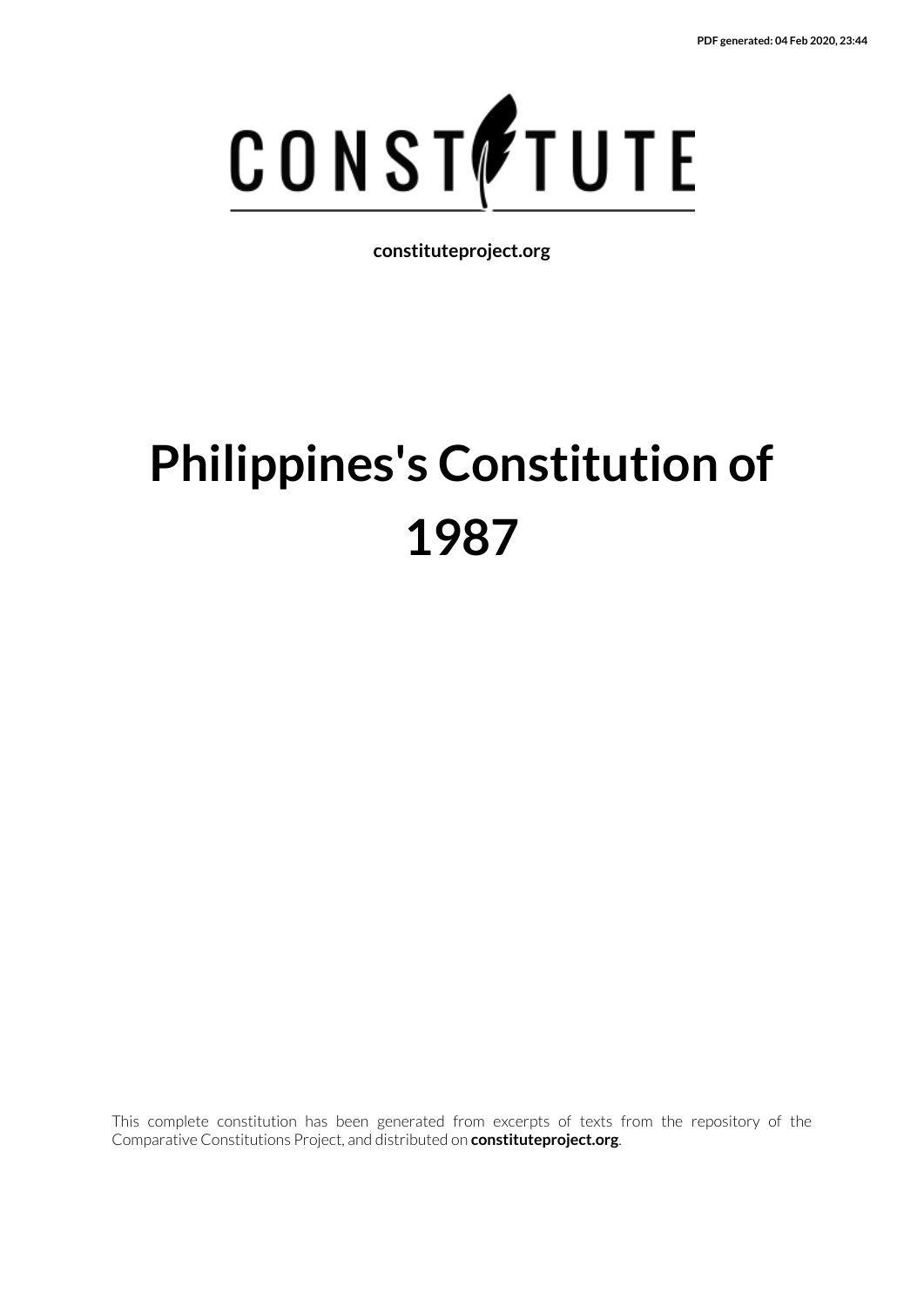PDF generated: 04 Feb 2020, 23:44

CONSTITUTE

**constituteproject.org**

# Philippines's Constitution of 1987

This complete constitution has been generated from excerpts of texts from the repository of the Comparative Constitutions Project, and distributed on **constituteproject.org**.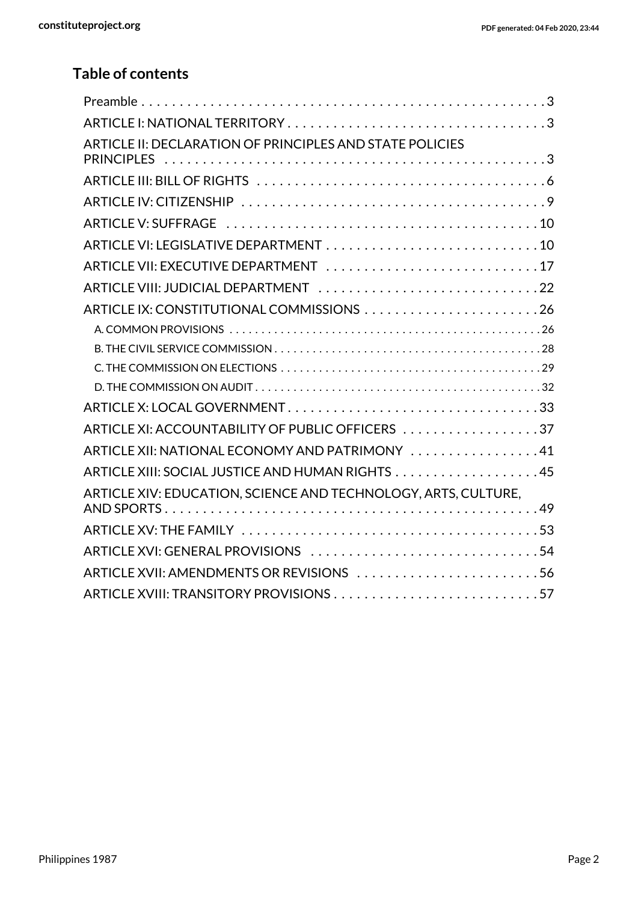## Table of contents

- Preamble . . . 3
- ARTICLE I: NATIONAL TERRITORY . . . 3
- ARTICLE II: DECLARATION OF PRINCIPLES AND STATE POLICIES PRINCIPLES . . . 3
- ARTICLE III: BILL OF RIGHTS . . . 6
- ARTICLE IV: CITIZENSHIP . . . 9
- ARTICLE V: SUFFRAGE . . . 10
- ARTICLE VI: LEGISLATIVE DEPARTMENT . . . 10
- ARTICLE VII: EXECUTIVE DEPARTMENT . . . 17
- ARTICLE VIII: JUDICIAL DEPARTMENT . . . 22
- ARTICLE IX: CONSTITUTIONAL COMMISSIONS . . . 26
  - A. COMMON PROVISIONS . . . 26
  - B. THE CIVIL SERVICE COMMISSION . . . 28
  - C. THE COMMISSION ON ELECTIONS . . . 29
  - D. THE COMMISSION ON AUDIT . . . 32
- ARTICLE X: LOCAL GOVERNMENT . . . 33
- ARTICLE XI: ACCOUNTABILITY OF PUBLIC OFFICERS . . . 37
- ARTICLE XII: NATIONAL ECONOMY AND PATRIMONY . . . 41
- ARTICLE XIII: SOCIAL JUSTICE AND HUMAN RIGHTS . . . 45
- ARTICLE XIV: EDUCATION, SCIENCE AND TECHNOLOGY, ARTS, CULTURE, AND SPORTS . . . 49
- ARTICLE XV: THE FAMILY . . . 53
- ARTICLE XVI: GENERAL PROVISIONS . . . 54
- ARTICLE XVII: AMENDMENTS OR REVISIONS . . . 56
- ARTICLE XVIII: TRANSITORY PROVISIONS . . . 57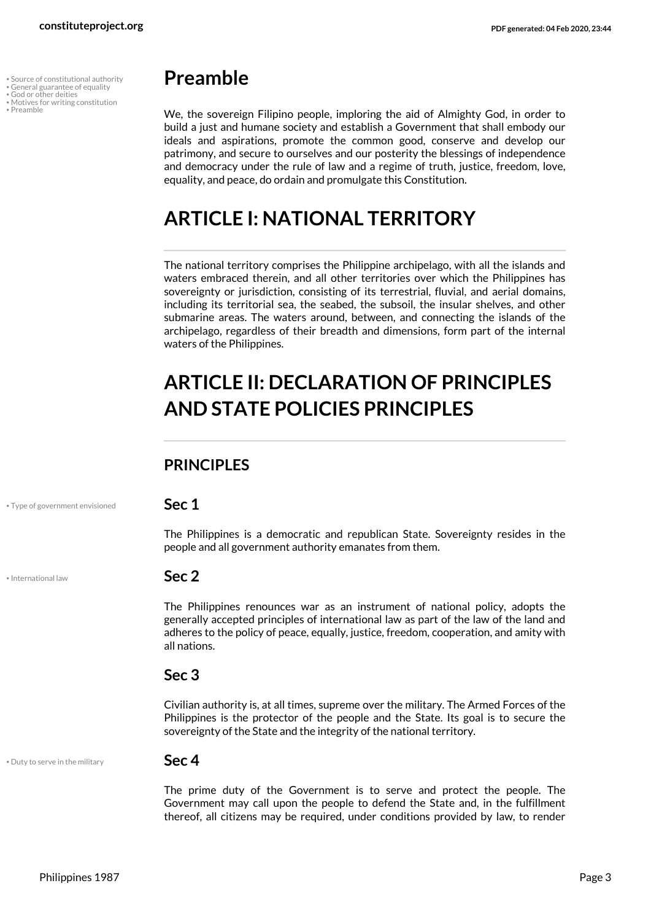- Source of constitutional authority
- General guarantee of equality
- God or other deities
- Motives for writing constitution
- Preamble

## Preamble

We, the sovereign Filipino people, imploring the aid of Almighty God, in order to build a just and humane society and establish a Government that shall embody our ideals and aspirations, promote the common good, conserve and develop our patrimony, and secure to ourselves and our posterity the blessings of independence and democracy under the rule of law and a regime of truth, justice, freedom, love, equality, and peace, do ordain and promulgate this Constitution.

# ARTICLE I: NATIONAL TERRITORY

The national territory comprises the Philippine archipelago, with all the islands and waters embraced therein, and all other territories over which the Philippines has sovereignty or jurisdiction, consisting of its terrestrial, fluvial, and aerial domains, including its territorial sea, the seabed, the subsoil, the insular shelves, and other submarine areas. The waters around, between, and connecting the islands of the archipelago, regardless of their breadth and dimensions, form part of the internal waters of the Philippines.

# ARTICLE II: DECLARATION OF PRINCIPLES AND STATE POLICIES PRINCIPLES

## PRINCIPLES

- Type of government envisioned

### Sec 1

The Philippines is a democratic and republican State. Sovereignty resides in the people and all government authority emanates from them.

- International law

### Sec 2

The Philippines renounces war as an instrument of national policy, adopts the generally accepted principles of international law as part of the law of the land and adheres to the policy of peace, equally, justice, freedom, cooperation, and amity with all nations.

### Sec 3

Civilian authority is, at all times, supreme over the military. The Armed Forces of the Philippines is the protector of the people and the State. Its goal is to secure the sovereignty of the State and the integrity of the national territory.

- Duty to serve in the military

### Sec 4

The prime duty of the Government is to serve and protect the people. The Government may call upon the people to defend the State and, in the fulfillment thereof, all citizens may be required, under conditions provided by law, to render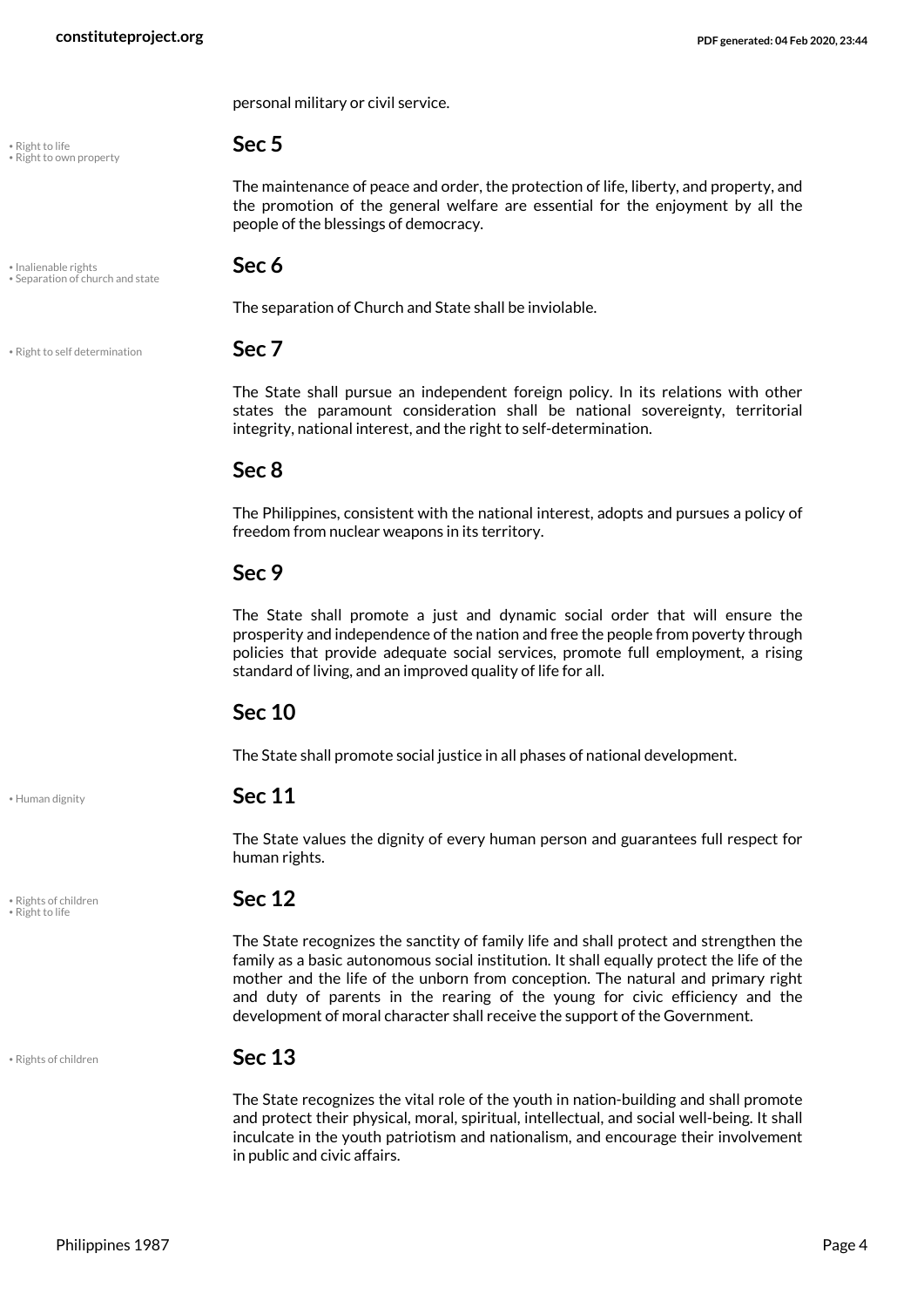personal military or civil service.

• Right to life
• Right to own property

## Sec 5

The maintenance of peace and order, the protection of life, liberty, and property, and the promotion of the general welfare are essential for the enjoyment by all the people of the blessings of democracy.

• Inalienable rights
• Separation of church and state

## Sec 6

The separation of Church and State shall be inviolable.

• Right to self determination

## Sec 7

The State shall pursue an independent foreign policy. In its relations with other states the paramount consideration shall be national sovereignty, territorial integrity, national interest, and the right to self-determination.

## Sec 8

The Philippines, consistent with the national interest, adopts and pursues a policy of freedom from nuclear weapons in its territory.

## Sec 9

The State shall promote a just and dynamic social order that will ensure the prosperity and independence of the nation and free the people from poverty through policies that provide adequate social services, promote full employment, a rising standard of living, and an improved quality of life for all.

## Sec 10

The State shall promote social justice in all phases of national development.

• Human dignity

## Sec 11

The State values the dignity of every human person and guarantees full respect for human rights.

• Rights of children
• Right to life

## Sec 12

The State recognizes the sanctity of family life and shall protect and strengthen the family as a basic autonomous social institution. It shall equally protect the life of the mother and the life of the unborn from conception. The natural and primary right and duty of parents in the rearing of the young for civic efficiency and the development of moral character shall receive the support of the Government.

• Rights of children

## Sec 13

The State recognizes the vital role of the youth in nation-building and shall promote and protect their physical, moral, spiritual, intellectual, and social well-being. It shall inculcate in the youth patriotism and nationalism, and encourage their involvement in public and civic affairs.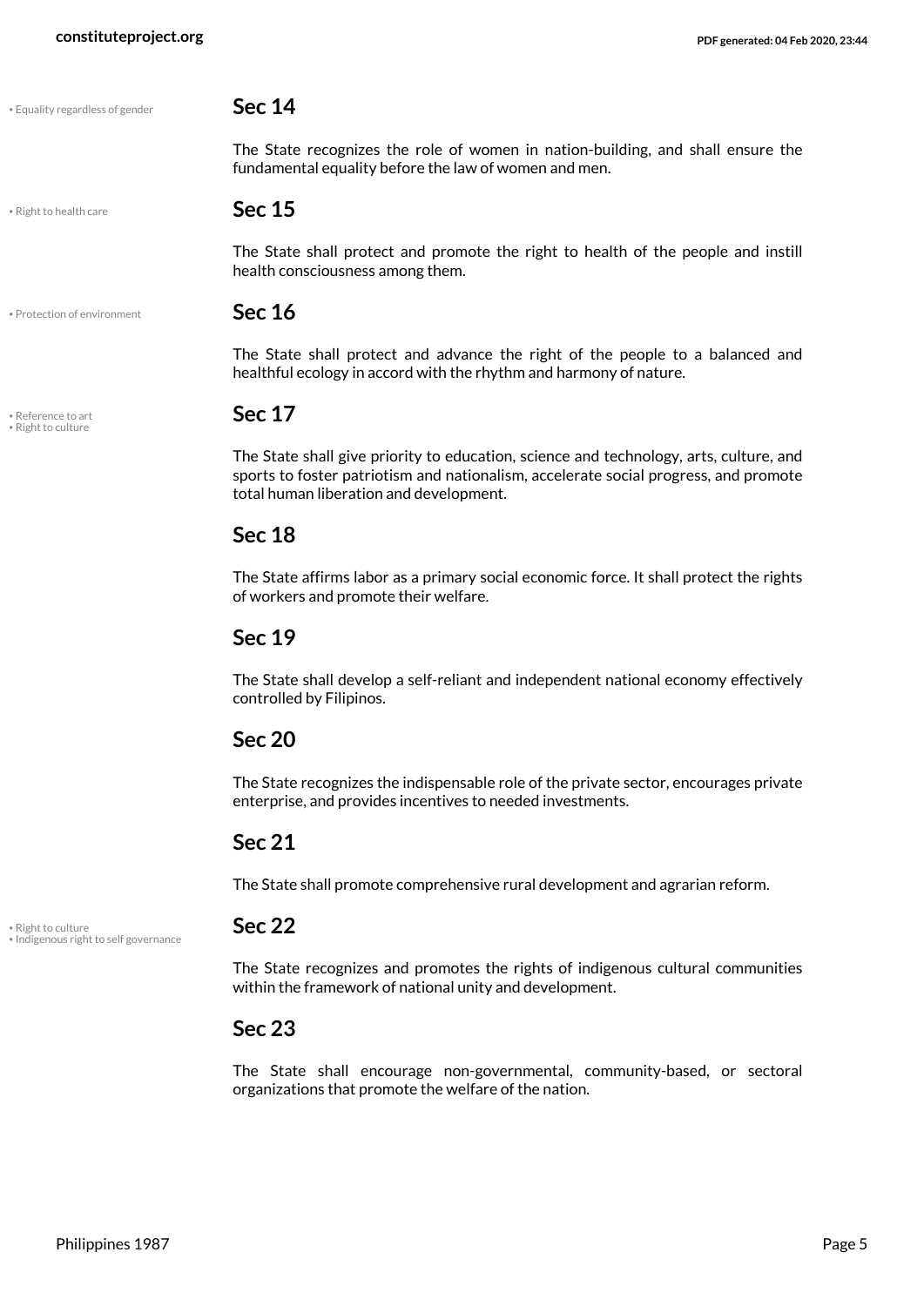• Equality regardless of gender

### Sec 14

The State recognizes the role of women in nation-building, and shall ensure the fundamental equality before the law of women and men.

• Right to health care

### Sec 15

The State shall protect and promote the right to health of the people and instill health consciousness among them.

• Protection of environment

### Sec 16

The State shall protect and advance the right of the people to a balanced and healthful ecology in accord with the rhythm and harmony of nature.

• Reference to art
• Right to culture

### Sec 17

The State shall give priority to education, science and technology, arts, culture, and sports to foster patriotism and nationalism, accelerate social progress, and promote total human liberation and development.

### Sec 18

The State affirms labor as a primary social economic force. It shall protect the rights of workers and promote their welfare.

### Sec 19

The State shall develop a self-reliant and independent national economy effectively controlled by Filipinos.

### Sec 20

The State recognizes the indispensable role of the private sector, encourages private enterprise, and provides incentives to needed investments.

### Sec 21

The State shall promote comprehensive rural development and agrarian reform.

• Right to culture
• Indigenous right to self governance

### Sec 22

The State recognizes and promotes the rights of indigenous cultural communities within the framework of national unity and development.

### Sec 23

The State shall encourage non-governmental, community-based, or sectoral organizations that promote the welfare of the nation.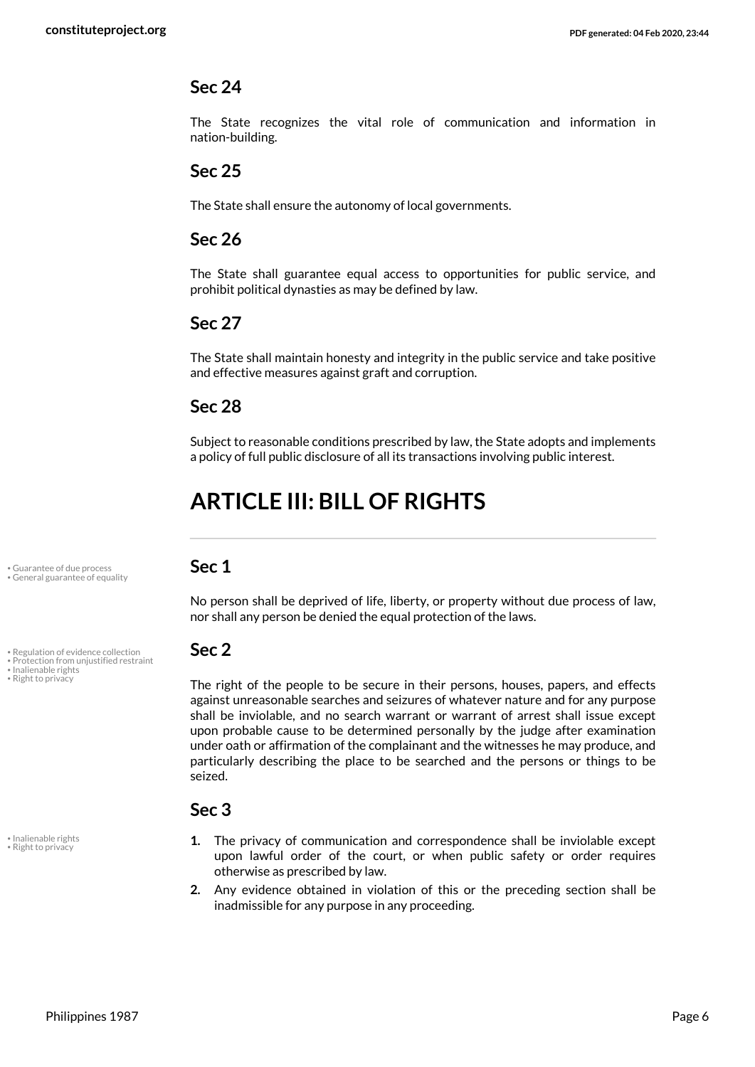### Sec 24

The State recognizes the vital role of communication and information in nation-building.

### Sec 25

The State shall ensure the autonomy of local governments.

### Sec 26

The State shall guarantee equal access to opportunities for public service, and prohibit political dynasties as may be defined by law.

### Sec 27

The State shall maintain honesty and integrity in the public service and take positive and effective measures against graft and corruption.

### Sec 28

Subject to reasonable conditions prescribed by law, the State adopts and implements a policy of full public disclosure of all its transactions involving public interest.

## ARTICLE III: BILL OF RIGHTS

• Guarantee of due process
• General guarantee of equality

### Sec 1

No person shall be deprived of life, liberty, or property without due process of law, nor shall any person be denied the equal protection of the laws.

• Regulation of evidence collection
• Protection from unjustified restraint
• Inalienable rights
• Right to privacy

### Sec 2

The right of the people to be secure in their persons, houses, papers, and effects against unreasonable searches and seizures of whatever nature and for any purpose shall be inviolable, and no search warrant or warrant of arrest shall issue except upon probable cause to be determined personally by the judge after examination under oath or affirmation of the complainant and the witnesses he may produce, and particularly describing the place to be searched and the persons or things to be seized.

• Inalienable rights
• Right to privacy

### Sec 3

1. The privacy of communication and correspondence shall be inviolable except upon lawful order of the court, or when public safety or order requires otherwise as prescribed by law.
2. Any evidence obtained in violation of this or the preceding section shall be inadmissible for any purpose in any proceeding.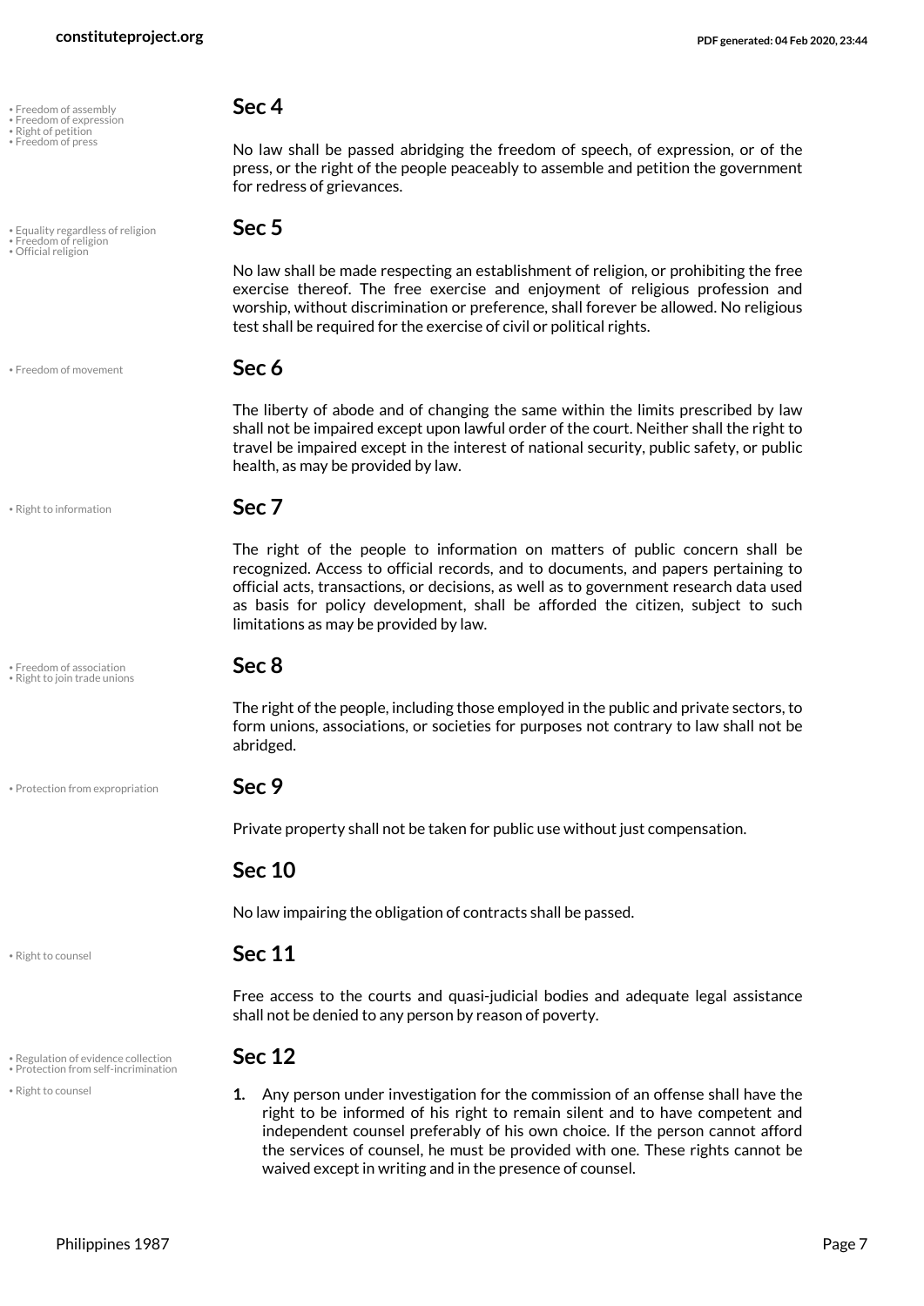• Freedom of assembly
• Freedom of expression
• Right of petition
• Freedom of press

## Sec 4

No law shall be passed abridging the freedom of speech, of expression, or of the press, or the right of the people peaceably to assemble and petition the government for redress of grievances.

• Equality regardless of religion
• Freedom of religion
• Official religion

## Sec 5

No law shall be made respecting an establishment of religion, or prohibiting the free exercise thereof. The free exercise and enjoyment of religious profession and worship, without discrimination or preference, shall forever be allowed. No religious test shall be required for the exercise of civil or political rights.

• Freedom of movement

## Sec 6

The liberty of abode and of changing the same within the limits prescribed by law shall not be impaired except upon lawful order of the court. Neither shall the right to travel be impaired except in the interest of national security, public safety, or public health, as may be provided by law.

• Right to information

## Sec 7

The right of the people to information on matters of public concern shall be recognized. Access to official records, and to documents, and papers pertaining to official acts, transactions, or decisions, as well as to government research data used as basis for policy development, shall be afforded the citizen, subject to such limitations as may be provided by law.

• Freedom of association
• Right to join trade unions

## Sec 8

The right of the people, including those employed in the public and private sectors, to form unions, associations, or societies for purposes not contrary to law shall not be abridged.

• Protection from expropriation

## Sec 9

Private property shall not be taken for public use without just compensation.

## Sec 10

No law impairing the obligation of contracts shall be passed.

• Right to counsel

## Sec 11

Free access to the courts and quasi-judicial bodies and adequate legal assistance shall not be denied to any person by reason of poverty.

• Regulation of evidence collection
• Protection from self-incrimination
• Right to counsel

## Sec 12

1. Any person under investigation for the commission of an offense shall have the right to be informed of his right to remain silent and to have competent and independent counsel preferably of his own choice. If the person cannot afford the services of counsel, he must be provided with one. These rights cannot be waived except in writing and in the presence of counsel.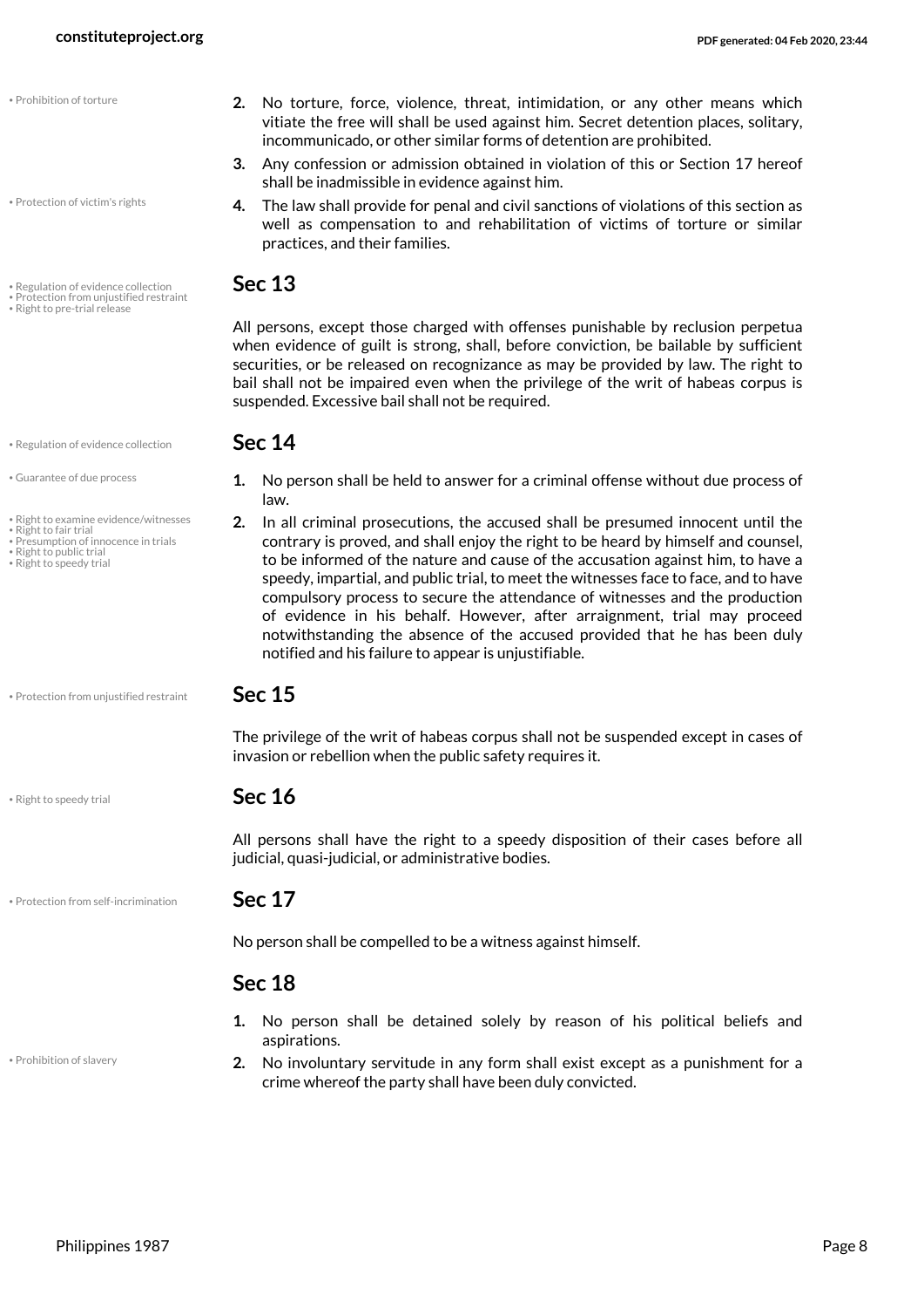2. No torture, force, violence, threat, intimidation, or any other means which vitiate the free will shall be used against him. Secret detention places, solitary, incommunicado, or other similar forms of detention are prohibited.
3. Any confession or admission obtained in violation of this or Section 17 hereof shall be inadmissible in evidence against him.
4. The law shall provide for penal and civil sanctions of violations of this section as well as compensation to and rehabilitation of victims of torture or similar practices, and their families.

## Sec 13

All persons, except those charged with offenses punishable by reclusion perpetua when evidence of guilt is strong, shall, before conviction, be bailable by sufficient securities, or be released on recognizance as may be provided by law. The right to bail shall not be impaired even when the privilege of the writ of habeas corpus is suspended. Excessive bail shall not be required.

## Sec 14

1. No person shall be held to answer for a criminal offense without due process of law.
2. In all criminal prosecutions, the accused shall be presumed innocent until the contrary is proved, and shall enjoy the right to be heard by himself and counsel, to be informed of the nature and cause of the accusation against him, to have a speedy, impartial, and public trial, to meet the witnesses face to face, and to have compulsory process to secure the attendance of witnesses and the production of evidence in his behalf. However, after arraignment, trial may proceed notwithstanding the absence of the accused provided that he has been duly notified and his failure to appear is unjustifiable.

## Sec 15

The privilege of the writ of habeas corpus shall not be suspended except in cases of invasion or rebellion when the public safety requires it.

## Sec 16

All persons shall have the right to a speedy disposition of their cases before all judicial, quasi-judicial, or administrative bodies.

## Sec 17

No person shall be compelled to be a witness against himself.

## Sec 18

1. No person shall be detained solely by reason of his political beliefs and aspirations.
2. No involuntary servitude in any form shall exist except as a punishment for a crime whereof the party shall have been duly convicted.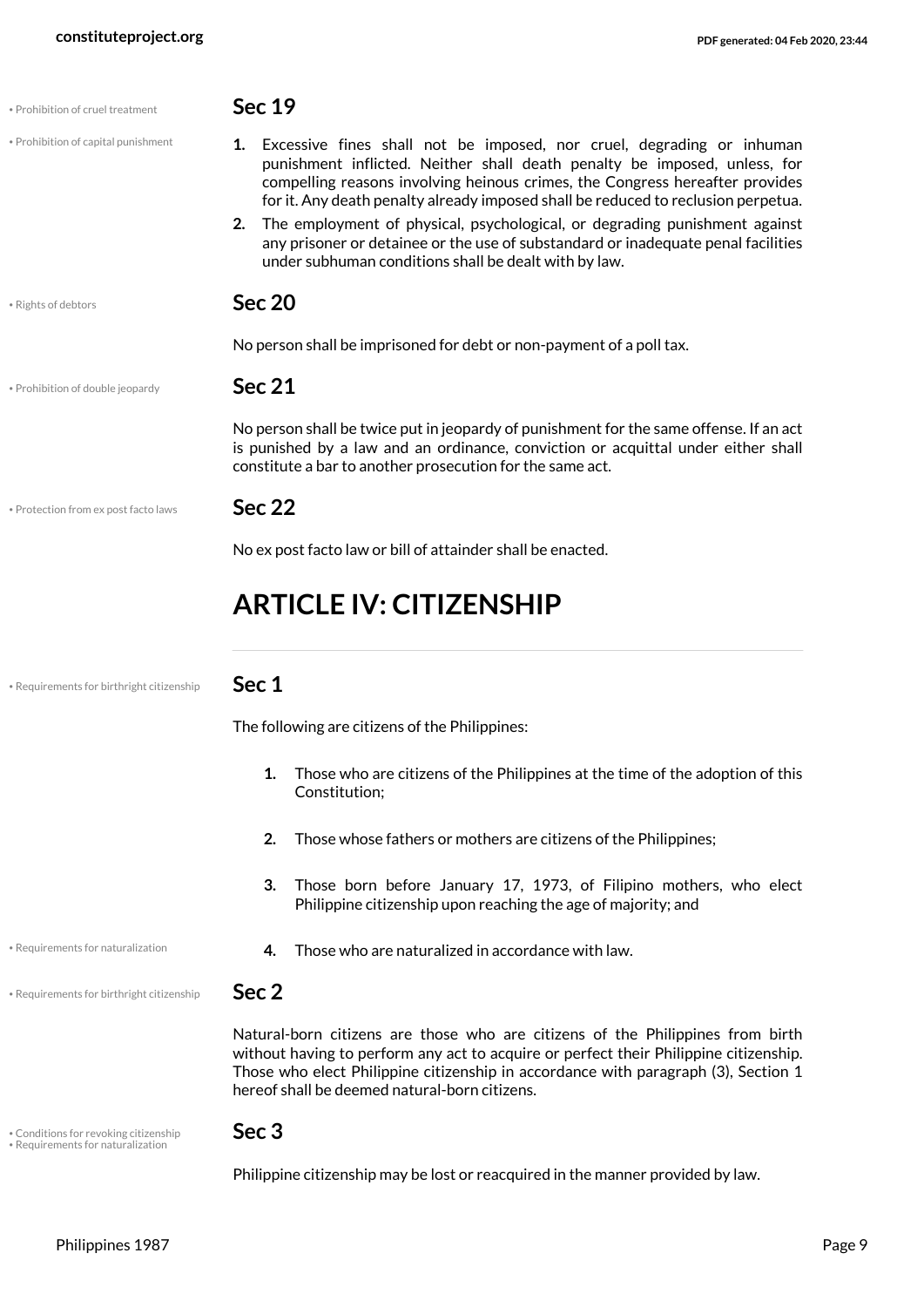- Prohibition of cruel treatment
- Prohibition of capital punishment

**Sec 19**

1. Excessive fines shall not be imposed, nor cruel, degrading or inhuman punishment inflicted. Neither shall death penalty be imposed, unless, for compelling reasons involving heinous crimes, the Congress hereafter provides for it. Any death penalty already imposed shall be reduced to reclusion perpetua.
2. The employment of physical, psychological, or degrading punishment against any prisoner or detainee or the use of substandard or inadequate penal facilities under subhuman conditions shall be dealt with by law.

- Rights of debtors

**Sec 20**

No person shall be imprisoned for debt or non-payment of a poll tax.

- Prohibition of double jeopardy

**Sec 21**

No person shall be twice put in jeopardy of punishment for the same offense. If an act is punished by a law and an ordinance, conviction or acquittal under either shall constitute a bar to another prosecution for the same act.

- Protection from ex post facto laws

**Sec 22**

No ex post facto law or bill of attainder shall be enacted.

# ARTICLE IV: CITIZENSHIP

- Requirements for birthright citizenship

**Sec 1**

The following are citizens of the Philippines:

1. Those who are citizens of the Philippines at the time of the adoption of this Constitution;
2. Those whose fathers or mothers are citizens of the Philippines;
3. Those born before January 17, 1973, of Filipino mothers, who elect Philippine citizenship upon reaching the age of majority; and
4. Those who are naturalized in accordance with law.

- Requirements for naturalization

- Requirements for birthright citizenship

**Sec 2**

Natural-born citizens are those who are citizens of the Philippines from birth without having to perform any act to acquire or perfect their Philippine citizenship. Those who elect Philippine citizenship in accordance with paragraph (3), Section 1 hereof shall be deemed natural-born citizens.

- Conditions for revoking citizenship
- Requirements for naturalization

**Sec 3**

Philippine citizenship may be lost or reacquired in the manner provided by law.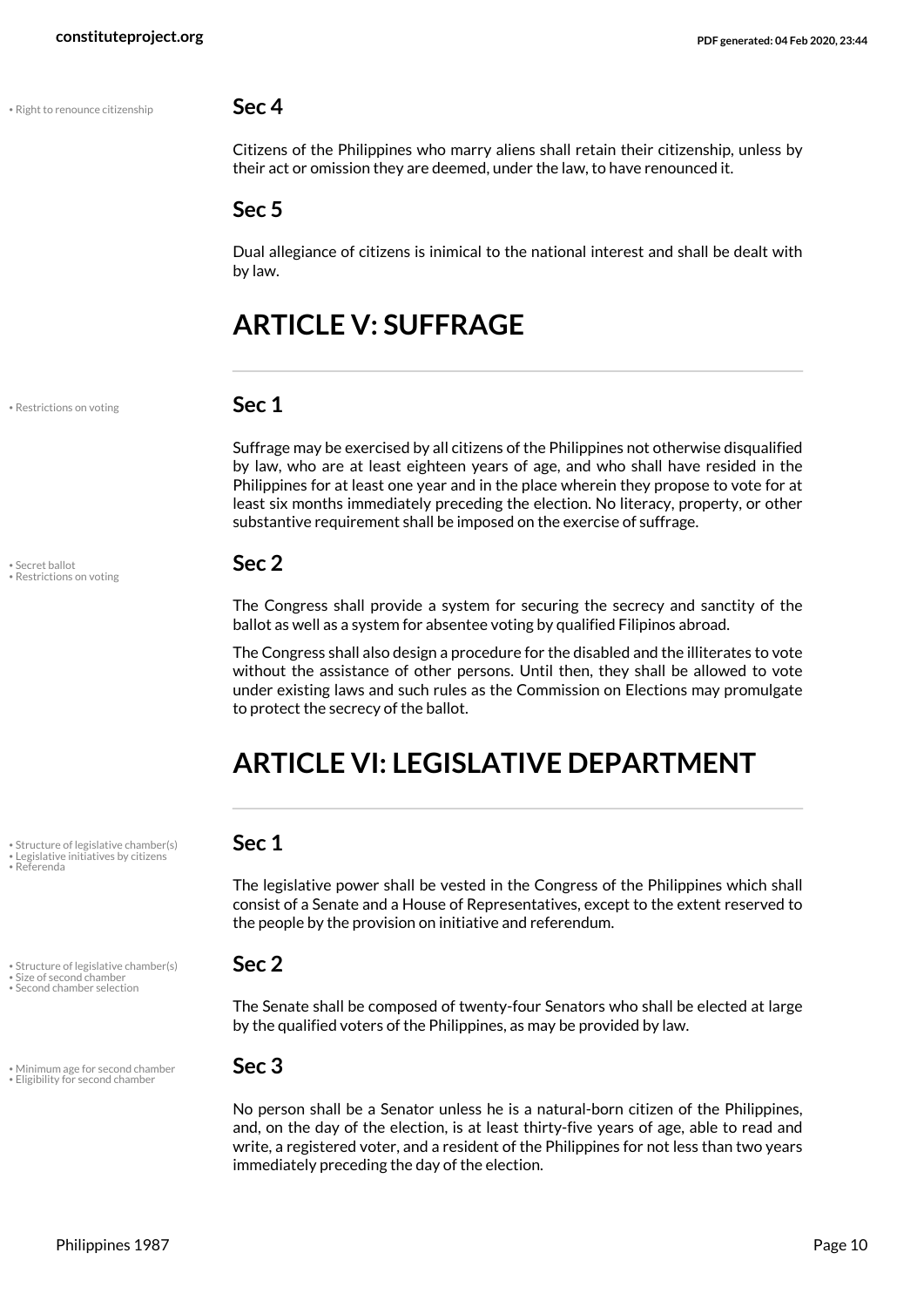• Right to renounce citizenship

### Sec 4

Citizens of the Philippines who marry aliens shall retain their citizenship, unless by their act or omission they are deemed, under the law, to have renounced it.

### Sec 5

Dual allegiance of citizens is inimical to the national interest and shall be dealt with by law.

## ARTICLE V: SUFFRAGE

• Restrictions on voting

### Sec 1

Suffrage may be exercised by all citizens of the Philippines not otherwise disqualified by law, who are at least eighteen years of age, and who shall have resided in the Philippines for at least one year and in the place wherein they propose to vote for at least six months immediately preceding the election. No literacy, property, or other substantive requirement shall be imposed on the exercise of suffrage.

• Secret ballot
• Restrictions on voting

### Sec 2

The Congress shall provide a system for securing the secrecy and sanctity of the ballot as well as a system for absentee voting by qualified Filipinos abroad.

The Congress shall also design a procedure for the disabled and the illiterates to vote without the assistance of other persons. Until then, they shall be allowed to vote under existing laws and such rules as the Commission on Elections may promulgate to protect the secrecy of the ballot.

## ARTICLE VI: LEGISLATIVE DEPARTMENT

• Structure of legislative chamber(s)
• Legislative initiatives by citizens
• Referenda

### Sec 1

The legislative power shall be vested in the Congress of the Philippines which shall consist of a Senate and a House of Representatives, except to the extent reserved to the people by the provision on initiative and referendum.

• Structure of legislative chamber(s)
• Size of second chamber
• Second chamber selection

### Sec 2

The Senate shall be composed of twenty-four Senators who shall be elected at large by the qualified voters of the Philippines, as may be provided by law.

• Minimum age for second chamber
• Eligibility for second chamber

### Sec 3

No person shall be a Senator unless he is a natural-born citizen of the Philippines, and, on the day of the election, is at least thirty-five years of age, able to read and write, a registered voter, and a resident of the Philippines for not less than two years immediately preceding the day of the election.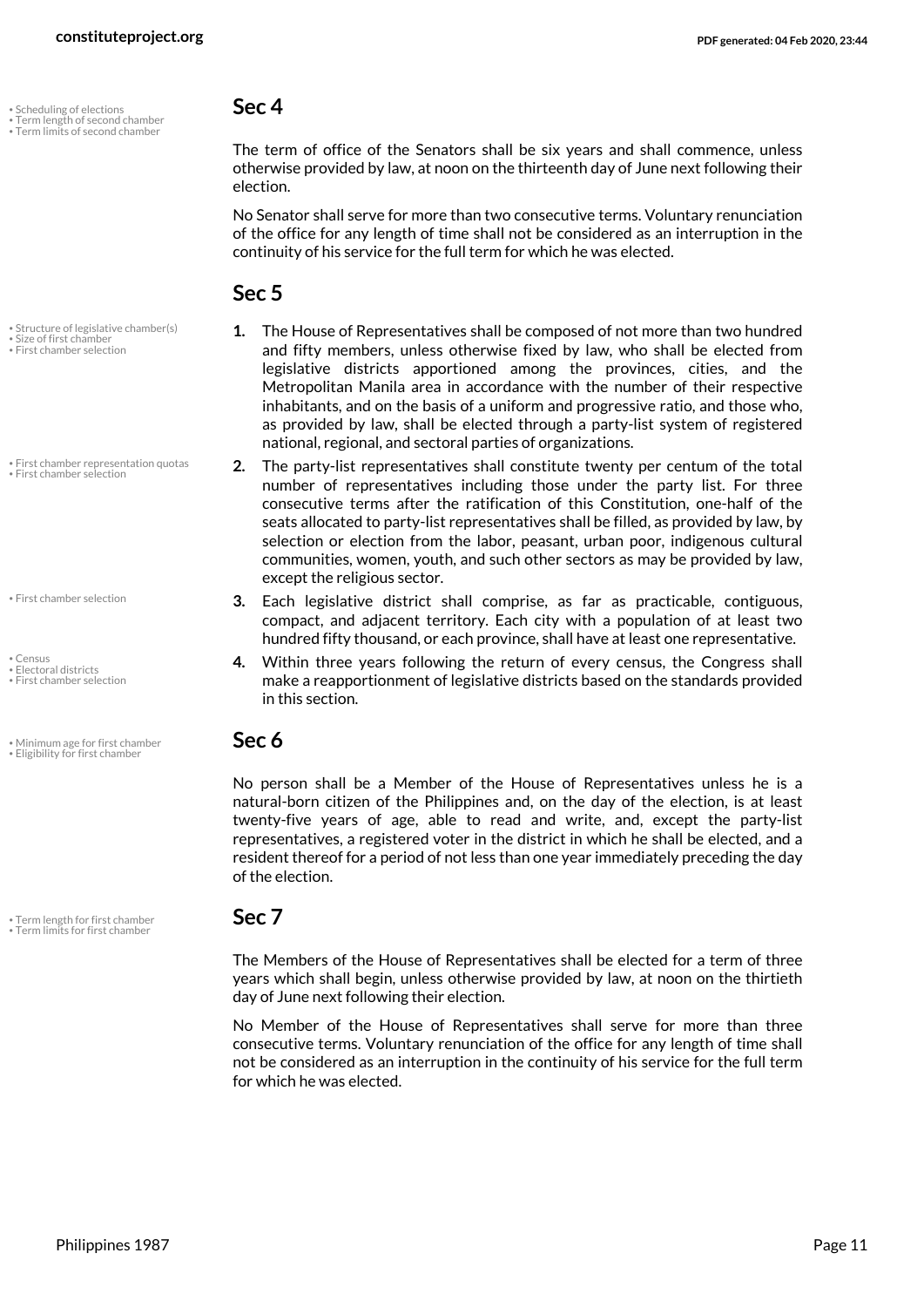## Sec 4

The term of office of the Senators shall be six years and shall commence, unless otherwise provided by law, at noon on the thirteenth day of June next following their election.

No Senator shall serve for more than two consecutive terms. Voluntary renunciation of the office for any length of time shall not be considered as an interruption in the continuity of his service for the full term for which he was elected.

## Sec 5

1. The House of Representatives shall be composed of not more than two hundred and fifty members, unless otherwise fixed by law, who shall be elected from legislative districts apportioned among the provinces, cities, and the Metropolitan Manila area in accordance with the number of their respective inhabitants, and on the basis of a uniform and progressive ratio, and those who, as provided by law, shall be elected through a party-list system of registered national, regional, and sectoral parties of organizations.
2. The party-list representatives shall constitute twenty per centum of the total number of representatives including those under the party list. For three consecutive terms after the ratification of this Constitution, one-half of the seats allocated to party-list representatives shall be filled, as provided by law, by selection or election from the labor, peasant, urban poor, indigenous cultural communities, women, youth, and such other sectors as may be provided by law, except the religious sector.
3. Each legislative district shall comprise, as far as practicable, contiguous, compact, and adjacent territory. Each city with a population of at least two hundred fifty thousand, or each province, shall have at least one representative.
4. Within three years following the return of every census, the Congress shall make a reapportionment of legislative districts based on the standards provided in this section.

## Sec 6

No person shall be a Member of the House of Representatives unless he is a natural-born citizen of the Philippines and, on the day of the election, is at least twenty-five years of age, able to read and write, and, except the party-list representatives, a registered voter in the district in which he shall be elected, and a resident thereof for a period of not less than one year immediately preceding the day of the election.

## Sec 7

The Members of the House of Representatives shall be elected for a term of three years which shall begin, unless otherwise provided by law, at noon on the thirtieth day of June next following their election.

No Member of the House of Representatives shall serve for more than three consecutive terms. Voluntary renunciation of the office for any length of time shall not be considered as an interruption in the continuity of his service for the full term for which he was elected.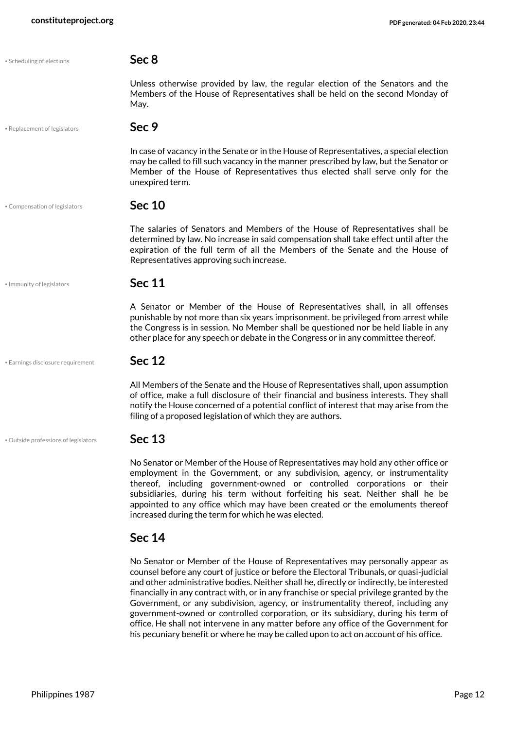• Scheduling of elections

## Sec 8

Unless otherwise provided by law, the regular election of the Senators and the Members of the House of Representatives shall be held on the second Monday of May.

• Replacement of legislators

## Sec 9

In case of vacancy in the Senate or in the House of Representatives, a special election may be called to fill such vacancy in the manner prescribed by law, but the Senator or Member of the House of Representatives thus elected shall serve only for the unexpired term.

• Compensation of legislators

## Sec 10

The salaries of Senators and Members of the House of Representatives shall be determined by law. No increase in said compensation shall take effect until after the expiration of the full term of all the Members of the Senate and the House of Representatives approving such increase.

• Immunity of legislators

## Sec 11

A Senator or Member of the House of Representatives shall, in all offenses punishable by not more than six years imprisonment, be privileged from arrest while the Congress is in session. No Member shall be questioned nor be held liable in any other place for any speech or debate in the Congress or in any committee thereof.

• Earnings disclosure requirement

## Sec 12

All Members of the Senate and the House of Representatives shall, upon assumption of office, make a full disclosure of their financial and business interests. They shall notify the House concerned of a potential conflict of interest that may arise from the filing of a proposed legislation of which they are authors.

• Outside professions of legislators

## Sec 13

No Senator or Member of the House of Representatives may hold any other office or employment in the Government, or any subdivision, agency, or instrumentality thereof, including government-owned or controlled corporations or their subsidiaries, during his term without forfeiting his seat. Neither shall he be appointed to any office which may have been created or the emoluments thereof increased during the term for which he was elected.

## Sec 14

No Senator or Member of the House of Representatives may personally appear as counsel before any court of justice or before the Electoral Tribunals, or quasi-judicial and other administrative bodies. Neither shall he, directly or indirectly, be interested financially in any contract with, or in any franchise or special privilege granted by the Government, or any subdivision, agency, or instrumentality thereof, including any government-owned or controlled corporation, or its subsidiary, during his term of office. He shall not intervene in any matter before any office of the Government for his pecuniary benefit or where he may be called upon to act on account of his office.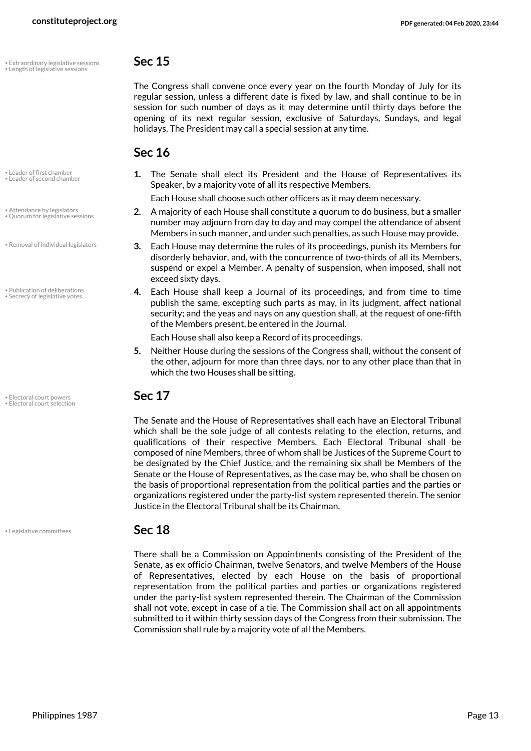• Extraordinary legislative sessions
• Length of legislative sessions

## Sec 15

The Congress shall convene once every year on the fourth Monday of July for its regular session, unless a different date is fixed by law, and shall continue to be in session for such number of days as it may determine until thirty days before the opening of its next regular session, exclusive of Saturdays, Sundays, and legal holidays. The President may call a special session at any time.

## Sec 16

• Leader of first chamber
• Leader of second chamber

1. The Senate shall elect its President and the House of Representatives its Speaker, by a majority vote of all its respective Members.

   Each House shall choose such other officers as it may deem necessary.

• Attendance by legislators
• Quorum for legislative sessions

2. A majority of each House shall constitute a quorum to do business, but a smaller number may adjourn from day to day and may compel the attendance of absent Members in such manner, and under such penalties, as such House may provide.

• Removal of individual legislators

3. Each House may determine the rules of its proceedings, punish its Members for disorderly behavior, and, with the concurrence of two-thirds of all its Members, suspend or expel a Member. A penalty of suspension, when imposed, shall not exceed sixty days.

• Publication of deliberations
• Secrecy of legislative votes

4. Each House shall keep a Journal of its proceedings, and from time to time publish the same, excepting such parts as may, in its judgment, affect national security; and the yeas and nays on any question shall, at the request of one-fifth of the Members present, be entered in the Journal.

   Each House shall also keep a Record of its proceedings.

5. Neither House during the sessions of the Congress shall, without the consent of the other, adjourn for more than three days, nor to any other place than that in which the two Houses shall be sitting.

• Electoral court powers
• Electoral court selection

## Sec 17

The Senate and the House of Representatives shall each have an Electoral Tribunal which shall be the sole judge of all contests relating to the election, returns, and qualifications of their respective Members. Each Electoral Tribunal shall be composed of nine Members, three of whom shall be Justices of the Supreme Court to be designated by the Chief Justice, and the remaining six shall be Members of the Senate or the House of Representatives, as the case may be, who shall be chosen on the basis of proportional representation from the political parties and the parties or organizations registered under the party-list system represented therein. The senior Justice in the Electoral Tribunal shall be its Chairman.

• Legislative committees

## Sec 18

There shall be a Commission on Appointments consisting of the President of the Senate, as ex officio Chairman, twelve Senators, and twelve Members of the House of Representatives, elected by each House on the basis of proportional representation from the political parties and parties or organizations registered under the party-list system represented therein. The Chairman of the Commission shall not vote, except in case of a tie. The Commission shall act on all appointments submitted to it within thirty session days of the Congress from their submission. The Commission shall rule by a majority vote of all the Members.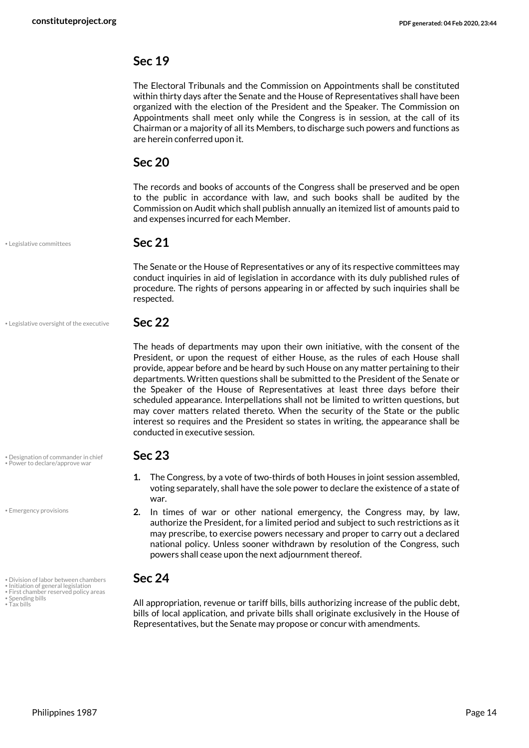## Sec 19

The Electoral Tribunals and the Commission on Appointments shall be constituted within thirty days after the Senate and the House of Representatives shall have been organized with the election of the President and the Speaker. The Commission on Appointments shall meet only while the Congress is in session, at the call of its Chairman or a majority of all its Members, to discharge such powers and functions as are herein conferred upon it.

## Sec 20

The records and books of accounts of the Congress shall be preserved and be open to the public in accordance with law, and such books shall be audited by the Commission on Audit which shall publish annually an itemized list of amounts paid to and expenses incurred for each Member.

• Legislative committees

## Sec 21

The Senate or the House of Representatives or any of its respective committees may conduct inquiries in aid of legislation in accordance with its duly published rules of procedure. The rights of persons appearing in or affected by such inquiries shall be respected.

• Legislative oversight of the executive

## Sec 22

The heads of departments may upon their own initiative, with the consent of the President, or upon the request of either House, as the rules of each House shall provide, appear before and be heard by such House on any matter pertaining to their departments. Written questions shall be submitted to the President of the Senate or the Speaker of the House of Representatives at least three days before their scheduled appearance. Interpellations shall not be limited to written questions, but may cover matters related thereto. When the security of the State or the public interest so requires and the President so states in writing, the appearance shall be conducted in executive session.

• Designation of commander in chief
• Power to declare/approve war

## Sec 23

1. The Congress, by a vote of two-thirds of both Houses in joint session assembled, voting separately, shall have the sole power to declare the existence of a state of war.

• Emergency provisions

2. In times of war or other national emergency, the Congress may, by law, authorize the President, for a limited period and subject to such restrictions as it may prescribe, to exercise powers necessary and proper to carry out a declared national policy. Unless sooner withdrawn by resolution of the Congress, such powers shall cease upon the next adjournment thereof.

• Division of labor between chambers
• Initiation of general legislation
• First chamber reserved policy areas
• Spending bills
• Tax bills

## Sec 24

All appropriation, revenue or tariff bills, bills authorizing increase of the public debt, bills of local application, and private bills shall originate exclusively in the House of Representatives, but the Senate may propose or concur with amendments.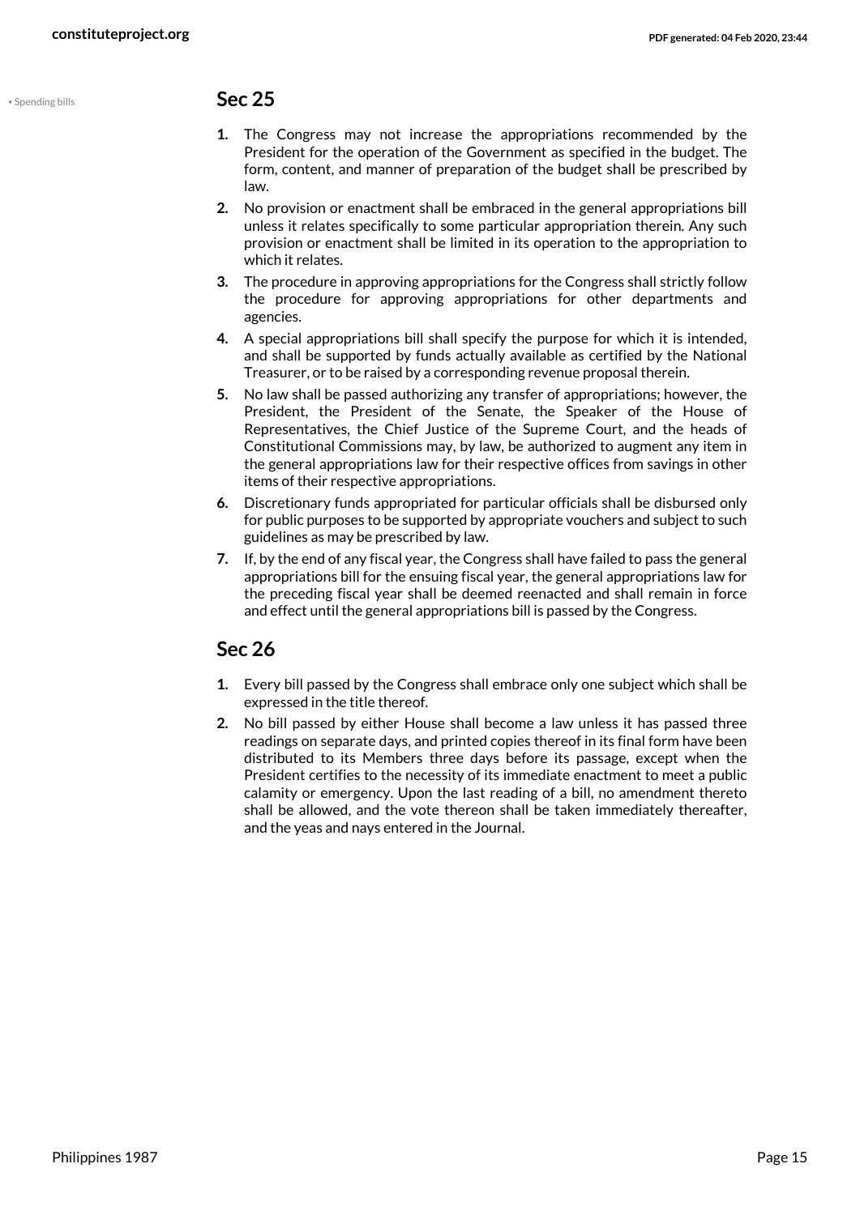• Spending bills

## Sec 25

1. The Congress may not increase the appropriations recommended by the President for the operation of the Government as specified in the budget. The form, content, and manner of preparation of the budget shall be prescribed by law.
2. No provision or enactment shall be embraced in the general appropriations bill unless it relates specifically to some particular appropriation therein. Any such provision or enactment shall be limited in its operation to the appropriation to which it relates.
3. The procedure in approving appropriations for the Congress shall strictly follow the procedure for approving appropriations for other departments and agencies.
4. A special appropriations bill shall specify the purpose for which it is intended, and shall be supported by funds actually available as certified by the National Treasurer, or to be raised by a corresponding revenue proposal therein.
5. No law shall be passed authorizing any transfer of appropriations; however, the President, the President of the Senate, the Speaker of the House of Representatives, the Chief Justice of the Supreme Court, and the heads of Constitutional Commissions may, by law, be authorized to augment any item in the general appropriations law for their respective offices from savings in other items of their respective appropriations.
6. Discretionary funds appropriated for particular officials shall be disbursed only for public purposes to be supported by appropriate vouchers and subject to such guidelines as may be prescribed by law.
7. If, by the end of any fiscal year, the Congress shall have failed to pass the general appropriations bill for the ensuing fiscal year, the general appropriations law for the preceding fiscal year shall be deemed reenacted and shall remain in force and effect until the general appropriations bill is passed by the Congress.

## Sec 26

1. Every bill passed by the Congress shall embrace only one subject which shall be expressed in the title thereof.
2. No bill passed by either House shall become a law unless it has passed three readings on separate days, and printed copies thereof in its final form have been distributed to its Members three days before its passage, except when the President certifies to the necessity of its immediate enactment to meet a public calamity or emergency. Upon the last reading of a bill, no amendment thereto shall be allowed, and the vote thereon shall be taken immediately thereafter, and the yeas and nays entered in the Journal.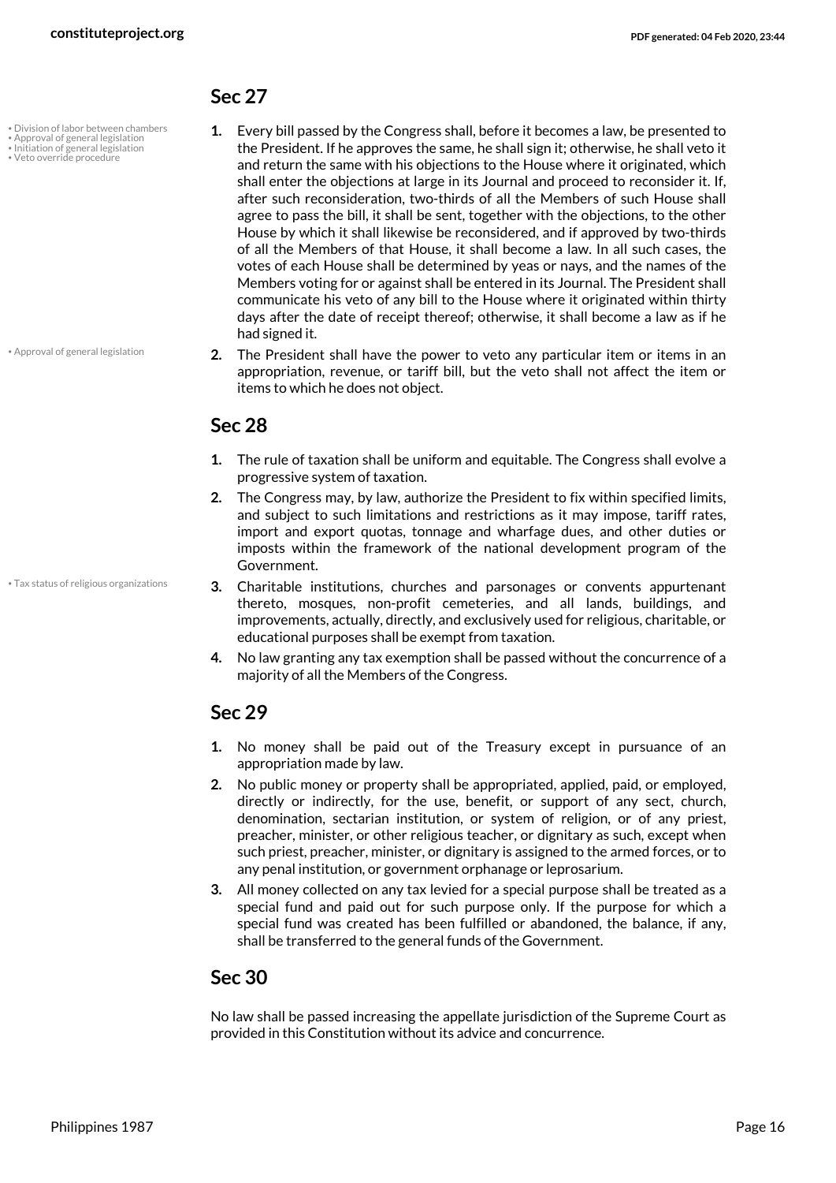## Sec 27

- Division of labor between chambers
- Approval of general legislation
- Initiation of general legislation
- Veto override procedure

1. Every bill passed by the Congress shall, before it becomes a law, be presented to the President. If he approves the same, he shall sign it; otherwise, he shall veto it and return the same with his objections to the House where it originated, which shall enter the objections at large in its Journal and proceed to reconsider it. If, after such reconsideration, two-thirds of all the Members of such House shall agree to pass the bill, it shall be sent, together with the objections, to the other House by which it shall likewise be reconsidered, and if approved by two-thirds of all the Members of that House, it shall become a law. In all such cases, the votes of each House shall be determined by yeas or nays, and the names of the Members voting for or against shall be entered in its Journal. The President shall communicate his veto of any bill to the House where it originated within thirty days after the date of receipt thereof; otherwise, it shall become a law as if he had signed it.

- Approval of general legislation

2. The President shall have the power to veto any particular item or items in an appropriation, revenue, or tariff bill, but the veto shall not affect the item or items to which he does not object.

## Sec 28

1. The rule of taxation shall be uniform and equitable. The Congress shall evolve a progressive system of taxation.
2. The Congress may, by law, authorize the President to fix within specified limits, and subject to such limitations and restrictions as it may impose, tariff rates, import and export quotas, tonnage and wharfage dues, and other duties or imposts within the framework of the national development program of the Government.

- Tax status of religious organizations

3. Charitable institutions, churches and parsonages or convents appurtenant thereto, mosques, non-profit cemeteries, and all lands, buildings, and improvements, actually, directly, and exclusively used for religious, charitable, or educational purposes shall be exempt from taxation.
4. No law granting any tax exemption shall be passed without the concurrence of a majority of all the Members of the Congress.

## Sec 29

1. No money shall be paid out of the Treasury except in pursuance of an appropriation made by law.
2. No public money or property shall be appropriated, applied, paid, or employed, directly or indirectly, for the use, benefit, or support of any sect, church, denomination, sectarian institution, or system of religion, or of any priest, preacher, minister, or other religious teacher, or dignitary as such, except when such priest, preacher, minister, or dignitary is assigned to the armed forces, or to any penal institution, or government orphanage or leprosarium.
3. All money collected on any tax levied for a special purpose shall be treated as a special fund and paid out for such purpose only. If the purpose for which a special fund was created has been fulfilled or abandoned, the balance, if any, shall be transferred to the general funds of the Government.

## Sec 30

No law shall be passed increasing the appellate jurisdiction of the Supreme Court as provided in this Constitution without its advice and concurrence.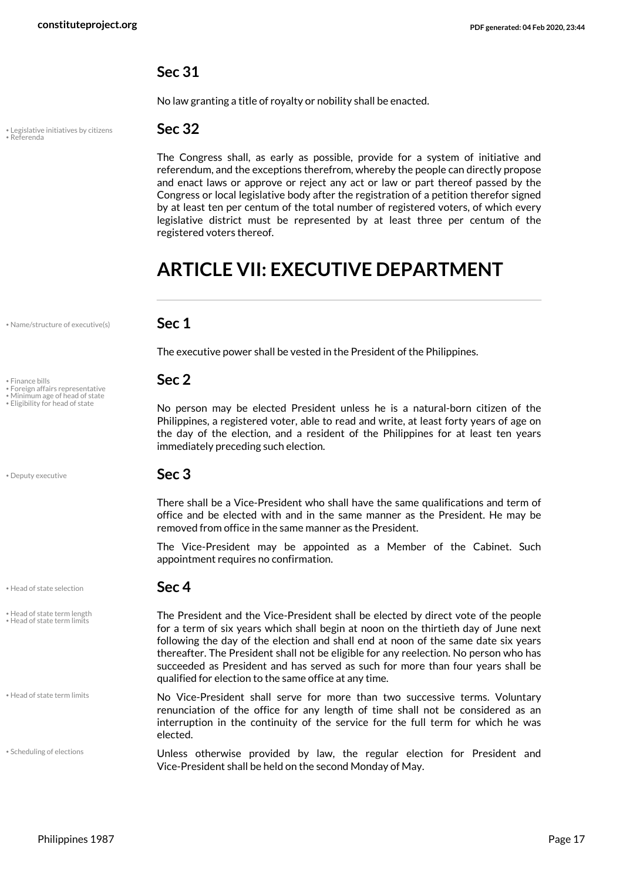### Sec 31

No law granting a title of royalty or nobility shall be enacted.

- Legislative initiatives by citizens
- Referenda

### Sec 32

The Congress shall, as early as possible, provide for a system of initiative and referendum, and the exceptions therefrom, whereby the people can directly propose and enact laws or approve or reject any act or law or part thereof passed by the Congress or local legislative body after the registration of a petition therefor signed by at least ten per centum of the total number of registered voters, of which every legislative district must be represented by at least three per centum of the registered voters thereof.

## ARTICLE VII: EXECUTIVE DEPARTMENT

- Name/structure of executive(s)

### Sec 1

The executive power shall be vested in the President of the Philippines.

- Finance bills
- Foreign affairs representative
- Minimum age of head of state
- Eligibility for head of state

### Sec 2

No person may be elected President unless he is a natural-born citizen of the Philippines, a registered voter, able to read and write, at least forty years of age on the day of the election, and a resident of the Philippines for at least ten years immediately preceding such election.

- Deputy executive

### Sec 3

There shall be a Vice-President who shall have the same qualifications and term of office and be elected with and in the same manner as the President. He may be removed from office in the same manner as the President.

The Vice-President may be appointed as a Member of the Cabinet. Such appointment requires no confirmation.

- Head of state selection

### Sec 4

- Head of state term length
- Head of state term limits

The President and the Vice-President shall be elected by direct vote of the people for a term of six years which shall begin at noon on the thirtieth day of June next following the day of the election and shall end at noon of the same date six years thereafter. The President shall not be eligible for any reelection. No person who has succeeded as President and has served as such for more than four years shall be qualified for election to the same office at any time.

- Head of state term limits

No Vice-President shall serve for more than two successive terms. Voluntary renunciation of the office for any length of time shall not be considered as an interruption in the continuity of the service for the full term for which he was elected.

- Scheduling of elections

Unless otherwise provided by law, the regular election for President and Vice-President shall be held on the second Monday of May.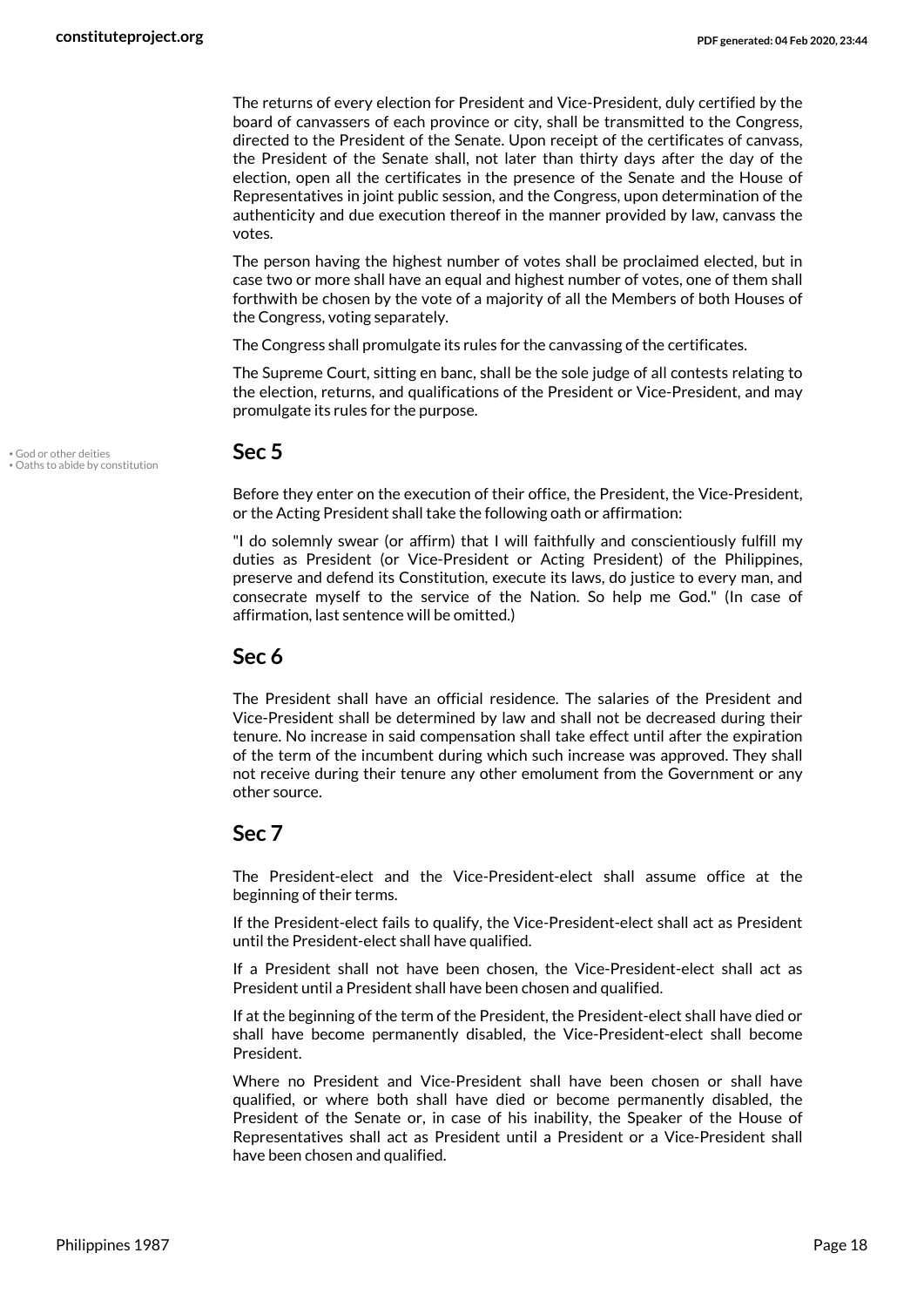The returns of every election for President and Vice-President, duly certified by the board of canvassers of each province or city, shall be transmitted to the Congress, directed to the President of the Senate. Upon receipt of the certificates of canvass, the President of the Senate shall, not later than thirty days after the day of the election, open all the certificates in the presence of the Senate and the House of Representatives in joint public session, and the Congress, upon determination of the authenticity and due execution thereof in the manner provided by law, canvass the votes.

The person having the highest number of votes shall be proclaimed elected, but in case two or more shall have an equal and highest number of votes, one of them shall forthwith be chosen by the vote of a majority of all the Members of both Houses of the Congress, voting separately.

The Congress shall promulgate its rules for the canvassing of the certificates.

The Supreme Court, sitting en banc, shall be the sole judge of all contests relating to the election, returns, and qualifications of the President or Vice-President, and may promulgate its rules for the purpose.

## Sec 5

• God or other deities
• Oaths to abide by constitution

Before they enter on the execution of their office, the President, the Vice-President, or the Acting President shall take the following oath or affirmation:

"I do solemnly swear (or affirm) that I will faithfully and conscientiously fulfill my duties as President (or Vice-President or Acting President) of the Philippines, preserve and defend its Constitution, execute its laws, do justice to every man, and consecrate myself to the service of the Nation. So help me God." (In case of affirmation, last sentence will be omitted.)

## Sec 6

The President shall have an official residence. The salaries of the President and Vice-President shall be determined by law and shall not be decreased during their tenure. No increase in said compensation shall take effect until after the expiration of the term of the incumbent during which such increase was approved. They shall not receive during their tenure any other emolument from the Government or any other source.

## Sec 7

The President-elect and the Vice-President-elect shall assume office at the beginning of their terms.

If the President-elect fails to qualify, the Vice-President-elect shall act as President until the President-elect shall have qualified.

If a President shall not have been chosen, the Vice-President-elect shall act as President until a President shall have been chosen and qualified.

If at the beginning of the term of the President, the President-elect shall have died or shall have become permanently disabled, the Vice-President-elect shall become President.

Where no President and Vice-President shall have been chosen or shall have qualified, or where both shall have died or become permanently disabled, the President of the Senate or, in case of his inability, the Speaker of the House of Representatives shall act as President until a President or a Vice-President shall have been chosen and qualified.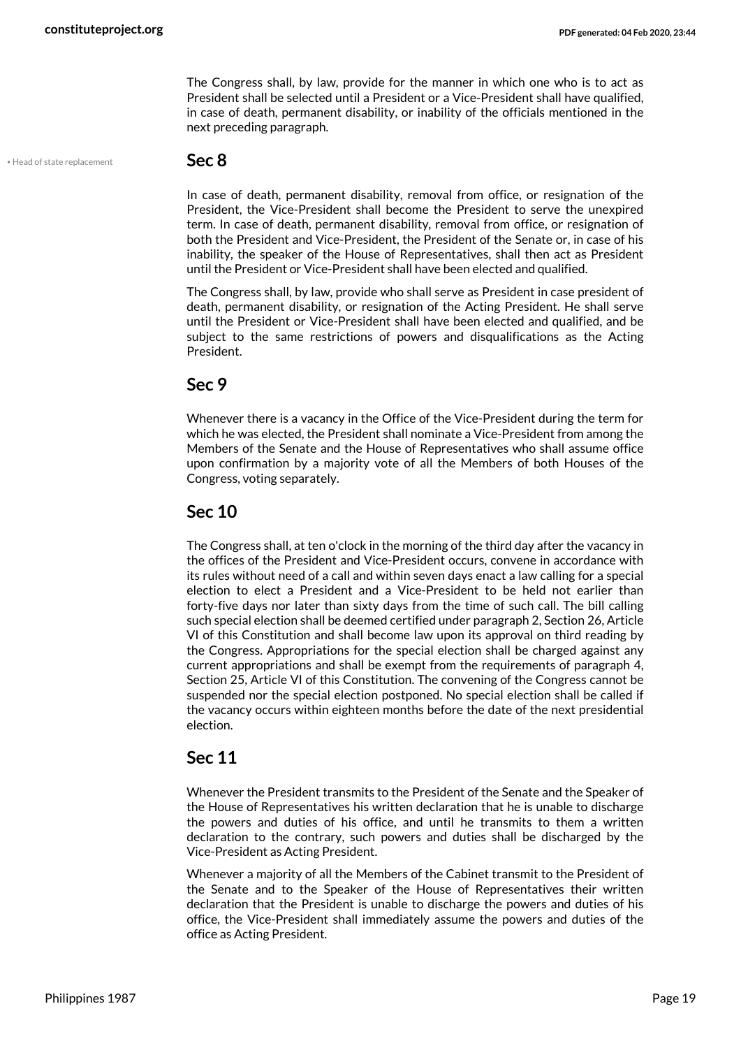The Congress shall, by law, provide for the manner in which one who is to act as President shall be selected until a President or a Vice-President shall have qualified, in case of death, permanent disability, or inability of the officials mentioned in the next preceding paragraph.

• Head of state replacement

## Sec 8

In case of death, permanent disability, removal from office, or resignation of the President, the Vice-President shall become the President to serve the unexpired term. In case of death, permanent disability, removal from office, or resignation of both the President and Vice-President, the President of the Senate or, in case of his inability, the speaker of the House of Representatives, shall then act as President until the President or Vice-President shall have been elected and qualified.

The Congress shall, by law, provide who shall serve as President in case president of death, permanent disability, or resignation of the Acting President. He shall serve until the President or Vice-President shall have been elected and qualified, and be subject to the same restrictions of powers and disqualifications as the Acting President.

## Sec 9

Whenever there is a vacancy in the Office of the Vice-President during the term for which he was elected, the President shall nominate a Vice-President from among the Members of the Senate and the House of Representatives who shall assume office upon confirmation by a majority vote of all the Members of both Houses of the Congress, voting separately.

## Sec 10

The Congress shall, at ten o'clock in the morning of the third day after the vacancy in the offices of the President and Vice-President occurs, convene in accordance with its rules without need of a call and within seven days enact a law calling for a special election to elect a President and a Vice-President to be held not earlier than forty-five days nor later than sixty days from the time of such call. The bill calling such special election shall be deemed certified under paragraph 2, Section 26, Article VI of this Constitution and shall become law upon its approval on third reading by the Congress. Appropriations for the special election shall be charged against any current appropriations and shall be exempt from the requirements of paragraph 4, Section 25, Article VI of this Constitution. The convening of the Congress cannot be suspended nor the special election postponed. No special election shall be called if the vacancy occurs within eighteen months before the date of the next presidential election.

## Sec 11

Whenever the President transmits to the President of the Senate and the Speaker of the House of Representatives his written declaration that he is unable to discharge the powers and duties of his office, and until he transmits to them a written declaration to the contrary, such powers and duties shall be discharged by the Vice-President as Acting President.

Whenever a majority of all the Members of the Cabinet transmit to the President of the Senate and to the Speaker of the House of Representatives their written declaration that the President is unable to discharge the powers and duties of his office, the Vice-President shall immediately assume the powers and duties of the office as Acting President.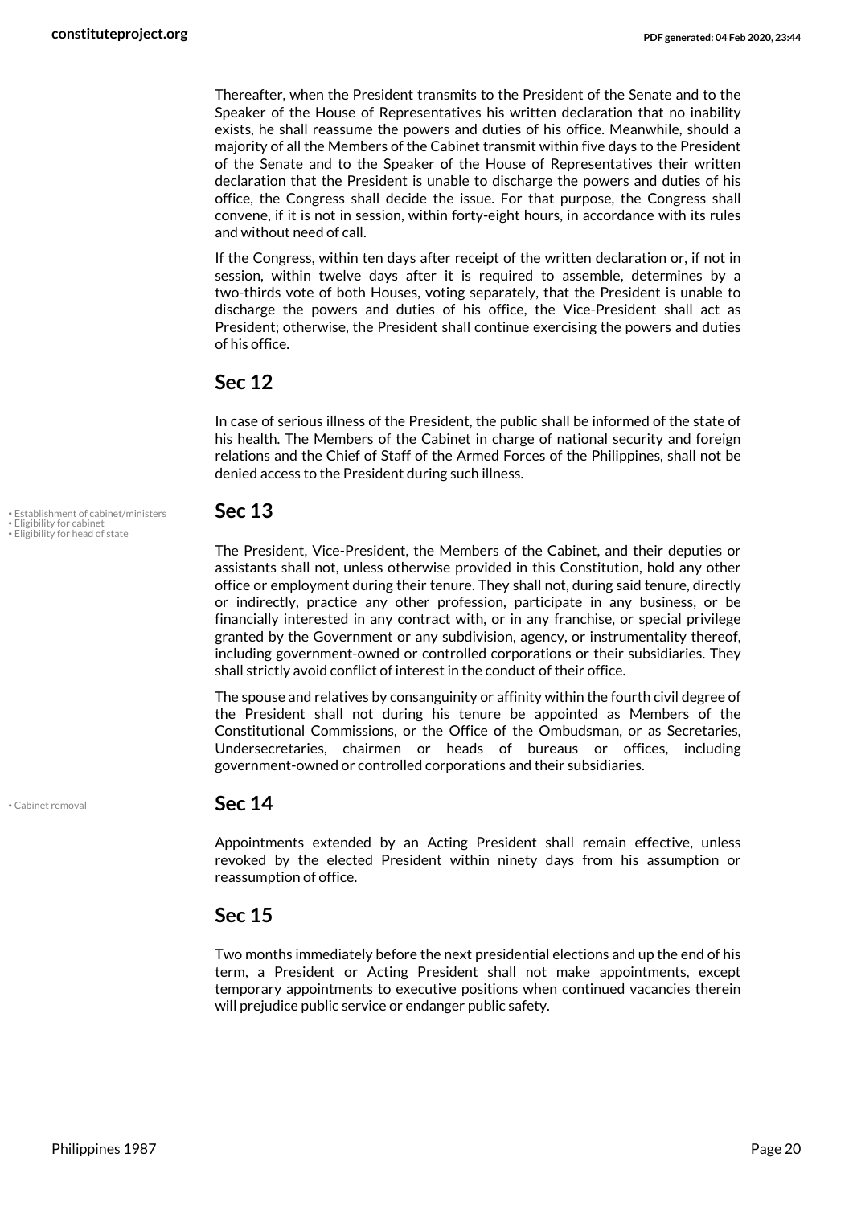Thereafter, when the President transmits to the President of the Senate and to the Speaker of the House of Representatives his written declaration that no inability exists, he shall reassume the powers and duties of his office. Meanwhile, should a majority of all the Members of the Cabinet transmit within five days to the President of the Senate and to the Speaker of the House of Representatives their written declaration that the President is unable to discharge the powers and duties of his office, the Congress shall decide the issue. For that purpose, the Congress shall convene, if it is not in session, within forty-eight hours, in accordance with its rules and without need of call.

If the Congress, within ten days after receipt of the written declaration or, if not in session, within twelve days after it is required to assemble, determines by a two-thirds vote of both Houses, voting separately, that the President is unable to discharge the powers and duties of his office, the Vice-President shall act as President; otherwise, the President shall continue exercising the powers and duties of his office.

## Sec 12

In case of serious illness of the President, the public shall be informed of the state of his health. The Members of the Cabinet in charge of national security and foreign relations and the Chief of Staff of the Armed Forces of the Philippines, shall not be denied access to the President during such illness.

## Sec 13

• Establishment of cabinet/ministers
• Eligibility for cabinet
• Eligibility for head of state

The President, Vice-President, the Members of the Cabinet, and their deputies or assistants shall not, unless otherwise provided in this Constitution, hold any other office or employment during their tenure. They shall not, during said tenure, directly or indirectly, practice any other profession, participate in any business, or be financially interested in any contract with, or in any franchise, or special privilege granted by the Government or any subdivision, agency, or instrumentality thereof, including government-owned or controlled corporations or their subsidiaries. They shall strictly avoid conflict of interest in the conduct of their office.

The spouse and relatives by consanguinity or affinity within the fourth civil degree of the President shall not during his tenure be appointed as Members of the Constitutional Commissions, or the Office of the Ombudsman, or as Secretaries, Undersecretaries, chairmen or heads of bureaus or offices, including government-owned or controlled corporations and their subsidiaries.

## Sec 14

• Cabinet removal

Appointments extended by an Acting President shall remain effective, unless revoked by the elected President within ninety days from his assumption or reassumption of office.

## Sec 15

Two months immediately before the next presidential elections and up the end of his term, a President or Acting President shall not make appointments, except temporary appointments to executive positions when continued vacancies therein will prejudice public service or endanger public safety.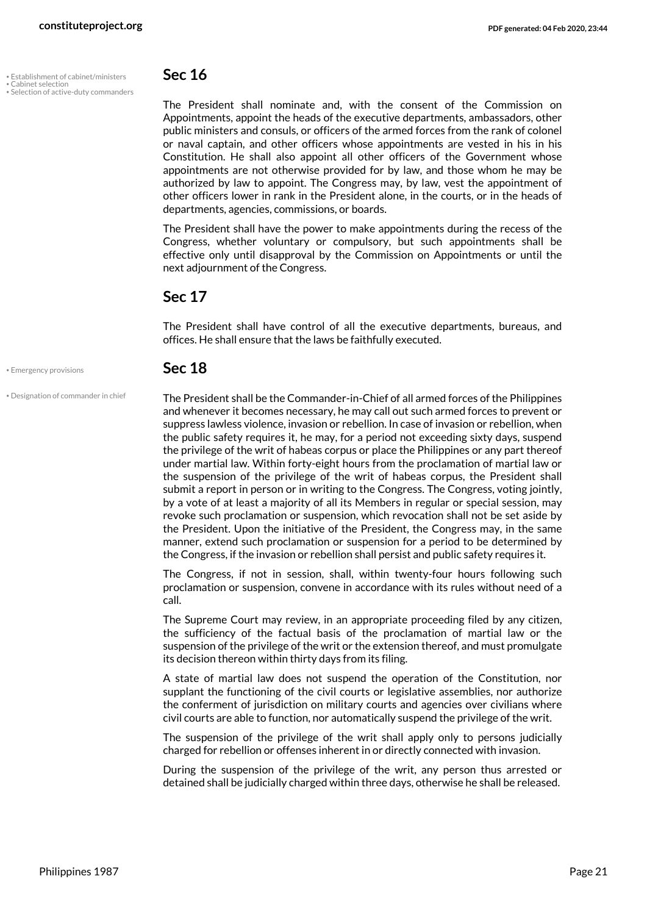## Sec 16

- Establishment of cabinet/ministers
- Cabinet selection
- Selection of active-duty commanders

The President shall nominate and, with the consent of the Commission on Appointments, appoint the heads of the executive departments, ambassadors, other public ministers and consuls, or officers of the armed forces from the rank of colonel or naval captain, and other officers whose appointments are vested in his in his Constitution. He shall also appoint all other officers of the Government whose appointments are not otherwise provided for by law, and those whom he may be authorized by law to appoint. The Congress may, by law, vest the appointment of other officers lower in rank in the President alone, in the courts, or in the heads of departments, agencies, commissions, or boards.

The President shall have the power to make appointments during the recess of the Congress, whether voluntary or compulsory, but such appointments shall be effective only until disapproval by the Commission on Appointments or until the next adjournment of the Congress.

## Sec 17

The President shall have control of all the executive departments, bureaus, and offices. He shall ensure that the laws be faithfully executed.

## Sec 18

- Emergency provisions
- Designation of commander in chief

The President shall be the Commander-in-Chief of all armed forces of the Philippines and whenever it becomes necessary, he may call out such armed forces to prevent or suppress lawless violence, invasion or rebellion. In case of invasion or rebellion, when the public safety requires it, he may, for a period not exceeding sixty days, suspend the privilege of the writ of habeas corpus or place the Philippines or any part thereof under martial law. Within forty-eight hours from the proclamation of martial law or the suspension of the privilege of the writ of habeas corpus, the President shall submit a report in person or in writing to the Congress. The Congress, voting jointly, by a vote of at least a majority of all its Members in regular or special session, may revoke such proclamation or suspension, which revocation shall not be set aside by the President. Upon the initiative of the President, the Congress may, in the same manner, extend such proclamation or suspension for a period to be determined by the Congress, if the invasion or rebellion shall persist and public safety requires it.

The Congress, if not in session, shall, within twenty-four hours following such proclamation or suspension, convene in accordance with its rules without need of a call.

The Supreme Court may review, in an appropriate proceeding filed by any citizen, the sufficiency of the factual basis of the proclamation of martial law or the suspension of the privilege of the writ or the extension thereof, and must promulgate its decision thereon within thirty days from its filing.

A state of martial law does not suspend the operation of the Constitution, nor supplant the functioning of the civil courts or legislative assemblies, nor authorize the conferment of jurisdiction on military courts and agencies over civilians where civil courts are able to function, nor automatically suspend the privilege of the writ.

The suspension of the privilege of the writ shall apply only to persons judicially charged for rebellion or offenses inherent in or directly connected with invasion.

During the suspension of the privilege of the writ, any person thus arrested or detained shall be judicially charged within three days, otherwise he shall be released.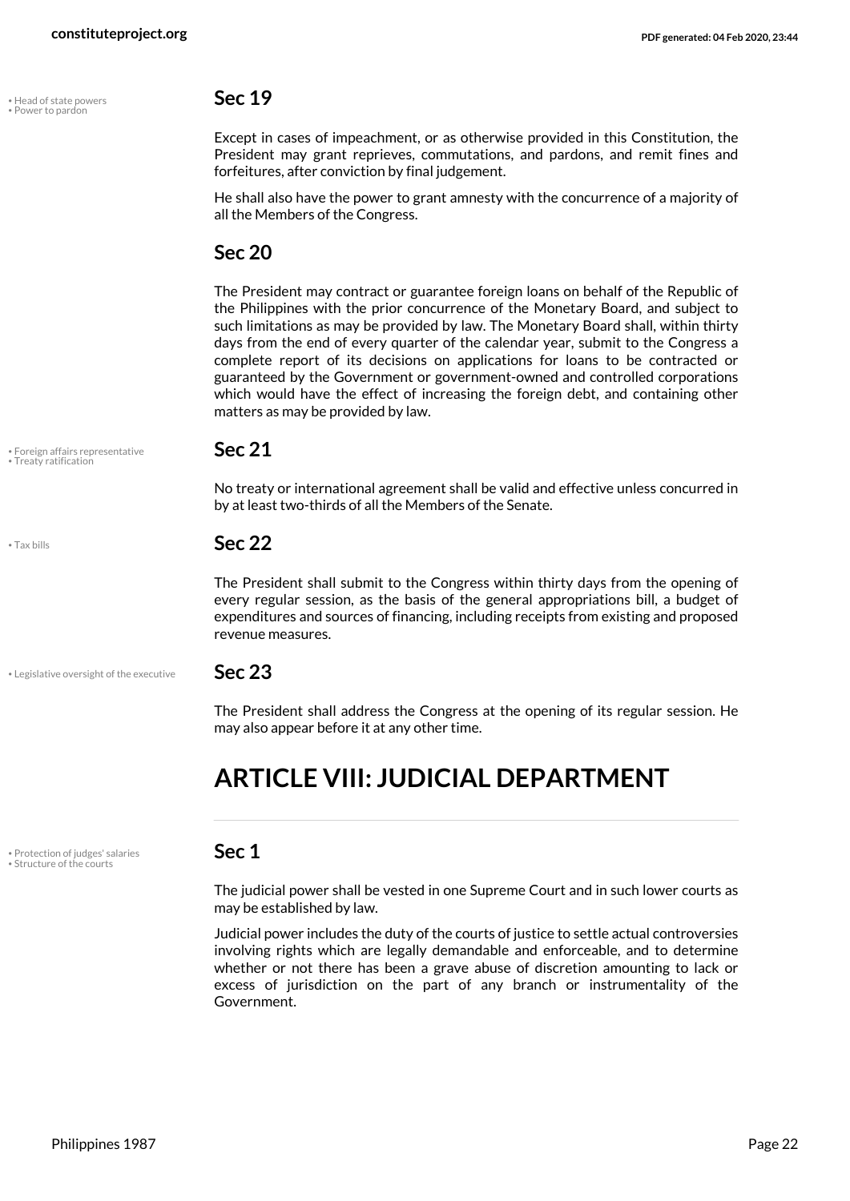• Head of state powers
• Power to pardon

### Sec 19

Except in cases of impeachment, or as otherwise provided in this Constitution, the President may grant reprieves, commutations, and pardons, and remit fines and forfeitures, after conviction by final judgement.

He shall also have the power to grant amnesty with the concurrence of a majority of all the Members of the Congress.

### Sec 20

The President may contract or guarantee foreign loans on behalf of the Republic of the Philippines with the prior concurrence of the Monetary Board, and subject to such limitations as may be provided by law. The Monetary Board shall, within thirty days from the end of every quarter of the calendar year, submit to the Congress a complete report of its decisions on applications for loans to be contracted or guaranteed by the Government or government-owned and controlled corporations which would have the effect of increasing the foreign debt, and containing other matters as may be provided by law.

• Foreign affairs representative
• Treaty ratification

### Sec 21

No treaty or international agreement shall be valid and effective unless concurred in by at least two-thirds of all the Members of the Senate.

• Tax bills

### Sec 22

The President shall submit to the Congress within thirty days from the opening of every regular session, as the basis of the general appropriations bill, a budget of expenditures and sources of financing, including receipts from existing and proposed revenue measures.

• Legislative oversight of the executive

### Sec 23

The President shall address the Congress at the opening of its regular session. He may also appear before it at any other time.

## ARTICLE VIII: JUDICIAL DEPARTMENT

• Protection of judges' salaries
• Structure of the courts

### Sec 1

The judicial power shall be vested in one Supreme Court and in such lower courts as may be established by law.

Judicial power includes the duty of the courts of justice to settle actual controversies involving rights which are legally demandable and enforceable, and to determine whether or not there has been a grave abuse of discretion amounting to lack or excess of jurisdiction on the part of any branch or instrumentality of the Government.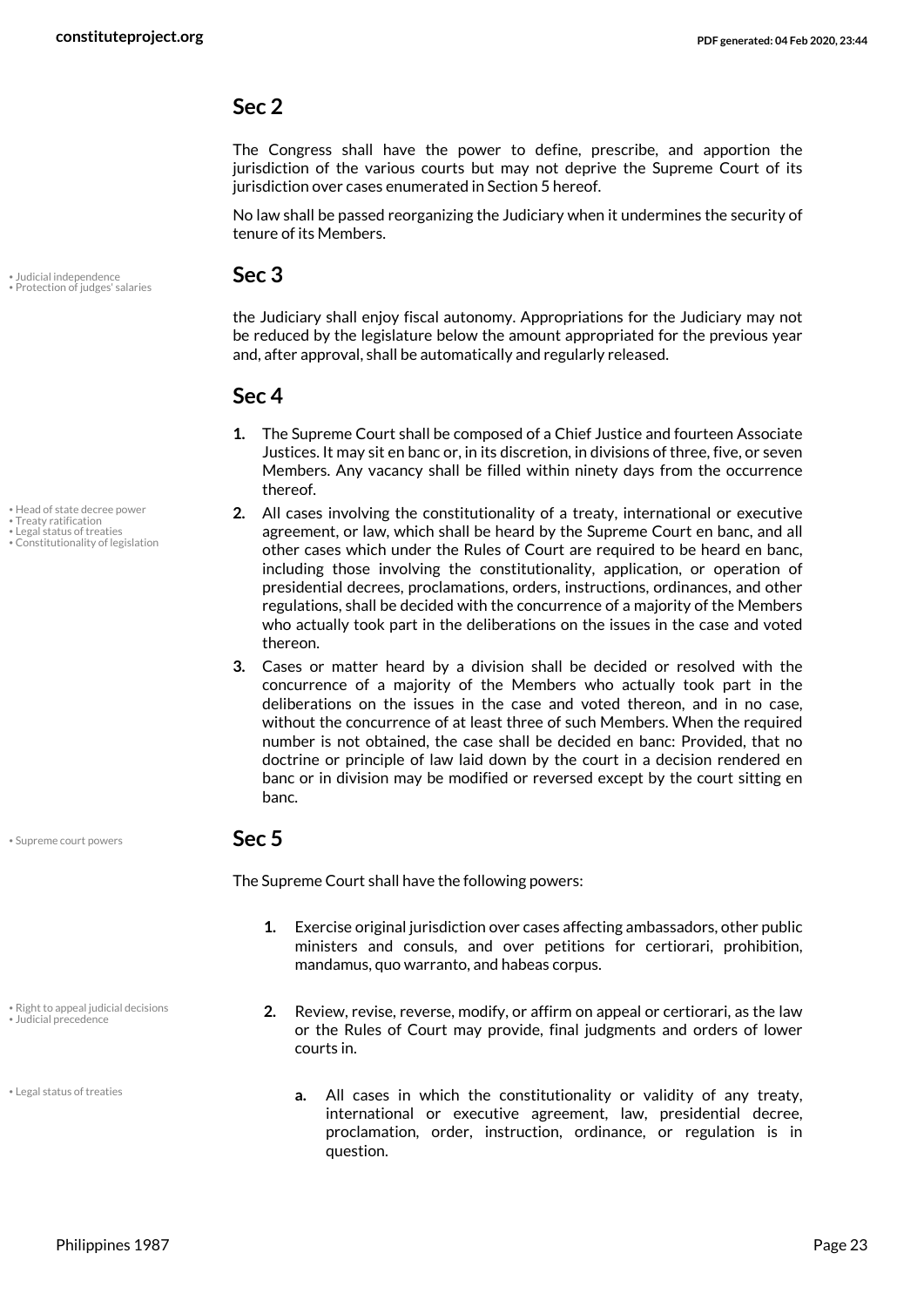## Sec 2

The Congress shall have the power to define, prescribe, and apportion the jurisdiction of the various courts but may not deprive the Supreme Court of its jurisdiction over cases enumerated in Section 5 hereof.

No law shall be passed reorganizing the Judiciary when it undermines the security of tenure of its Members.

• Judicial independence
• Protection of judges' salaries

## Sec 3

the Judiciary shall enjoy fiscal autonomy. Appropriations for the Judiciary may not be reduced by the legislature below the amount appropriated for the previous year and, after approval, shall be automatically and regularly released.

## Sec 4

1. The Supreme Court shall be composed of a Chief Justice and fourteen Associate Justices. It may sit en banc or, in its discretion, in divisions of three, five, or seven Members. Any vacancy shall be filled within ninety days from the occurrence thereof.

• Head of state decree power
• Treaty ratification
• Legal status of treaties
• Constitutionality of legislation

2. All cases involving the constitutionality of a treaty, international or executive agreement, or law, which shall be heard by the Supreme Court en banc, and all other cases which under the Rules of Court are required to be heard en banc, including those involving the constitutionality, application, or operation of presidential decrees, proclamations, orders, instructions, ordinances, and other regulations, shall be decided with the concurrence of a majority of the Members who actually took part in the deliberations on the issues in the case and voted thereon.
3. Cases or matter heard by a division shall be decided or resolved with the concurrence of a majority of the Members who actually took part in the deliberations on the issues in the case and voted thereon, and in no case, without the concurrence of at least three of such Members. When the required number is not obtained, the case shall be decided en banc: Provided, that no doctrine or principle of law laid down by the court in a decision rendered en banc or in division may be modified or reversed except by the court sitting en banc.

• Supreme court powers

## Sec 5

The Supreme Court shall have the following powers:

1. Exercise original jurisdiction over cases affecting ambassadors, other public ministers and consuls, and over petitions for certiorari, prohibition, mandamus, quo warranto, and habeas corpus.

• Right to appeal judicial decisions
• Judicial precedence

2. Review, revise, reverse, modify, or affirm on appeal or certiorari, as the law or the Rules of Court may provide, final judgments and orders of lower courts in.

• Legal status of treaties

    a. All cases in which the constitutionality or validity of any treaty, international or executive agreement, law, presidential decree, proclamation, order, instruction, ordinance, or regulation is in question.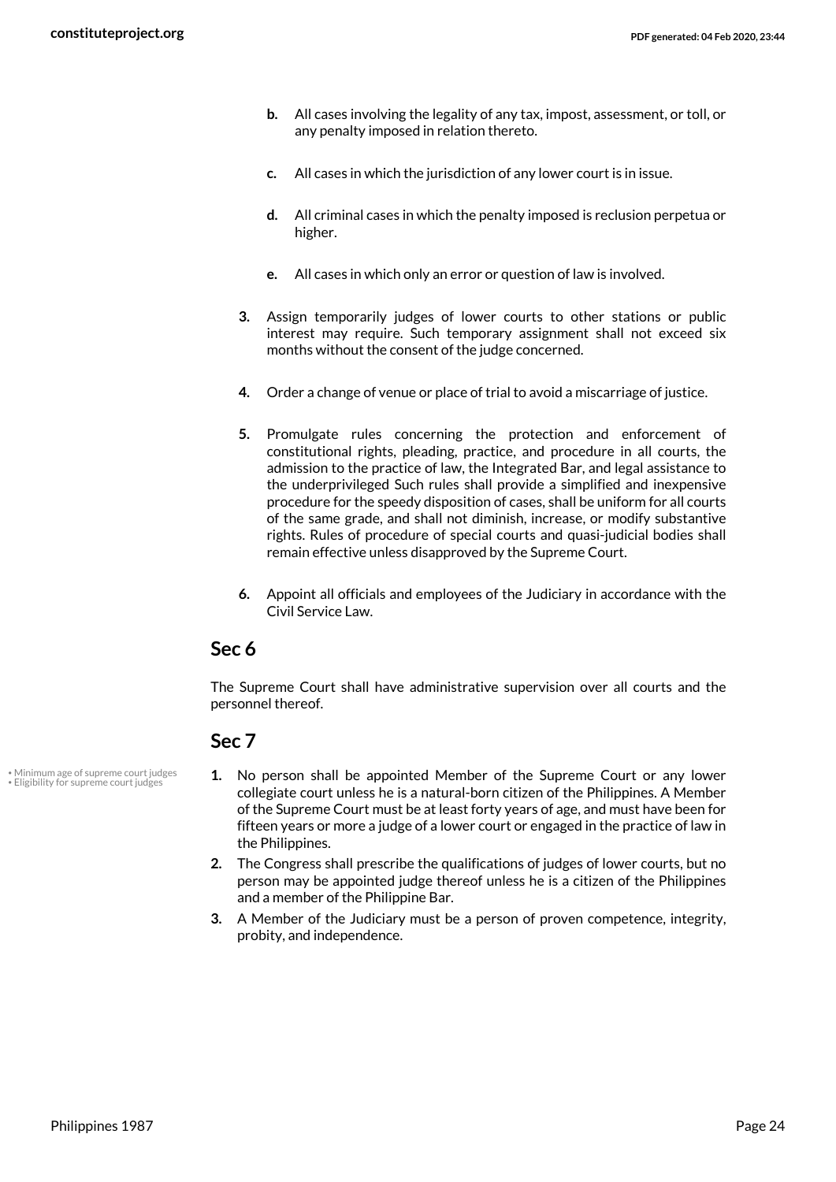- **b.** All cases involving the legality of any tax, impost, assessment, or toll, or any penalty imposed in relation thereto.

- **c.** All cases in which the jurisdiction of any lower court is in issue.

- **d.** All criminal cases in which the penalty imposed is reclusion perpetua or higher.

- **e.** All cases in which only an error or question of law is involved.

3. Assign temporarily judges of lower courts to other stations or public interest may require. Such temporary assignment shall not exceed six months without the consent of the judge concerned.

4. Order a change of venue or place of trial to avoid a miscarriage of justice.

5. Promulgate rules concerning the protection and enforcement of constitutional rights, pleading, practice, and procedure in all courts, the admission to the practice of law, the Integrated Bar, and legal assistance to the underprivileged Such rules shall provide a simplified and inexpensive procedure for the speedy disposition of cases, shall be uniform for all courts of the same grade, and shall not diminish, increase, or modify substantive rights. Rules of procedure of special courts and quasi-judicial bodies shall remain effective unless disapproved by the Supreme Court.

6. Appoint all officials and employees of the Judiciary in accordance with the Civil Service Law.

## Sec 6

The Supreme Court shall have administrative supervision over all courts and the personnel thereof.

## Sec 7

• Minimum age of supreme court judges
• Eligibility for supreme court judges

1. No person shall be appointed Member of the Supreme Court or any lower collegiate court unless he is a natural-born citizen of the Philippines. A Member of the Supreme Court must be at least forty years of age, and must have been for fifteen years or more a judge of a lower court or engaged in the practice of law in the Philippines.
2. The Congress shall prescribe the qualifications of judges of lower courts, but no person may be appointed judge thereof unless he is a citizen of the Philippines and a member of the Philippine Bar.
3. A Member of the Judiciary must be a person of proven competence, integrity, probity, and independence.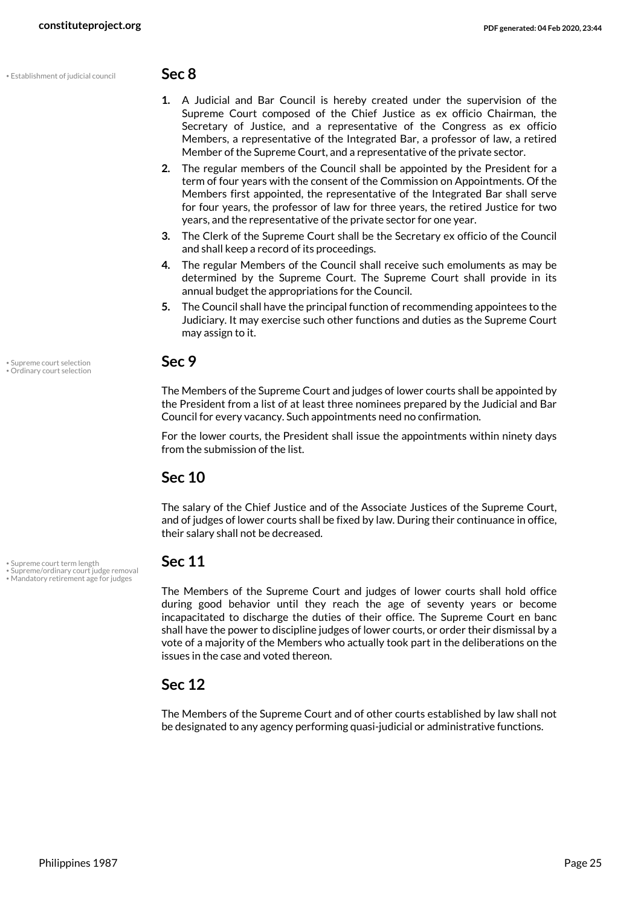## Sec 8

1. A Judicial and Bar Council is hereby created under the supervision of the Supreme Court composed of the Chief Justice as ex officio Chairman, the Secretary of Justice, and a representative of the Congress as ex officio Members, a representative of the Integrated Bar, a professor of law, a retired Member of the Supreme Court, and a representative of the private sector.
2. The regular members of the Council shall be appointed by the President for a term of four years with the consent of the Commission on Appointments. Of the Members first appointed, the representative of the Integrated Bar shall serve for four years, the professor of law for three years, the retired Justice for two years, and the representative of the private sector for one year.
3. The Clerk of the Supreme Court shall be the Secretary ex officio of the Council and shall keep a record of its proceedings.
4. The regular Members of the Council shall receive such emoluments as may be determined by the Supreme Court. The Supreme Court shall provide in its annual budget the appropriations for the Council.
5. The Council shall have the principal function of recommending appointees to the Judiciary. It may exercise such other functions and duties as the Supreme Court may assign to it.

## Sec 9

The Members of the Supreme Court and judges of lower courts shall be appointed by the President from a list of at least three nominees prepared by the Judicial and Bar Council for every vacancy. Such appointments need no confirmation.

For the lower courts, the President shall issue the appointments within ninety days from the submission of the list.

## Sec 10

The salary of the Chief Justice and of the Associate Justices of the Supreme Court, and of judges of lower courts shall be fixed by law. During their continuance in office, their salary shall not be decreased.

## Sec 11

The Members of the Supreme Court and judges of lower courts shall hold office during good behavior until they reach the age of seventy years or become incapacitated to discharge the duties of their office. The Supreme Court en banc shall have the power to discipline judges of lower courts, or order their dismissal by a vote of a majority of the Members who actually took part in the deliberations on the issues in the case and voted thereon.

## Sec 12

The Members of the Supreme Court and of other courts established by law shall not be designated to any agency performing quasi-judicial or administrative functions.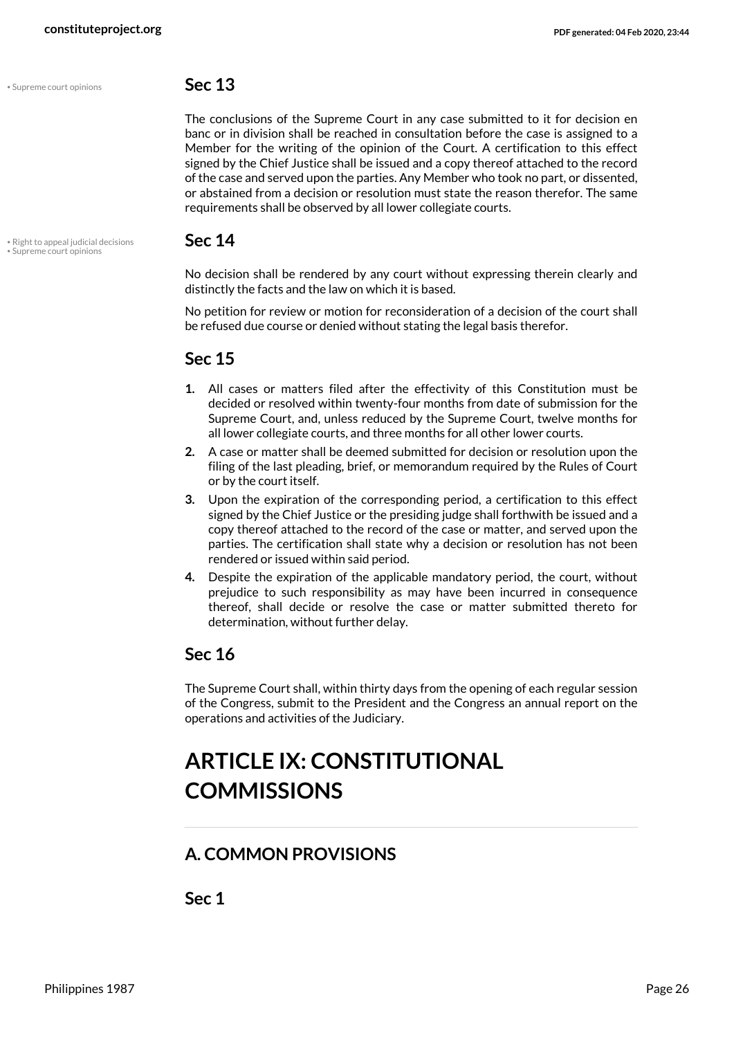• Supreme court opinions

## Sec 13

The conclusions of the Supreme Court in any case submitted to it for decision en banc or in division shall be reached in consultation before the case is assigned to a Member for the writing of the opinion of the Court. A certification to this effect signed by the Chief Justice shall be issued and a copy thereof attached to the record of the case and served upon the parties. Any Member who took no part, or dissented, or abstained from a decision or resolution must state the reason therefor. The same requirements shall be observed by all lower collegiate courts.

• Right to appeal judicial decisions
• Supreme court opinions

## Sec 14

No decision shall be rendered by any court without expressing therein clearly and distinctly the facts and the law on which it is based.

No petition for review or motion for reconsideration of a decision of the court shall be refused due course or denied without stating the legal basis therefor.

## Sec 15

1. All cases or matters filed after the effectivity of this Constitution must be decided or resolved within twenty-four months from date of submission for the Supreme Court, and, unless reduced by the Supreme Court, twelve months for all lower collegiate courts, and three months for all other lower courts.
2. A case or matter shall be deemed submitted for decision or resolution upon the filing of the last pleading, brief, or memorandum required by the Rules of Court or by the court itself.
3. Upon the expiration of the corresponding period, a certification to this effect signed by the Chief Justice or the presiding judge shall forthwith be issued and a copy thereof attached to the record of the case or matter, and served upon the parties. The certification shall state why a decision or resolution has not been rendered or issued within said period.
4. Despite the expiration of the applicable mandatory period, the court, without prejudice to such responsibility as may have been incurred in consequence thereof, shall decide or resolve the case or matter submitted thereto for determination, without further delay.

## Sec 16

The Supreme Court shall, within thirty days from the opening of each regular session of the Congress, submit to the President and the Congress an annual report on the operations and activities of the Judiciary.

# ARTICLE IX: CONSTITUTIONAL COMMISSIONS

## A. COMMON PROVISIONS

## Sec 1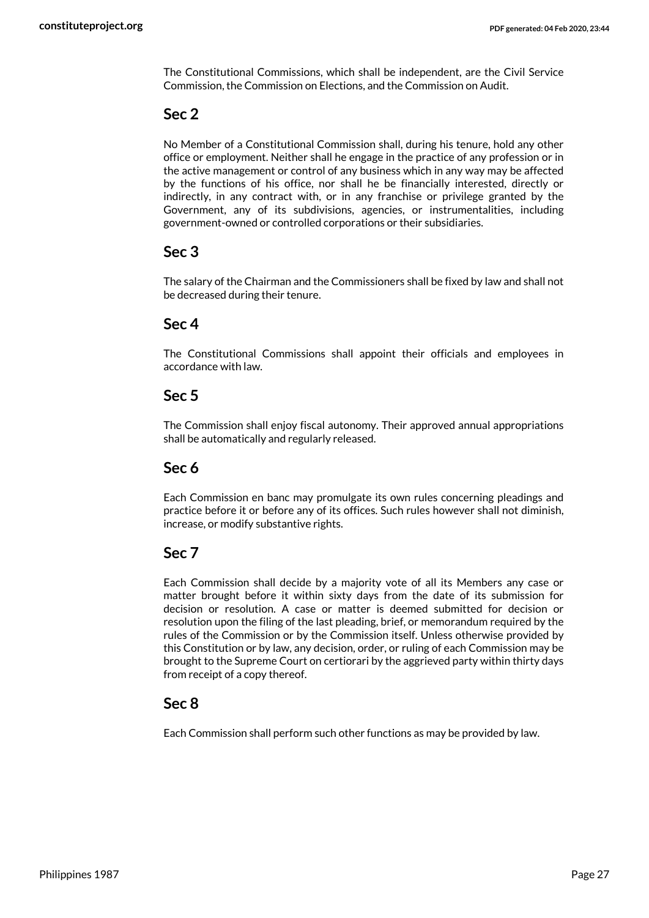The Constitutional Commissions, which shall be independent, are the Civil Service Commission, the Commission on Elections, and the Commission on Audit.

## Sec 2

No Member of a Constitutional Commission shall, during his tenure, hold any other office or employment. Neither shall he engage in the practice of any profession or in the active management or control of any business which in any way may be affected by the functions of his office, nor shall he be financially interested, directly or indirectly, in any contract with, or in any franchise or privilege granted by the Government, any of its subdivisions, agencies, or instrumentalities, including government-owned or controlled corporations or their subsidiaries.

## Sec 3

The salary of the Chairman and the Commissioners shall be fixed by law and shall not be decreased during their tenure.

## Sec 4

The Constitutional Commissions shall appoint their officials and employees in accordance with law.

## Sec 5

The Commission shall enjoy fiscal autonomy. Their approved annual appropriations shall be automatically and regularly released.

## Sec 6

Each Commission en banc may promulgate its own rules concerning pleadings and practice before it or before any of its offices. Such rules however shall not diminish, increase, or modify substantive rights.

## Sec 7

Each Commission shall decide by a majority vote of all its Members any case or matter brought before it within sixty days from the date of its submission for decision or resolution. A case or matter is deemed submitted for decision or resolution upon the filing of the last pleading, brief, or memorandum required by the rules of the Commission or by the Commission itself. Unless otherwise provided by this Constitution or by law, any decision, order, or ruling of each Commission may be brought to the Supreme Court on certiorari by the aggrieved party within thirty days from receipt of a copy thereof.

## Sec 8

Each Commission shall perform such other functions as may be provided by law.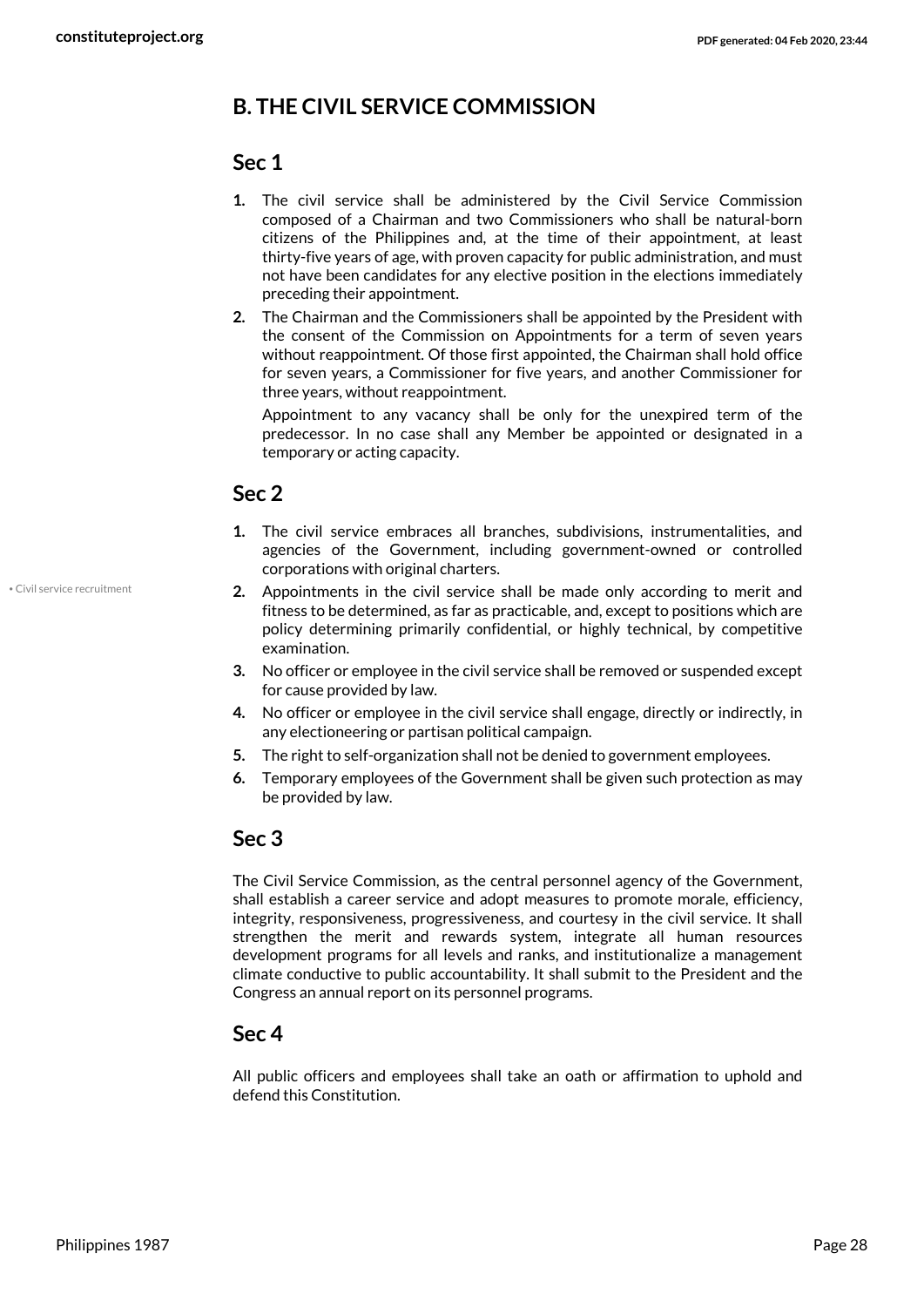## B. THE CIVIL SERVICE COMMISSION

### Sec 1

1. The civil service shall be administered by the Civil Service Commission composed of a Chairman and two Commissioners who shall be natural-born citizens of the Philippines and, at the time of their appointment, at least thirty-five years of age, with proven capacity for public administration, and must not have been candidates for any elective position in the elections immediately preceding their appointment.
2. The Chairman and the Commissioners shall be appointed by the President with the consent of the Commission on Appointments for a term of seven years without reappointment. Of those first appointed, the Chairman shall hold office for seven years, a Commissioner for five years, and another Commissioner for three years, without reappointment.

   Appointment to any vacancy shall be only for the unexpired term of the predecessor. In no case shall any Member be appointed or designated in a temporary or acting capacity.

### Sec 2

1. The civil service embraces all branches, subdivisions, instrumentalities, and agencies of the Government, including government-owned or controlled corporations with original charters.
2. Appointments in the civil service shall be made only according to merit and fitness to be determined, as far as practicable, and, except to positions which are policy determining primarily confidential, or highly technical, by competitive examination.
3. No officer or employee in the civil service shall be removed or suspended except for cause provided by law.
4. No officer or employee in the civil service shall engage, directly or indirectly, in any electioneering or partisan political campaign.
5. The right to self-organization shall not be denied to government employees.
6. Temporary employees of the Government shall be given such protection as may be provided by law.

• Civil service recruitment

### Sec 3

The Civil Service Commission, as the central personnel agency of the Government, shall establish a career service and adopt measures to promote morale, efficiency, integrity, responsiveness, progressiveness, and courtesy in the civil service. It shall strengthen the merit and rewards system, integrate all human resources development programs for all levels and ranks, and institutionalize a management climate conductive to public accountability. It shall submit to the President and the Congress an annual report on its personnel programs.

### Sec 4

All public officers and employees shall take an oath or affirmation to uphold and defend this Constitution.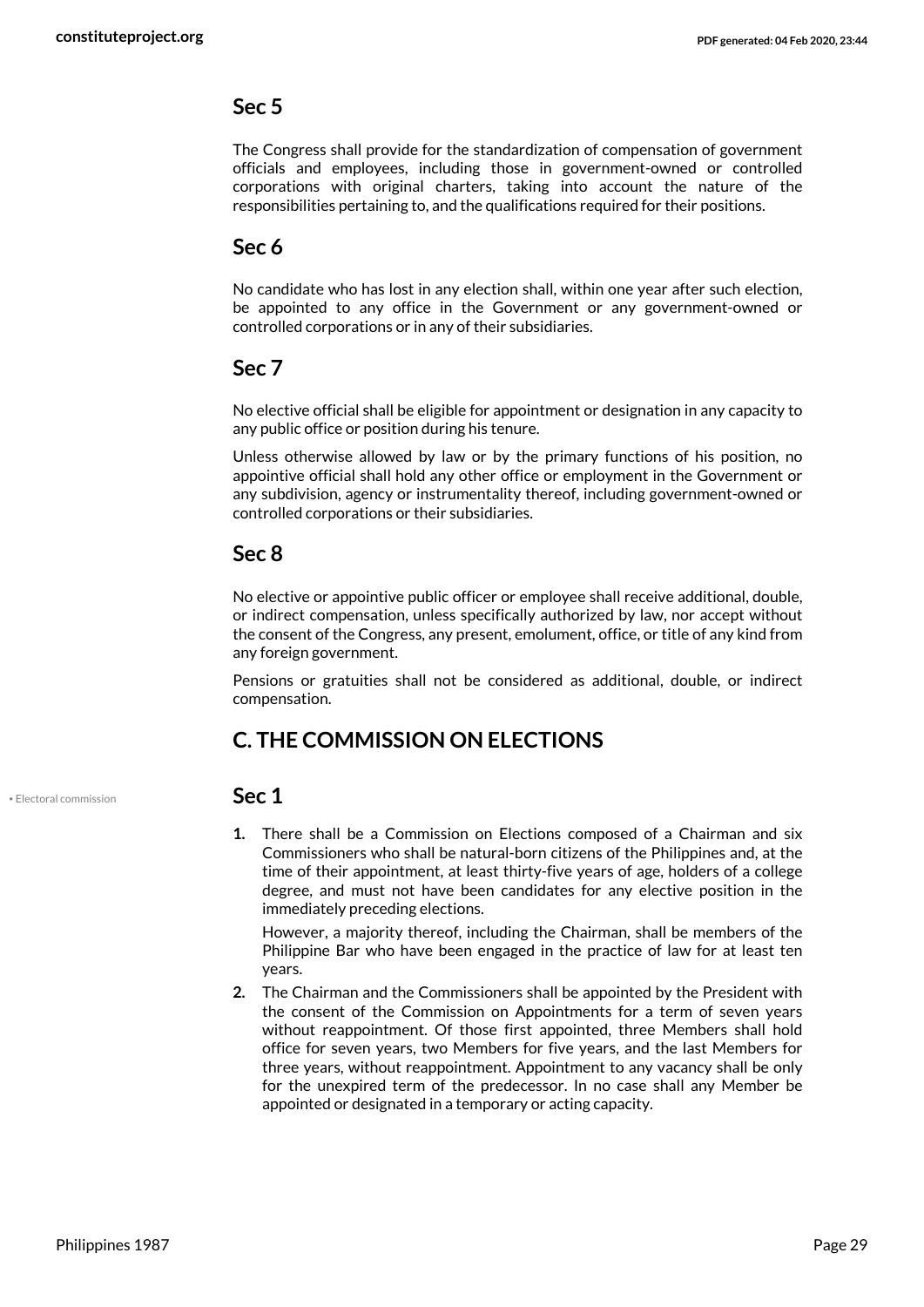## Sec 5

The Congress shall provide for the standardization of compensation of government officials and employees, including those in government-owned or controlled corporations with original charters, taking into account the nature of the responsibilities pertaining to, and the qualifications required for their positions.

## Sec 6

No candidate who has lost in any election shall, within one year after such election, be appointed to any office in the Government or any government-owned or controlled corporations or in any of their subsidiaries.

## Sec 7

No elective official shall be eligible for appointment or designation in any capacity to any public office or position during his tenure.

Unless otherwise allowed by law or by the primary functions of his position, no appointive official shall hold any other office or employment in the Government or any subdivision, agency or instrumentality thereof, including government-owned or controlled corporations or their subsidiaries.

## Sec 8

No elective or appointive public officer or employee shall receive additional, double, or indirect compensation, unless specifically authorized by law, nor accept without the consent of the Congress, any present, emolument, office, or title of any kind from any foreign government.

Pensions or gratuities shall not be considered as additional, double, or indirect compensation.

# C. THE COMMISSION ON ELECTIONS

• Electoral commission

## Sec 1

1. There shall be a Commission on Elections composed of a Chairman and six Commissioners who shall be natural-born citizens of the Philippines and, at the time of their appointment, at least thirty-five years of age, holders of a college degree, and must not have been candidates for any elective position in the immediately preceding elections.

   However, a majority thereof, including the Chairman, shall be members of the Philippine Bar who have been engaged in the practice of law for at least ten years.

2. The Chairman and the Commissioners shall be appointed by the President with the consent of the Commission on Appointments for a term of seven years without reappointment. Of those first appointed, three Members shall hold office for seven years, two Members for five years, and the last Members for three years, without reappointment. Appointment to any vacancy shall be only for the unexpired term of the predecessor. In no case shall any Member be appointed or designated in a temporary or acting capacity.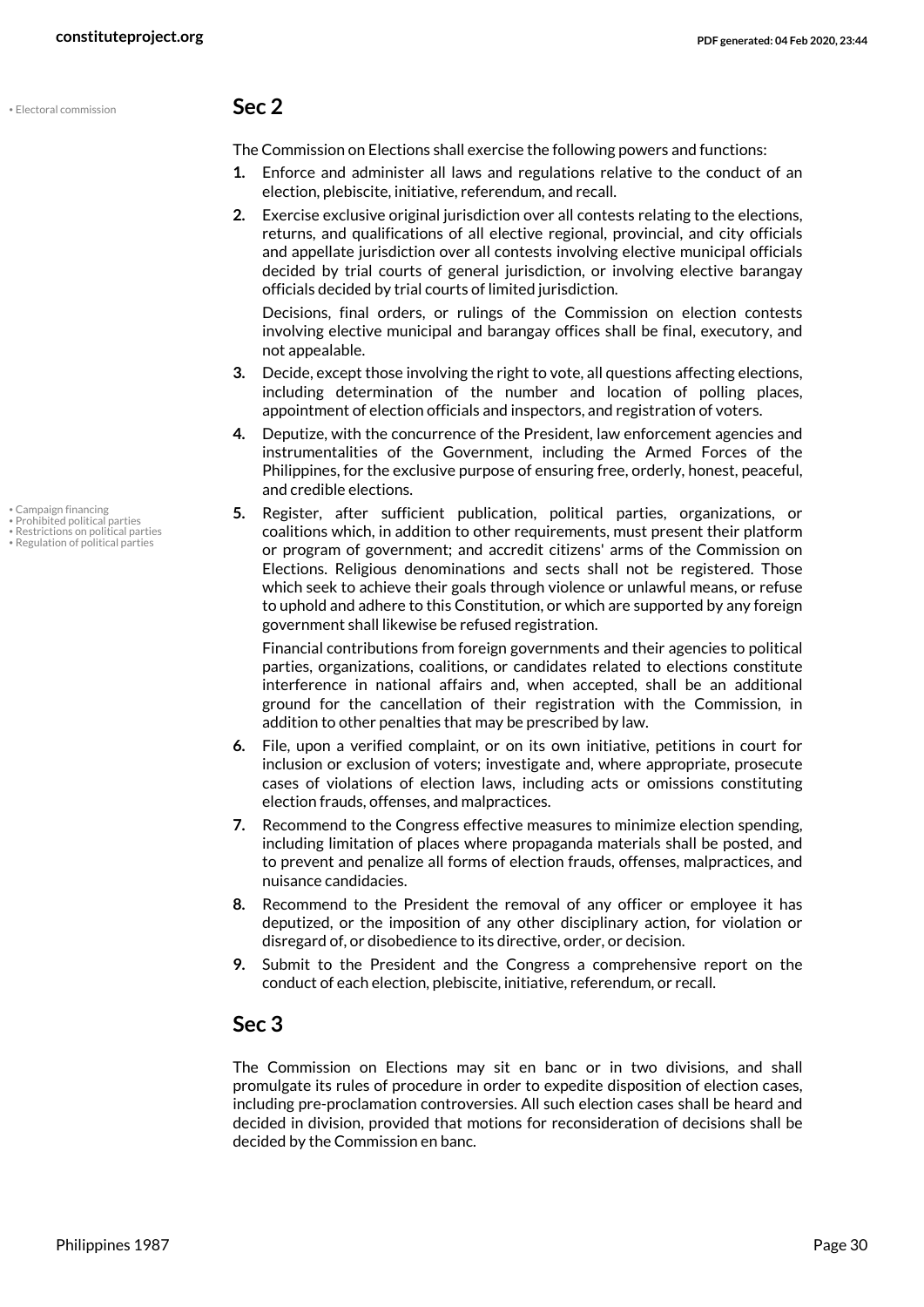• Electoral commission

## Sec 2

The Commission on Elections shall exercise the following powers and functions:

1. Enforce and administer all laws and regulations relative to the conduct of an election, plebiscite, initiative, referendum, and recall.
2. Exercise exclusive original jurisdiction over all contests relating to the elections, returns, and qualifications of all elective regional, provincial, and city officials and appellate jurisdiction over all contests involving elective municipal officials decided by trial courts of general jurisdiction, or involving elective barangay officials decided by trial courts of limited jurisdiction.

   Decisions, final orders, or rulings of the Commission on election contests involving elective municipal and barangay offices shall be final, executory, and not appealable.
3. Decide, except those involving the right to vote, all questions affecting elections, including determination of the number and location of polling places, appointment of election officials and inspectors, and registration of voters.
4. Deputize, with the concurrence of the President, law enforcement agencies and instrumentalities of the Government, including the Armed Forces of the Philippines, for the exclusive purpose of ensuring free, orderly, honest, peaceful, and credible elections.
5. Register, after sufficient publication, political parties, organizations, or coalitions which, in addition to other requirements, must present their platform or program of government; and accredit citizens' arms of the Commission on Elections. Religious denominations and sects shall not be registered. Those which seek to achieve their goals through violence or unlawful means, or refuse to uphold and adhere to this Constitution, or which are supported by any foreign government shall likewise be refused registration.

   • Campaign financing
   • Prohibited political parties
   • Restrictions on political parties
   • Regulation of political parties

   Financial contributions from foreign governments and their agencies to political parties, organizations, coalitions, or candidates related to elections constitute interference in national affairs and, when accepted, shall be an additional ground for the cancellation of their registration with the Commission, in addition to other penalties that may be prescribed by law.
6. File, upon a verified complaint, or on its own initiative, petitions in court for inclusion or exclusion of voters; investigate and, where appropriate, prosecute cases of violations of election laws, including acts or omissions constituting election frauds, offenses, and malpractices.
7. Recommend to the Congress effective measures to minimize election spending, including limitation of places where propaganda materials shall be posted, and to prevent and penalize all forms of election frauds, offenses, malpractices, and nuisance candidacies.
8. Recommend to the President the removal of any officer or employee it has deputized, or the imposition of any other disciplinary action, for violation or disregard of, or disobedience to its directive, order, or decision.
9. Submit to the President and the Congress a comprehensive report on the conduct of each election, plebiscite, initiative, referendum, or recall.

## Sec 3

The Commission on Elections may sit en banc or in two divisions, and shall promulgate its rules of procedure in order to expedite disposition of election cases, including pre-proclamation controversies. All such election cases shall be heard and decided in division, provided that motions for reconsideration of decisions shall be decided by the Commission en banc.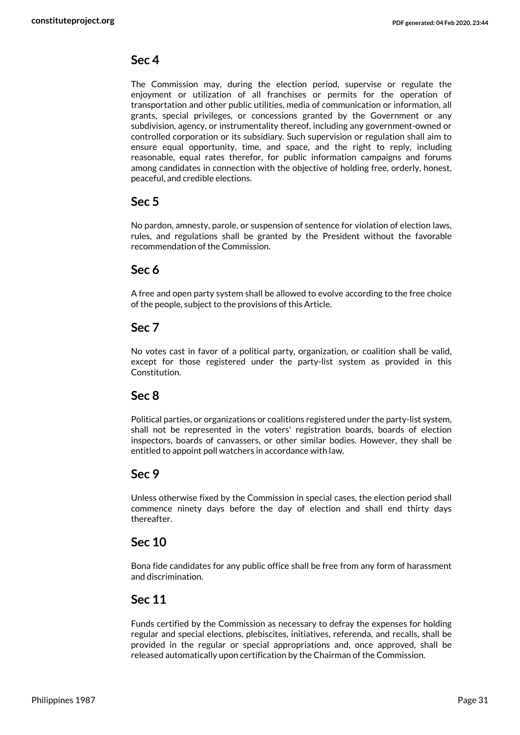## Sec 4

The Commission may, during the election period, supervise or regulate the enjoyment or utilization of all franchises or permits for the operation of transportation and other public utilities, media of communication or information, all grants, special privileges, or concessions granted by the Government or any subdivision, agency, or instrumentality thereof, including any government-owned or controlled corporation or its subsidiary. Such supervision or regulation shall aim to ensure equal opportunity, time, and space, and the right to reply, including reasonable, equal rates therefor, for public information campaigns and forums among candidates in connection with the objective of holding free, orderly, honest, peaceful, and credible elections.

## Sec 5

No pardon, amnesty, parole, or suspension of sentence for violation of election laws, rules, and regulations shall be granted by the President without the favorable recommendation of the Commission.

## Sec 6

A free and open party system shall be allowed to evolve according to the free choice of the people, subject to the provisions of this Article.

## Sec 7

No votes cast in favor of a political party, organization, or coalition shall be valid, except for those registered under the party-list system as provided in this Constitution.

## Sec 8

Political parties, or organizations or coalitions registered under the party-list system, shall not be represented in the voters' registration boards, boards of election inspectors, boards of canvassers, or other similar bodies. However, they shall be entitled to appoint poll watchers in accordance with law.

## Sec 9

Unless otherwise fixed by the Commission in special cases, the election period shall commence ninety days before the day of election and shall end thirty days thereafter.

## Sec 10

Bona fide candidates for any public office shall be free from any form of harassment and discrimination.

## Sec 11

Funds certified by the Commission as necessary to defray the expenses for holding regular and special elections, plebiscites, initiatives, referenda, and recalls, shall be provided in the regular or special appropriations and, once approved, shall be released automatically upon certification by the Chairman of the Commission.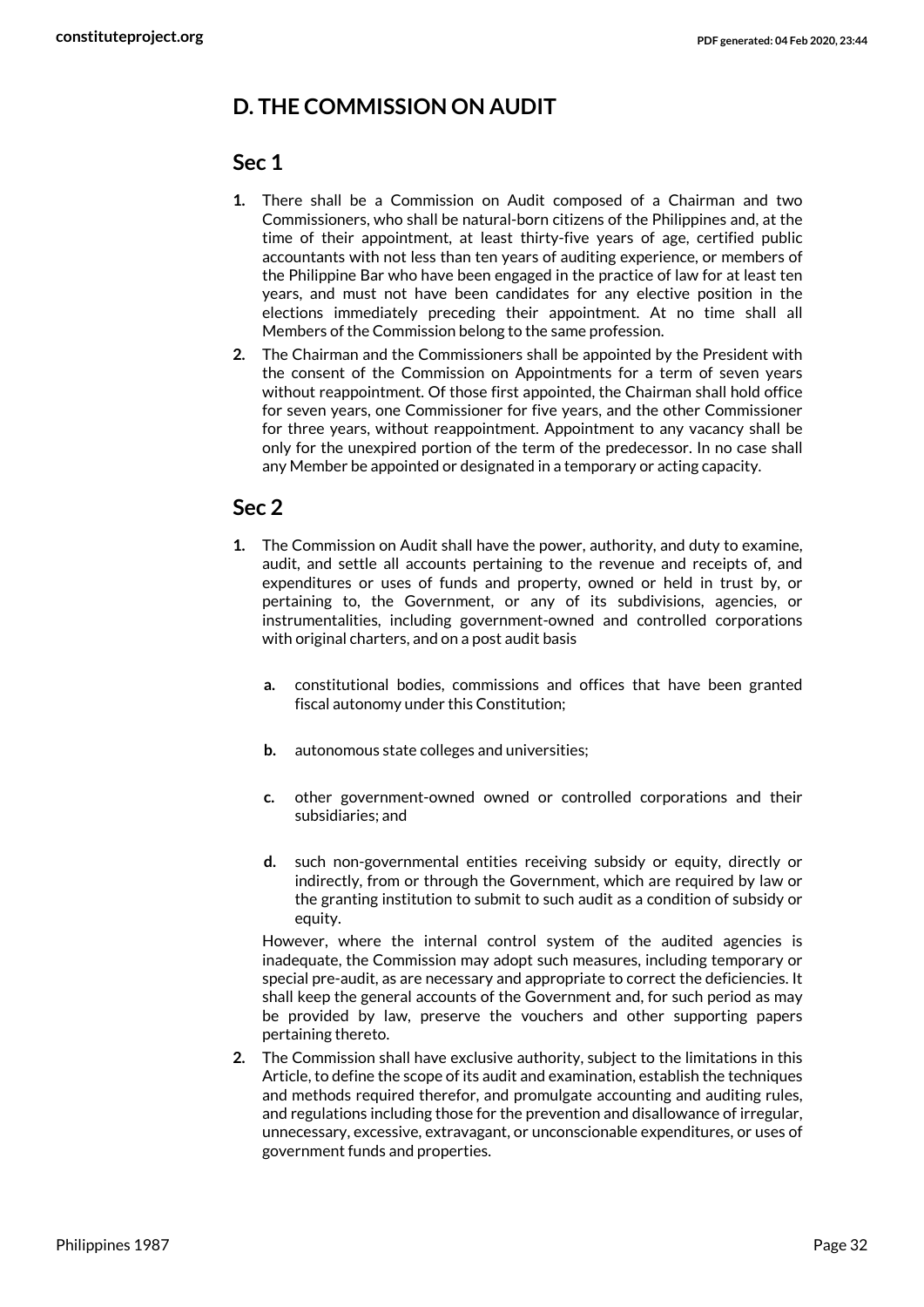## D. THE COMMISSION ON AUDIT

### Sec 1

1. There shall be a Commission on Audit composed of a Chairman and two Commissioners, who shall be natural-born citizens of the Philippines and, at the time of their appointment, at least thirty-five years of age, certified public accountants with not less than ten years of auditing experience, or members of the Philippine Bar who have been engaged in the practice of law for at least ten years, and must not have been candidates for any elective position in the elections immediately preceding their appointment. At no time shall all Members of the Commission belong to the same profession.
2. The Chairman and the Commissioners shall be appointed by the President with the consent of the Commission on Appointments for a term of seven years without reappointment. Of those first appointed, the Chairman shall hold office for seven years, one Commissioner for five years, and the other Commissioner for three years, without reappointment. Appointment to any vacancy shall be only for the unexpired portion of the term of the predecessor. In no case shall any Member be appointed or designated in a temporary or acting capacity.

### Sec 2

1. The Commission on Audit shall have the power, authority, and duty to examine, audit, and settle all accounts pertaining to the revenue and receipts of, and expenditures or uses of funds and property, owned or held in trust by, or pertaining to, the Government, or any of its subdivisions, agencies, or instrumentalities, including government-owned and controlled corporations with original charters, and on a post audit basis

   a. constitutional bodies, commissions and offices that have been granted fiscal autonomy under this Constitution;

   b. autonomous state colleges and universities;

   c. other government-owned owned or controlled corporations and their subsidiaries; and

   d. such non-governmental entities receiving subsidy or equity, directly or indirectly, from or through the Government, which are required by law or the granting institution to submit to such audit as a condition of subsidy or equity.

   However, where the internal control system of the audited agencies is inadequate, the Commission may adopt such measures, including temporary or special pre-audit, as are necessary and appropriate to correct the deficiencies. It shall keep the general accounts of the Government and, for such period as may be provided by law, preserve the vouchers and other supporting papers pertaining thereto.
2. The Commission shall have exclusive authority, subject to the limitations in this Article, to define the scope of its audit and examination, establish the techniques and methods required therefor, and promulgate accounting and auditing rules, and regulations including those for the prevention and disallowance of irregular, unnecessary, excessive, extravagant, or unconscionable expenditures, or uses of government funds and properties.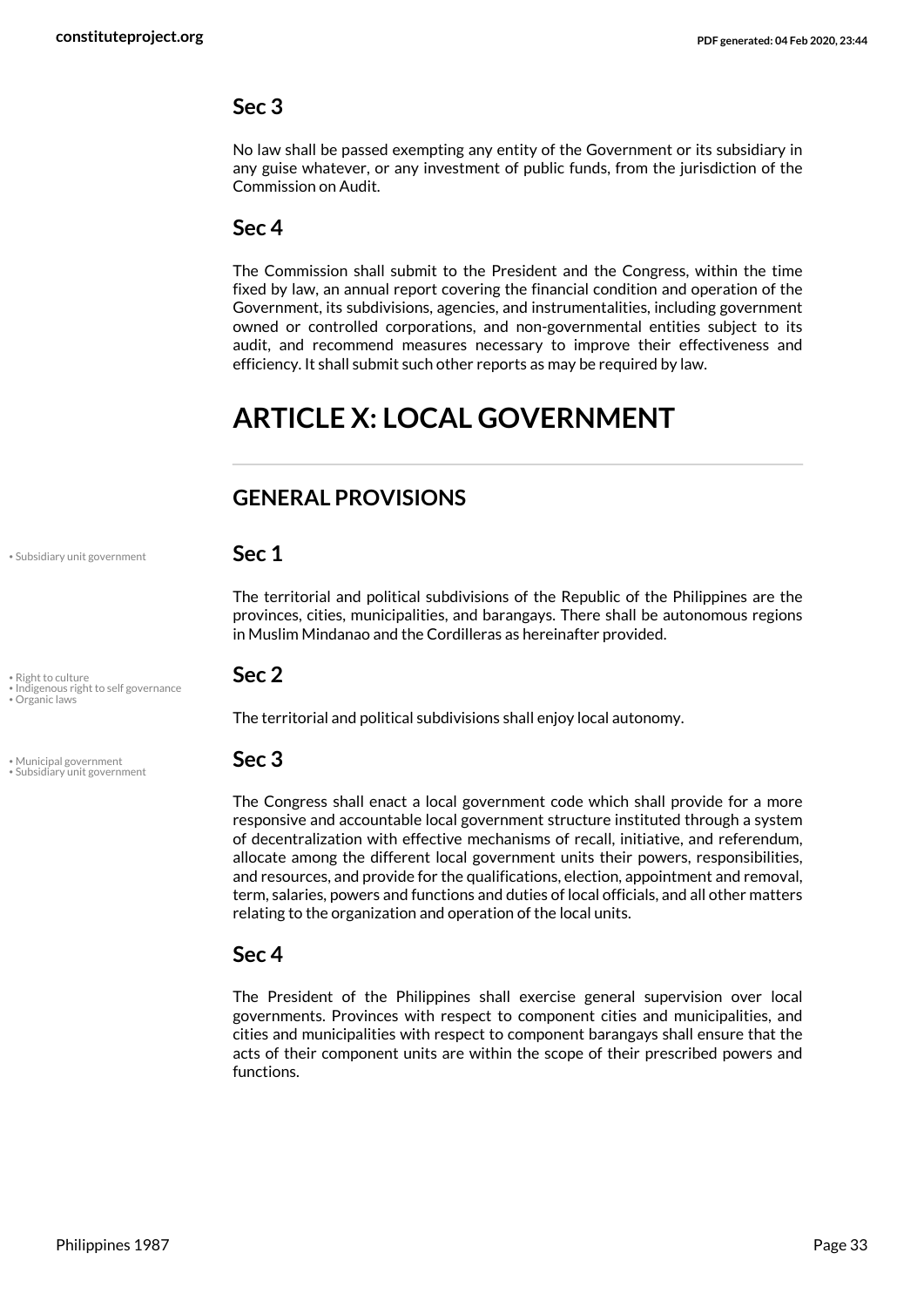### Sec 3

No law shall be passed exempting any entity of the Government or its subsidiary in any guise whatever, or any investment of public funds, from the jurisdiction of the Commission on Audit.

### Sec 4

The Commission shall submit to the President and the Congress, within the time fixed by law, an annual report covering the financial condition and operation of the Government, its subdivisions, agencies, and instrumentalities, including government owned or controlled corporations, and non-governmental entities subject to its audit, and recommend measures necessary to improve their effectiveness and efficiency. It shall submit such other reports as may be required by law.

# ARTICLE X: LOCAL GOVERNMENT

## GENERAL PROVISIONS

• Subsidiary unit government

### Sec 1

The territorial and political subdivisions of the Republic of the Philippines are the provinces, cities, municipalities, and barangays. There shall be autonomous regions in Muslim Mindanao and the Cordilleras as hereinafter provided.

• Right to culture
• Indigenous right to self governance
• Organic laws

### Sec 2

The territorial and political subdivisions shall enjoy local autonomy.

• Municipal government
• Subsidiary unit government

### Sec 3

The Congress shall enact a local government code which shall provide for a more responsive and accountable local government structure instituted through a system of decentralization with effective mechanisms of recall, initiative, and referendum, allocate among the different local government units their powers, responsibilities, and resources, and provide for the qualifications, election, appointment and removal, term, salaries, powers and functions and duties of local officials, and all other matters relating to the organization and operation of the local units.

### Sec 4

The President of the Philippines shall exercise general supervision over local governments. Provinces with respect to component cities and municipalities, and cities and municipalities with respect to component barangays shall ensure that the acts of their component units are within the scope of their prescribed powers and functions.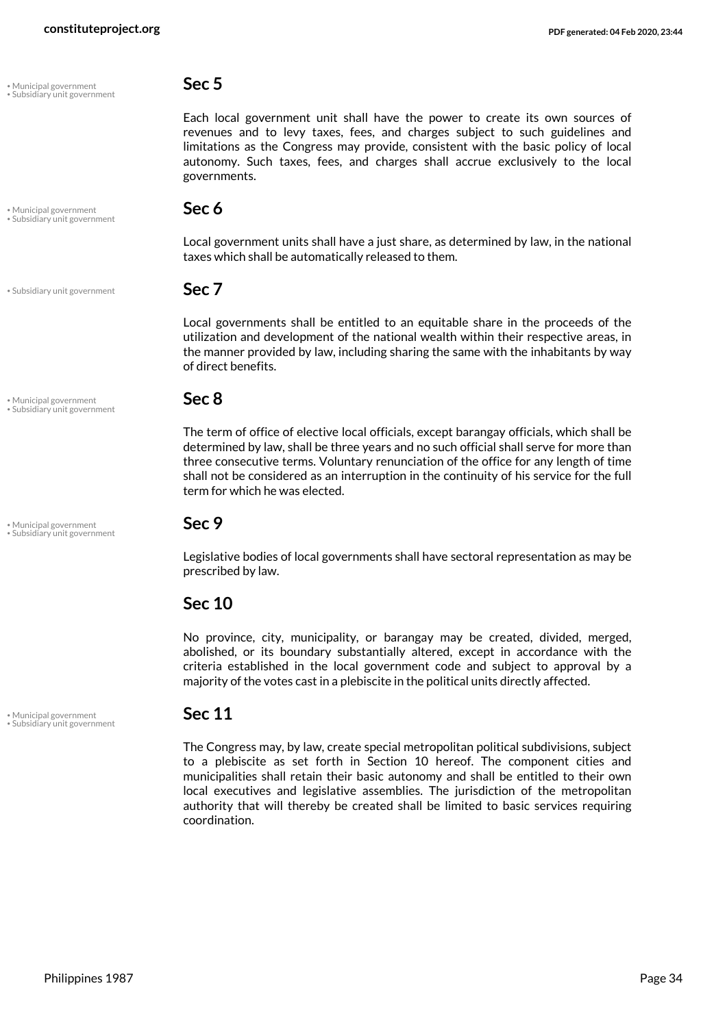## Sec 5

Each local government unit shall have the power to create its own sources of revenues and to levy taxes, fees, and charges subject to such guidelines and limitations as the Congress may provide, consistent with the basic policy of local autonomy. Such taxes, fees, and charges shall accrue exclusively to the local governments.

## Sec 6

Local government units shall have a just share, as determined by law, in the national taxes which shall be automatically released to them.

## Sec 7

Local governments shall be entitled to an equitable share in the proceeds of the utilization and development of the national wealth within their respective areas, in the manner provided by law, including sharing the same with the inhabitants by way of direct benefits.

## Sec 8

The term of office of elective local officials, except barangay officials, which shall be determined by law, shall be three years and no such official shall serve for more than three consecutive terms. Voluntary renunciation of the office for any length of time shall not be considered as an interruption in the continuity of his service for the full term for which he was elected.

## Sec 9

Legislative bodies of local governments shall have sectoral representation as may be prescribed by law.

## Sec 10

No province, city, municipality, or barangay may be created, divided, merged, abolished, or its boundary substantially altered, except in accordance with the criteria established in the local government code and subject to approval by a majority of the votes cast in a plebiscite in the political units directly affected.

## Sec 11

The Congress may, by law, create special metropolitan political subdivisions, subject to a plebiscite as set forth in Section 10 hereof. The component cities and municipalities shall retain their basic autonomy and shall be entitled to their own local executives and legislative assemblies. The jurisdiction of the metropolitan authority that will thereby be created shall be limited to basic services requiring coordination.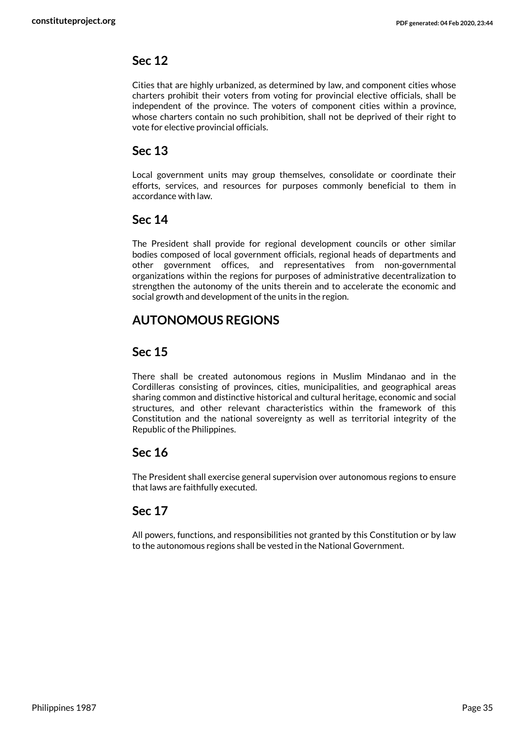## Sec 12

Cities that are highly urbanized, as determined by law, and component cities whose charters prohibit their voters from voting for provincial elective officials, shall be independent of the province. The voters of component cities within a province, whose charters contain no such prohibition, shall not be deprived of their right to vote for elective provincial officials.

## Sec 13

Local government units may group themselves, consolidate or coordinate their efforts, services, and resources for purposes commonly beneficial to them in accordance with law.

## Sec 14

The President shall provide for regional development councils or other similar bodies composed of local government officials, regional heads of departments and other government offices, and representatives from non-governmental organizations within the regions for purposes of administrative decentralization to strengthen the autonomy of the units therein and to accelerate the economic and social growth and development of the units in the region.

## AUTONOMOUS REGIONS

## Sec 15

There shall be created autonomous regions in Muslim Mindanao and in the Cordilleras consisting of provinces, cities, municipalities, and geographical areas sharing common and distinctive historical and cultural heritage, economic and social structures, and other relevant characteristics within the framework of this Constitution and the national sovereignty as well as territorial integrity of the Republic of the Philippines.

## Sec 16

The President shall exercise general supervision over autonomous regions to ensure that laws are faithfully executed.

## Sec 17

All powers, functions, and responsibilities not granted by this Constitution or by law to the autonomous regions shall be vested in the National Government.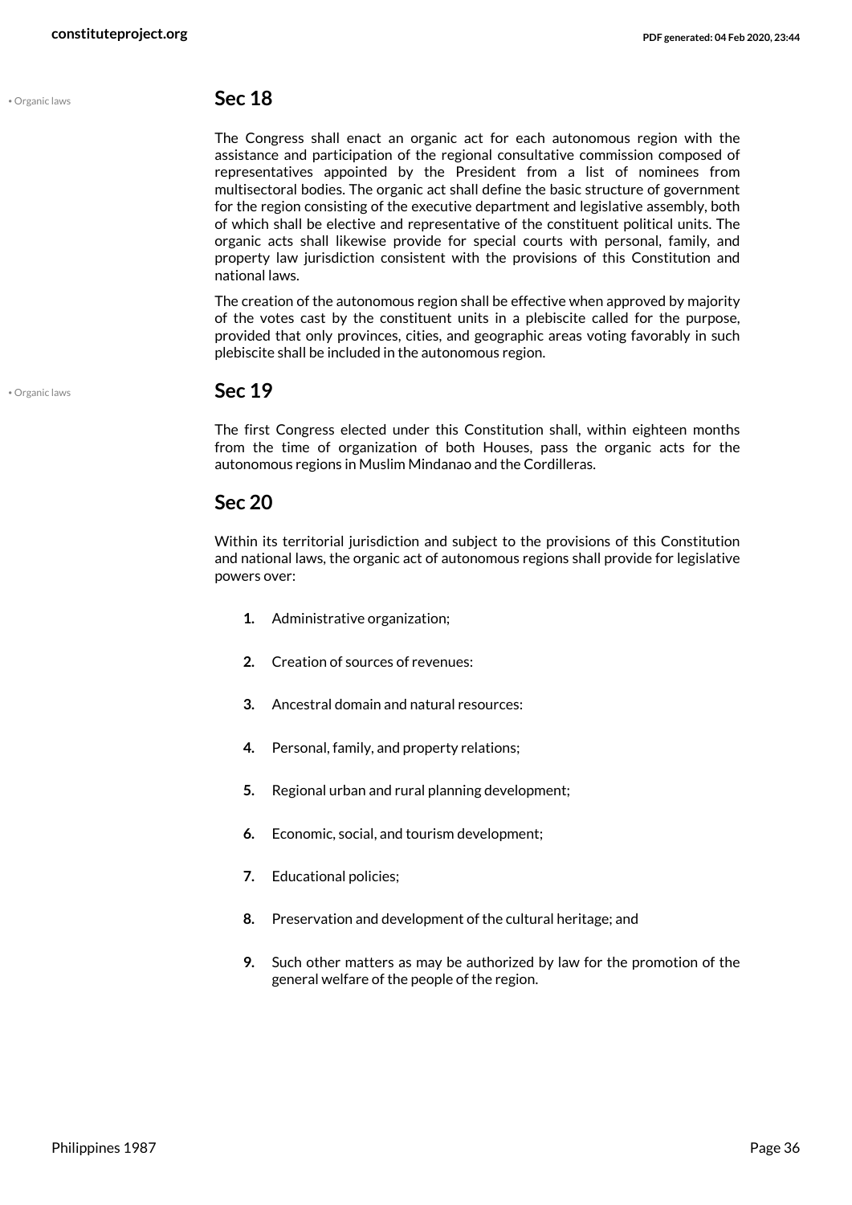## Sec 18

The Congress shall enact an organic act for each autonomous region with the assistance and participation of the regional consultative commission composed of representatives appointed by the President from a list of nominees from multisectoral bodies. The organic act shall define the basic structure of government for the region consisting of the executive department and legislative assembly, both of which shall be elective and representative of the constituent political units. The organic acts shall likewise provide for special courts with personal, family, and property law jurisdiction consistent with the provisions of this Constitution and national laws.

The creation of the autonomous region shall be effective when approved by majority of the votes cast by the constituent units in a plebiscite called for the purpose, provided that only provinces, cities, and geographic areas voting favorably in such plebiscite shall be included in the autonomous region.

## Sec 19

The first Congress elected under this Constitution shall, within eighteen months from the time of organization of both Houses, pass the organic acts for the autonomous regions in Muslim Mindanao and the Cordilleras.

## Sec 20

Within its territorial jurisdiction and subject to the provisions of this Constitution and national laws, the organic act of autonomous regions shall provide for legislative powers over:

1. Administrative organization;
2. Creation of sources of revenues:
3. Ancestral domain and natural resources:
4. Personal, family, and property relations;
5. Regional urban and rural planning development;
6. Economic, social, and tourism development;
7. Educational policies;
8. Preservation and development of the cultural heritage; and
9. Such other matters as may be authorized by law for the promotion of the general welfare of the people of the region.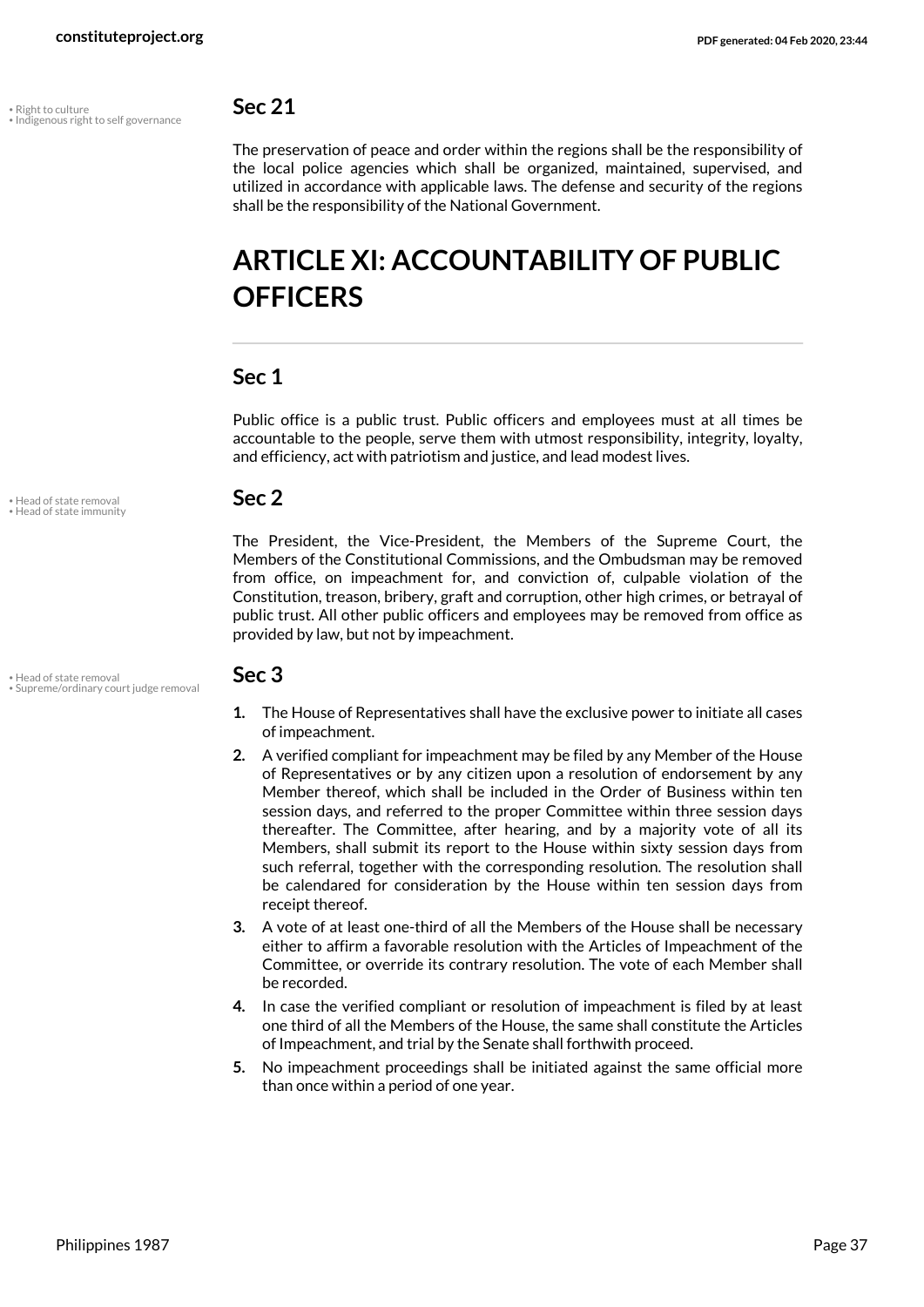• Right to culture
• Indigenous right to self governance

## Sec 21

The preservation of peace and order within the regions shall be the responsibility of the local police agencies which shall be organized, maintained, supervised, and utilized in accordance with applicable laws. The defense and security of the regions shall be the responsibility of the National Government.

# ARTICLE XI: ACCOUNTABILITY OF PUBLIC OFFICERS

## Sec 1

Public office is a public trust. Public officers and employees must at all times be accountable to the people, serve them with utmost responsibility, integrity, loyalty, and efficiency, act with patriotism and justice, and lead modest lives.

• Head of state removal
• Head of state immunity

## Sec 2

The President, the Vice-President, the Members of the Supreme Court, the Members of the Constitutional Commissions, and the Ombudsman may be removed from office, on impeachment for, and conviction of, culpable violation of the Constitution, treason, bribery, graft and corruption, other high crimes, or betrayal of public trust. All other public officers and employees may be removed from office as provided by law, but not by impeachment.

• Head of state removal
• Supreme/ordinary court judge removal

## Sec 3

1. The House of Representatives shall have the exclusive power to initiate all cases of impeachment.
2. A verified compliant for impeachment may be filed by any Member of the House of Representatives or by any citizen upon a resolution of endorsement by any Member thereof, which shall be included in the Order of Business within ten session days, and referred to the proper Committee within three session days thereafter. The Committee, after hearing, and by a majority vote of all its Members, shall submit its report to the House within sixty session days from such referral, together with the corresponding resolution. The resolution shall be calendared for consideration by the House within ten session days from receipt thereof.
3. A vote of at least one-third of all the Members of the House shall be necessary either to affirm a favorable resolution with the Articles of Impeachment of the Committee, or override its contrary resolution. The vote of each Member shall be recorded.
4. In case the verified compliant or resolution of impeachment is filed by at least one third of all the Members of the House, the same shall constitute the Articles of Impeachment, and trial by the Senate shall forthwith proceed.
5. No impeachment proceedings shall be initiated against the same official more than once within a period of one year.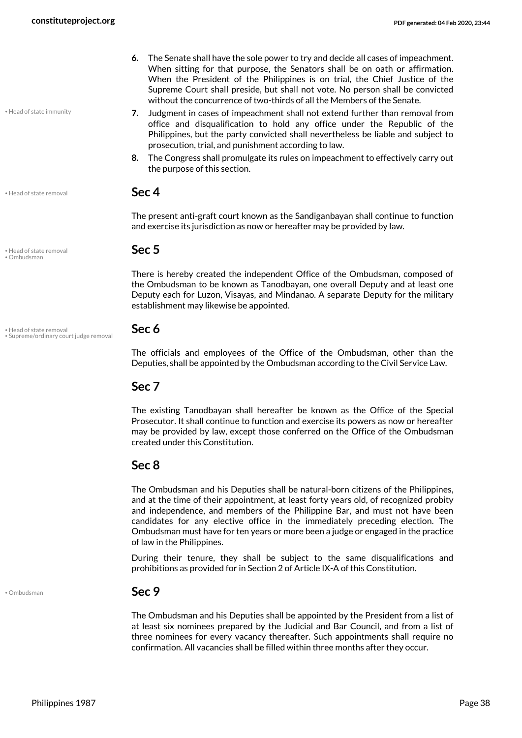6. The Senate shall have the sole power to try and decide all cases of impeachment. When sitting for that purpose, the Senators shall be on oath or affirmation. When the President of the Philippines is on trial, the Chief Justice of the Supreme Court shall preside, but shall not vote. No person shall be convicted without the concurrence of two-thirds of all the Members of the Senate.
7. Judgment in cases of impeachment shall not extend further than removal from office and disqualification to hold any office under the Republic of the Philippines, but the party convicted shall nevertheless be liable and subject to prosecution, trial, and punishment according to law.
8. The Congress shall promulgate its rules on impeachment to effectively carry out the purpose of this section.

## Sec 4

The present anti-graft court known as the Sandiganbayan shall continue to function and exercise its jurisdiction as now or hereafter may be provided by law.

## Sec 5

There is hereby created the independent Office of the Ombudsman, composed of the Ombudsman to be known as Tanodbayan, one overall Deputy and at least one Deputy each for Luzon, Visayas, and Mindanao. A separate Deputy for the military establishment may likewise be appointed.

## Sec 6

The officials and employees of the Office of the Ombudsman, other than the Deputies, shall be appointed by the Ombudsman according to the Civil Service Law.

## Sec 7

The existing Tanodbayan shall hereafter be known as the Office of the Special Prosecutor. It shall continue to function and exercise its powers as now or hereafter may be provided by law, except those conferred on the Office of the Ombudsman created under this Constitution.

## Sec 8

The Ombudsman and his Deputies shall be natural-born citizens of the Philippines, and at the time of their appointment, at least forty years old, of recognized probity and independence, and members of the Philippine Bar, and must not have been candidates for any elective office in the immediately preceding election. The Ombudsman must have for ten years or more been a judge or engaged in the practice of law in the Philippines.

During their tenure, they shall be subject to the same disqualifications and prohibitions as provided for in Section 2 of Article IX-A of this Constitution.

## Sec 9

The Ombudsman and his Deputies shall be appointed by the President from a list of at least six nominees prepared by the Judicial and Bar Council, and from a list of three nominees for every vacancy thereafter. Such appointments shall require no confirmation. All vacancies shall be filled within three months after they occur.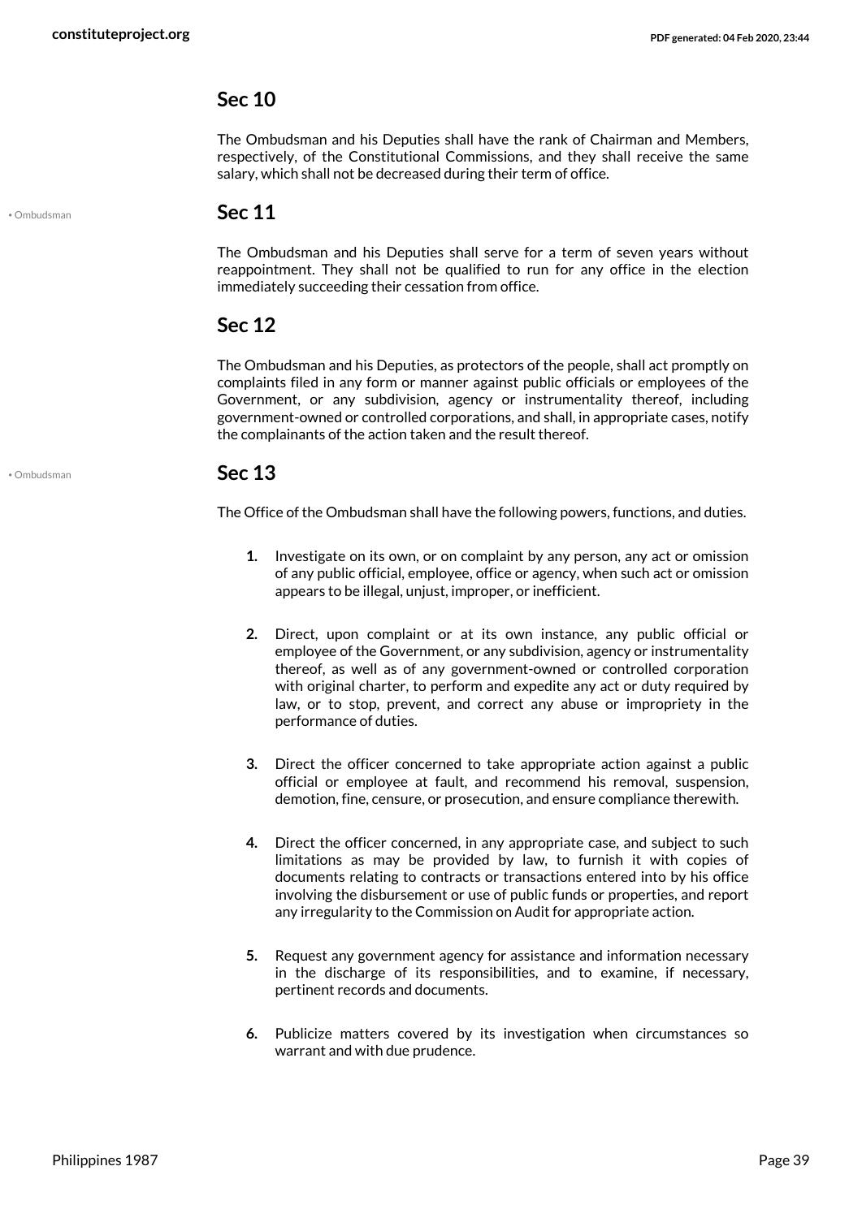## Sec 10

The Ombudsman and his Deputies shall have the rank of Chairman and Members, respectively, of the Constitutional Commissions, and they shall receive the same salary, which shall not be decreased during their term of office.

## Sec 11

The Ombudsman and his Deputies shall serve for a term of seven years without reappointment. They shall not be qualified to run for any office in the election immediately succeeding their cessation from office.

## Sec 12

The Ombudsman and his Deputies, as protectors of the people, shall act promptly on complaints filed in any form or manner against public officials or employees of the Government, or any subdivision, agency or instrumentality thereof, including government-owned or controlled corporations, and shall, in appropriate cases, notify the complainants of the action taken and the result thereof.

## Sec 13

The Office of the Ombudsman shall have the following powers, functions, and duties.

1. Investigate on its own, or on complaint by any person, any act or omission of any public official, employee, office or agency, when such act or omission appears to be illegal, unjust, improper, or inefficient.

2. Direct, upon complaint or at its own instance, any public official or employee of the Government, or any subdivision, agency or instrumentality thereof, as well as of any government-owned or controlled corporation with original charter, to perform and expedite any act or duty required by law, or to stop, prevent, and correct any abuse or impropriety in the performance of duties.

3. Direct the officer concerned to take appropriate action against a public official or employee at fault, and recommend his removal, suspension, demotion, fine, censure, or prosecution, and ensure compliance therewith.

4. Direct the officer concerned, in any appropriate case, and subject to such limitations as may be provided by law, to furnish it with copies of documents relating to contracts or transactions entered into by his office involving the disbursement or use of public funds or properties, and report any irregularity to the Commission on Audit for appropriate action.

5. Request any government agency for assistance and information necessary in the discharge of its responsibilities, and to examine, if necessary, pertinent records and documents.

6. Publicize matters covered by its investigation when circumstances so warrant and with due prudence.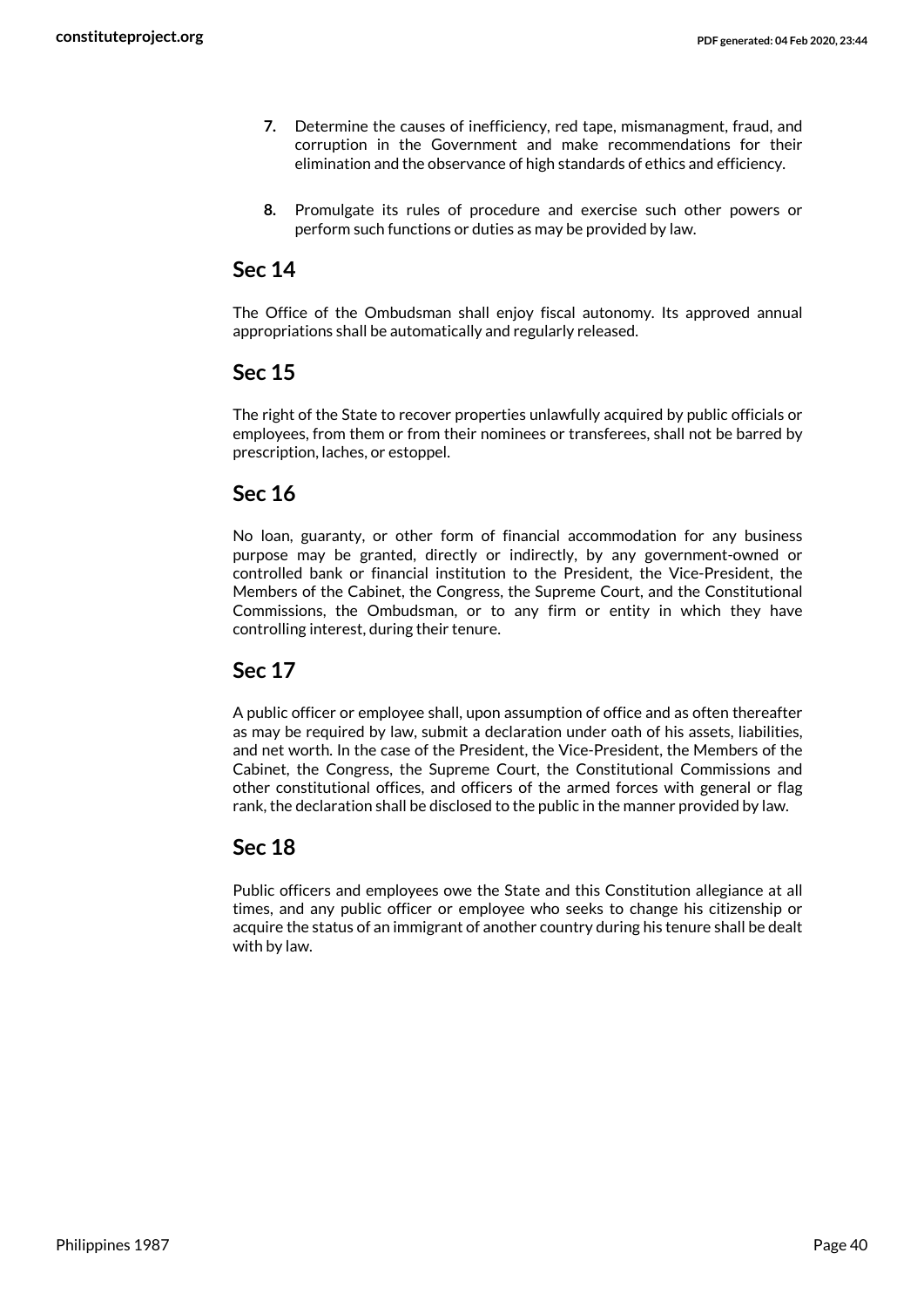7. Determine the causes of inefficiency, red tape, mismanagment, fraud, and corruption in the Government and make recommendations for their elimination and the observance of high standards of ethics and efficiency.

8. Promulgate its rules of procedure and exercise such other powers or perform such functions or duties as may be provided by law.

## Sec 14

The Office of the Ombudsman shall enjoy fiscal autonomy. Its approved annual appropriations shall be automatically and regularly released.

## Sec 15

The right of the State to recover properties unlawfully acquired by public officials or employees, from them or from their nominees or transferees, shall not be barred by prescription, laches, or estoppel.

## Sec 16

No loan, guaranty, or other form of financial accommodation for any business purpose may be granted, directly or indirectly, by any government-owned or controlled bank or financial institution to the President, the Vice-President, the Members of the Cabinet, the Congress, the Supreme Court, and the Constitutional Commissions, the Ombudsman, or to any firm or entity in which they have controlling interest, during their tenure.

## Sec 17

A public officer or employee shall, upon assumption of office and as often thereafter as may be required by law, submit a declaration under oath of his assets, liabilities, and net worth. In the case of the President, the Vice-President, the Members of the Cabinet, the Congress, the Supreme Court, the Constitutional Commissions and other constitutional offices, and officers of the armed forces with general or flag rank, the declaration shall be disclosed to the public in the manner provided by law.

## Sec 18

Public officers and employees owe the State and this Constitution allegiance at all times, and any public officer or employee who seeks to change his citizenship or acquire the status of an immigrant of another country during his tenure shall be dealt with by law.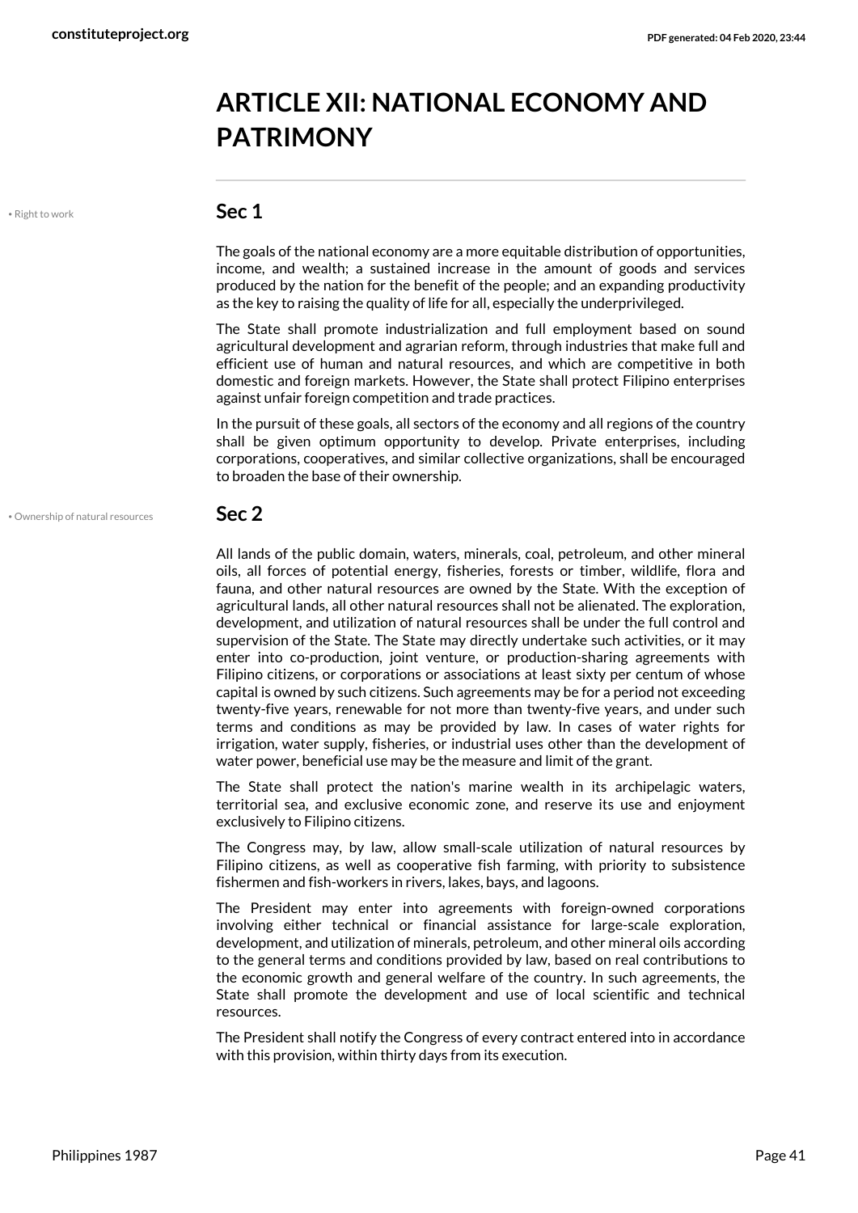# ARTICLE XII: NATIONAL ECONOMY AND PATRIMONY

• Right to work

## Sec 1

The goals of the national economy are a more equitable distribution of opportunities, income, and wealth; a sustained increase in the amount of goods and services produced by the nation for the benefit of the people; and an expanding productivity as the key to raising the quality of life for all, especially the underprivileged.

The State shall promote industrialization and full employment based on sound agricultural development and agrarian reform, through industries that make full and efficient use of human and natural resources, and which are competitive in both domestic and foreign markets. However, the State shall protect Filipino enterprises against unfair foreign competition and trade practices.

In the pursuit of these goals, all sectors of the economy and all regions of the country shall be given optimum opportunity to develop. Private enterprises, including corporations, cooperatives, and similar collective organizations, shall be encouraged to broaden the base of their ownership.

• Ownership of natural resources

## Sec 2

All lands of the public domain, waters, minerals, coal, petroleum, and other mineral oils, all forces of potential energy, fisheries, forests or timber, wildlife, flora and fauna, and other natural resources are owned by the State. With the exception of agricultural lands, all other natural resources shall not be alienated. The exploration, development, and utilization of natural resources shall be under the full control and supervision of the State. The State may directly undertake such activities, or it may enter into co-production, joint venture, or production-sharing agreements with Filipino citizens, or corporations or associations at least sixty per centum of whose capital is owned by such citizens. Such agreements may be for a period not exceeding twenty-five years, renewable for not more than twenty-five years, and under such terms and conditions as may be provided by law. In cases of water rights for irrigation, water supply, fisheries, or industrial uses other than the development of water power, beneficial use may be the measure and limit of the grant.

The State shall protect the nation's marine wealth in its archipelagic waters, territorial sea, and exclusive economic zone, and reserve its use and enjoyment exclusively to Filipino citizens.

The Congress may, by law, allow small-scale utilization of natural resources by Filipino citizens, as well as cooperative fish farming, with priority to subsistence fishermen and fish-workers in rivers, lakes, bays, and lagoons.

The President may enter into agreements with foreign-owned corporations involving either technical or financial assistance for large-scale exploration, development, and utilization of minerals, petroleum, and other mineral oils according to the general terms and conditions provided by law, based on real contributions to the economic growth and general welfare of the country. In such agreements, the State shall promote the development and use of local scientific and technical resources.

The President shall notify the Congress of every contract entered into in accordance with this provision, within thirty days from its execution.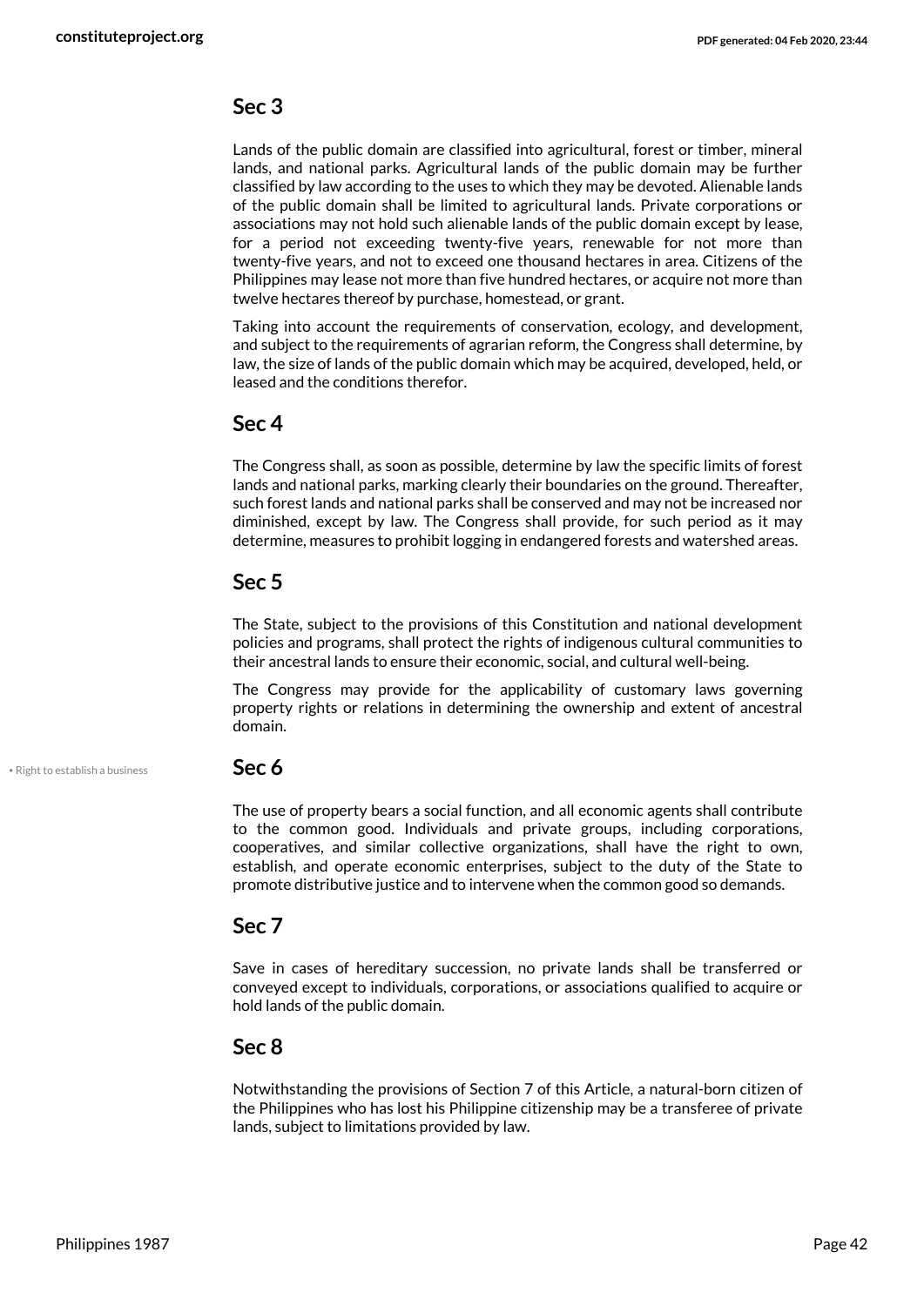## Sec 3

Lands of the public domain are classified into agricultural, forest or timber, mineral lands, and national parks. Agricultural lands of the public domain may be further classified by law according to the uses to which they may be devoted. Alienable lands of the public domain shall be limited to agricultural lands. Private corporations or associations may not hold such alienable lands of the public domain except by lease, for a period not exceeding twenty-five years, renewable for not more than twenty-five years, and not to exceed one thousand hectares in area. Citizens of the Philippines may lease not more than five hundred hectares, or acquire not more than twelve hectares thereof by purchase, homestead, or grant.

Taking into account the requirements of conservation, ecology, and development, and subject to the requirements of agrarian reform, the Congress shall determine, by law, the size of lands of the public domain which may be acquired, developed, held, or leased and the conditions therefor.

## Sec 4

The Congress shall, as soon as possible, determine by law the specific limits of forest lands and national parks, marking clearly their boundaries on the ground. Thereafter, such forest lands and national parks shall be conserved and may not be increased nor diminished, except by law. The Congress shall provide, for such period as it may determine, measures to prohibit logging in endangered forests and watershed areas.

## Sec 5

The State, subject to the provisions of this Constitution and national development policies and programs, shall protect the rights of indigenous cultural communities to their ancestral lands to ensure their economic, social, and cultural well-being.

The Congress may provide for the applicability of customary laws governing property rights or relations in determining the ownership and extent of ancestral domain.

• Right to establish a business

## Sec 6

The use of property bears a social function, and all economic agents shall contribute to the common good. Individuals and private groups, including corporations, cooperatives, and similar collective organizations, shall have the right to own, establish, and operate economic enterprises, subject to the duty of the State to promote distributive justice and to intervene when the common good so demands.

## Sec 7

Save in cases of hereditary succession, no private lands shall be transferred or conveyed except to individuals, corporations, or associations qualified to acquire or hold lands of the public domain.

## Sec 8

Notwithstanding the provisions of Section 7 of this Article, a natural-born citizen of the Philippines who has lost his Philippine citizenship may be a transferee of private lands, subject to limitations provided by law.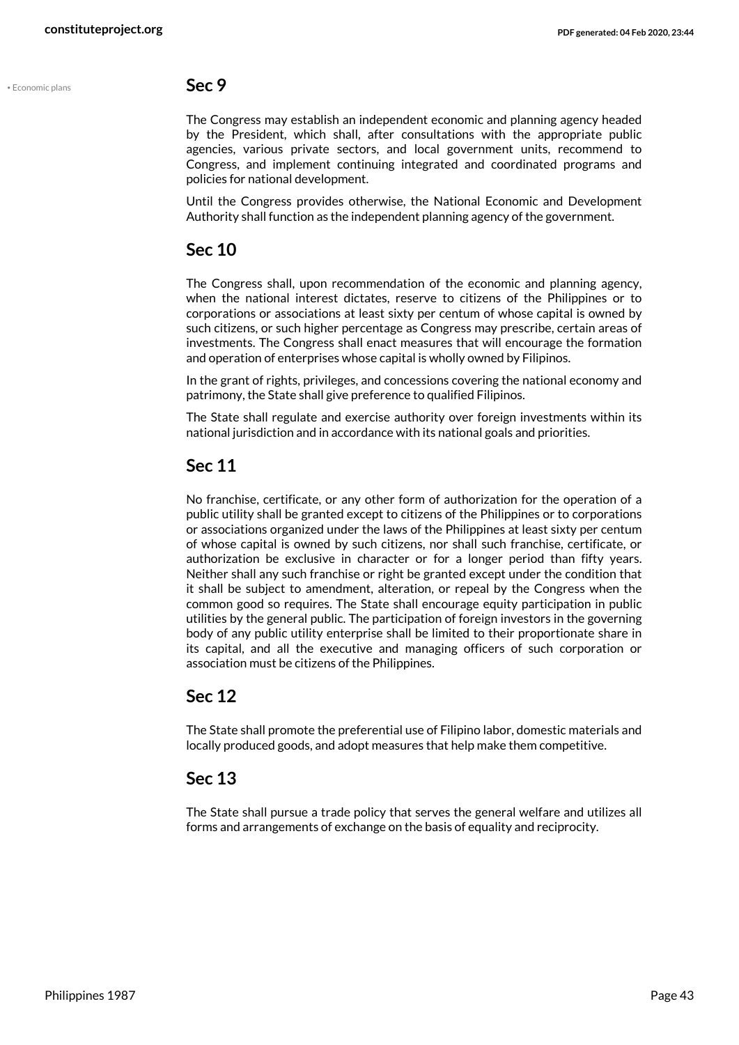• Economic plans

## Sec 9

The Congress may establish an independent economic and planning agency headed by the President, which shall, after consultations with the appropriate public agencies, various private sectors, and local government units, recommend to Congress, and implement continuing integrated and coordinated programs and policies for national development.

Until the Congress provides otherwise, the National Economic and Development Authority shall function as the independent planning agency of the government.

## Sec 10

The Congress shall, upon recommendation of the economic and planning agency, when the national interest dictates, reserve to citizens of the Philippines or to corporations or associations at least sixty per centum of whose capital is owned by such citizens, or such higher percentage as Congress may prescribe, certain areas of investments. The Congress shall enact measures that will encourage the formation and operation of enterprises whose capital is wholly owned by Filipinos.

In the grant of rights, privileges, and concessions covering the national economy and patrimony, the State shall give preference to qualified Filipinos.

The State shall regulate and exercise authority over foreign investments within its national jurisdiction and in accordance with its national goals and priorities.

## Sec 11

No franchise, certificate, or any other form of authorization for the operation of a public utility shall be granted except to citizens of the Philippines or to corporations or associations organized under the laws of the Philippines at least sixty per centum of whose capital is owned by such citizens, nor shall such franchise, certificate, or authorization be exclusive in character or for a longer period than fifty years. Neither shall any such franchise or right be granted except under the condition that it shall be subject to amendment, alteration, or repeal by the Congress when the common good so requires. The State shall encourage equity participation in public utilities by the general public. The participation of foreign investors in the governing body of any public utility enterprise shall be limited to their proportionate share in its capital, and all the executive and managing officers of such corporation or association must be citizens of the Philippines.

## Sec 12

The State shall promote the preferential use of Filipino labor, domestic materials and locally produced goods, and adopt measures that help make them competitive.

## Sec 13

The State shall pursue a trade policy that serves the general welfare and utilizes all forms and arrangements of exchange on the basis of equality and reciprocity.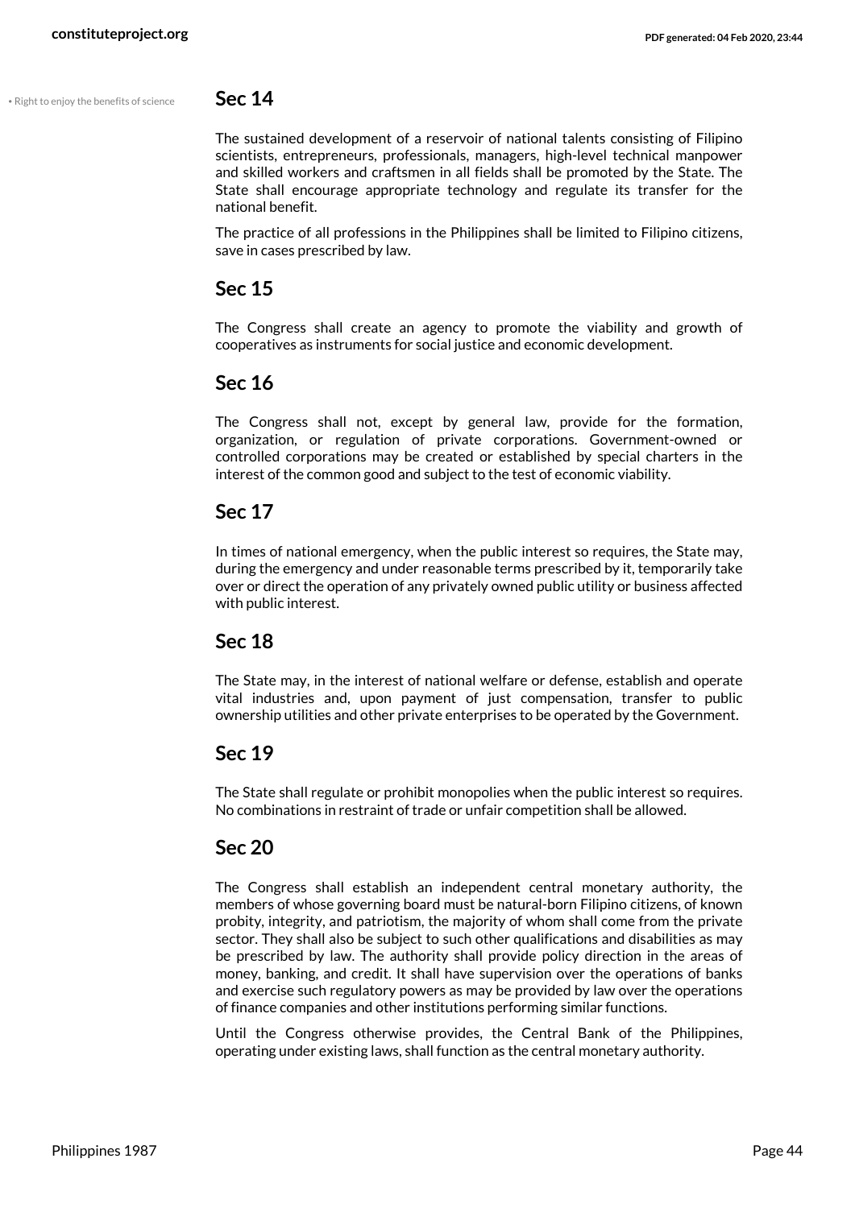• Right to enjoy the benefits of science

## Sec 14

The sustained development of a reservoir of national talents consisting of Filipino scientists, entrepreneurs, professionals, managers, high-level technical manpower and skilled workers and craftsmen in all fields shall be promoted by the State. The State shall encourage appropriate technology and regulate its transfer for the national benefit.

The practice of all professions in the Philippines shall be limited to Filipino citizens, save in cases prescribed by law.

## Sec 15

The Congress shall create an agency to promote the viability and growth of cooperatives as instruments for social justice and economic development.

## Sec 16

The Congress shall not, except by general law, provide for the formation, organization, or regulation of private corporations. Government-owned or controlled corporations may be created or established by special charters in the interest of the common good and subject to the test of economic viability.

## Sec 17

In times of national emergency, when the public interest so requires, the State may, during the emergency and under reasonable terms prescribed by it, temporarily take over or direct the operation of any privately owned public utility or business affected with public interest.

## Sec 18

The State may, in the interest of national welfare or defense, establish and operate vital industries and, upon payment of just compensation, transfer to public ownership utilities and other private enterprises to be operated by the Government.

## Sec 19

The State shall regulate or prohibit monopolies when the public interest so requires. No combinations in restraint of trade or unfair competition shall be allowed.

## Sec 20

The Congress shall establish an independent central monetary authority, the members of whose governing board must be natural-born Filipino citizens, of known probity, integrity, and patriotism, the majority of whom shall come from the private sector. They shall also be subject to such other qualifications and disabilities as may be prescribed by law. The authority shall provide policy direction in the areas of money, banking, and credit. It shall have supervision over the operations of banks and exercise such regulatory powers as may be provided by law over the operations of finance companies and other institutions performing similar functions.

Until the Congress otherwise provides, the Central Bank of the Philippines, operating under existing laws, shall function as the central monetary authority.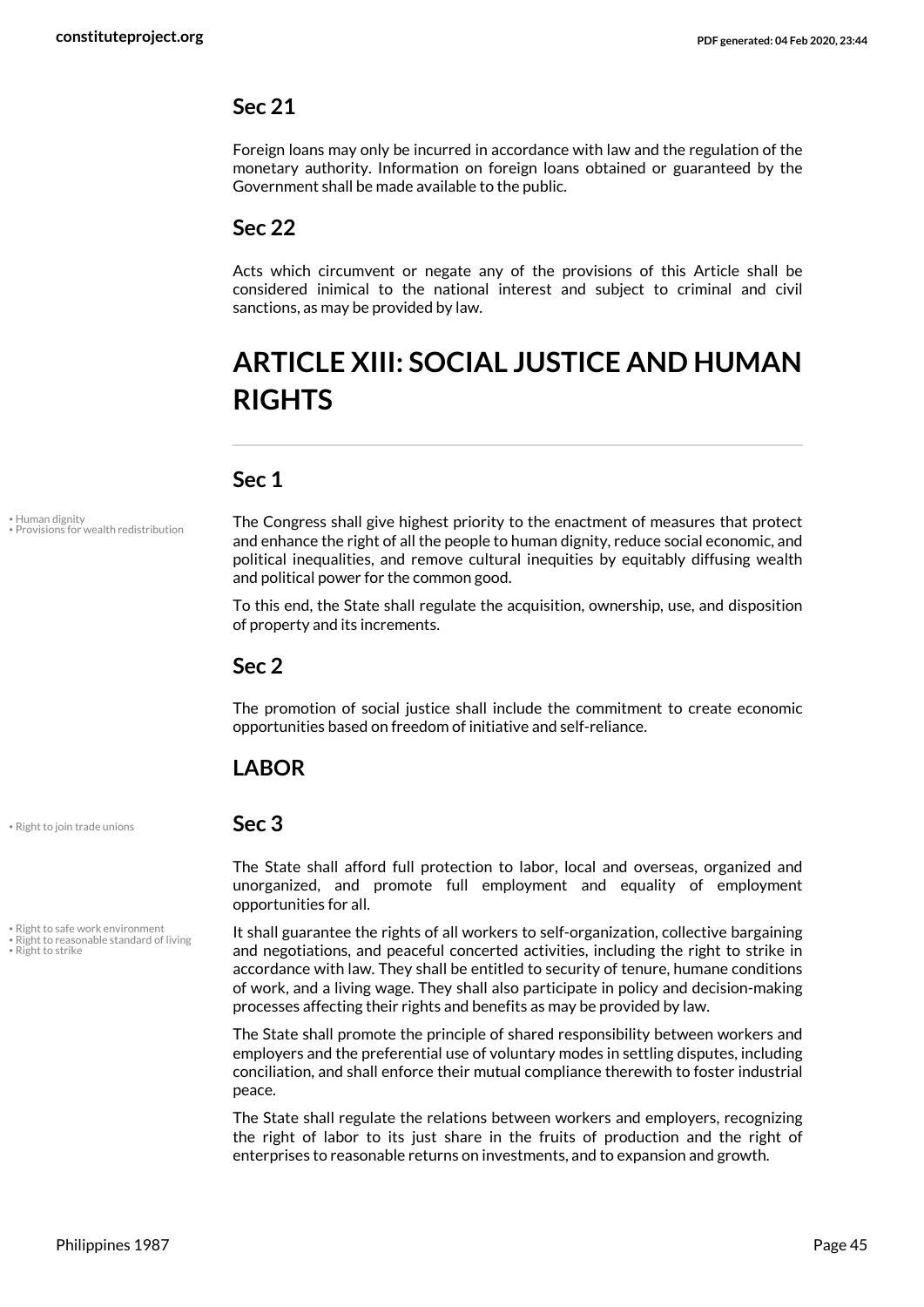### Sec 21

Foreign loans may only be incurred in accordance with law and the regulation of the monetary authority. Information on foreign loans obtained or guaranteed by the Government shall be made available to the public.

### Sec 22

Acts which circumvent or negate any of the provisions of this Article shall be considered inimical to the national interest and subject to criminal and civil sanctions, as may be provided by law.

# ARTICLE XIII: SOCIAL JUSTICE AND HUMAN RIGHTS

### Sec 1

• Human dignity
• Provisions for wealth redistribution

The Congress shall give highest priority to the enactment of measures that protect and enhance the right of all the people to human dignity, reduce social economic, and political inequalities, and remove cultural inequities by equitably diffusing wealth and political power for the common good.

To this end, the State shall regulate the acquisition, ownership, use, and disposition of property and its increments.

### Sec 2

The promotion of social justice shall include the commitment to create economic opportunities based on freedom of initiative and self-reliance.

## LABOR

• Right to join trade unions

### Sec 3

The State shall afford full protection to labor, local and overseas, organized and unorganized, and promote full employment and equality of employment opportunities for all.

• Right to safe work environment
• Right to reasonable standard of living
• Right to strike

It shall guarantee the rights of all workers to self-organization, collective bargaining and negotiations, and peaceful concerted activities, including the right to strike in accordance with law. They shall be entitled to security of tenure, humane conditions of work, and a living wage. They shall also participate in policy and decision-making processes affecting their rights and benefits as may be provided by law.

The State shall promote the principle of shared responsibility between workers and employers and the preferential use of voluntary modes in settling disputes, including conciliation, and shall enforce their mutual compliance therewith to foster industrial peace.

The State shall regulate the relations between workers and employers, recognizing the right of labor to its just share in the fruits of production and the right of enterprises to reasonable returns on investments, and to expansion and growth.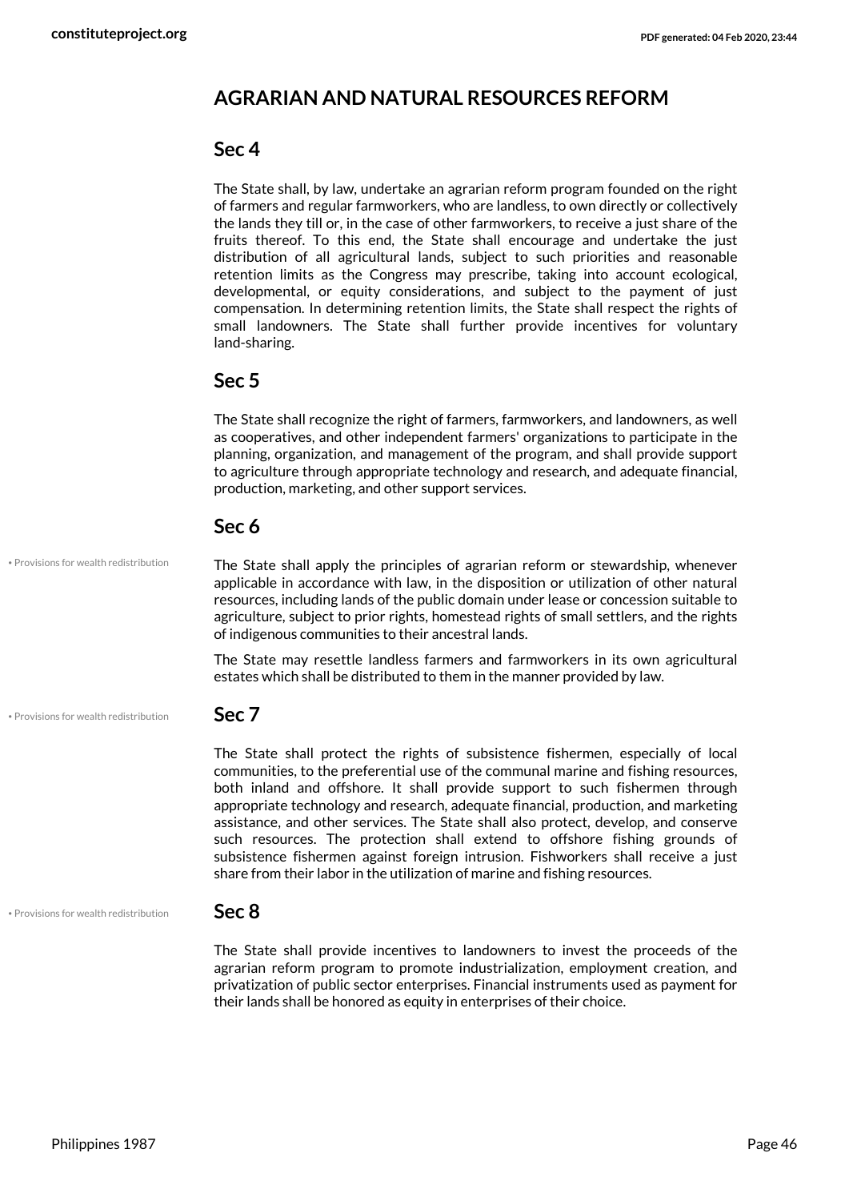## AGRARIAN AND NATURAL RESOURCES REFORM

### Sec 4

The State shall, by law, undertake an agrarian reform program founded on the right of farmers and regular farmworkers, who are landless, to own directly or collectively the lands they till or, in the case of other farmworkers, to receive a just share of the fruits thereof. To this end, the State shall encourage and undertake the just distribution of all agricultural lands, subject to such priorities and reasonable retention limits as the Congress may prescribe, taking into account ecological, developmental, or equity considerations, and subject to the payment of just compensation. In determining retention limits, the State shall respect the rights of small landowners. The State shall further provide incentives for voluntary land-sharing.

### Sec 5

The State shall recognize the right of farmers, farmworkers, and landowners, as well as cooperatives, and other independent farmers' organizations to participate in the planning, organization, and management of the program, and shall provide support to agriculture through appropriate technology and research, and adequate financial, production, marketing, and other support services.

### Sec 6

• Provisions for wealth redistribution

The State shall apply the principles of agrarian reform or stewardship, whenever applicable in accordance with law, in the disposition or utilization of other natural resources, including lands of the public domain under lease or concession suitable to agriculture, subject to prior rights, homestead rights of small settlers, and the rights of indigenous communities to their ancestral lands.

The State may resettle landless farmers and farmworkers in its own agricultural estates which shall be distributed to them in the manner provided by law.

### Sec 7

• Provisions for wealth redistribution

The State shall protect the rights of subsistence fishermen, especially of local communities, to the preferential use of the communal marine and fishing resources, both inland and offshore. It shall provide support to such fishermen through appropriate technology and research, adequate financial, production, and marketing assistance, and other services. The State shall also protect, develop, and conserve such resources. The protection shall extend to offshore fishing grounds of subsistence fishermen against foreign intrusion. Fishworkers shall receive a just share from their labor in the utilization of marine and fishing resources.

### Sec 8

• Provisions for wealth redistribution

The State shall provide incentives to landowners to invest the proceeds of the agrarian reform program to promote industrialization, employment creation, and privatization of public sector enterprises. Financial instruments used as payment for their lands shall be honored as equity in enterprises of their choice.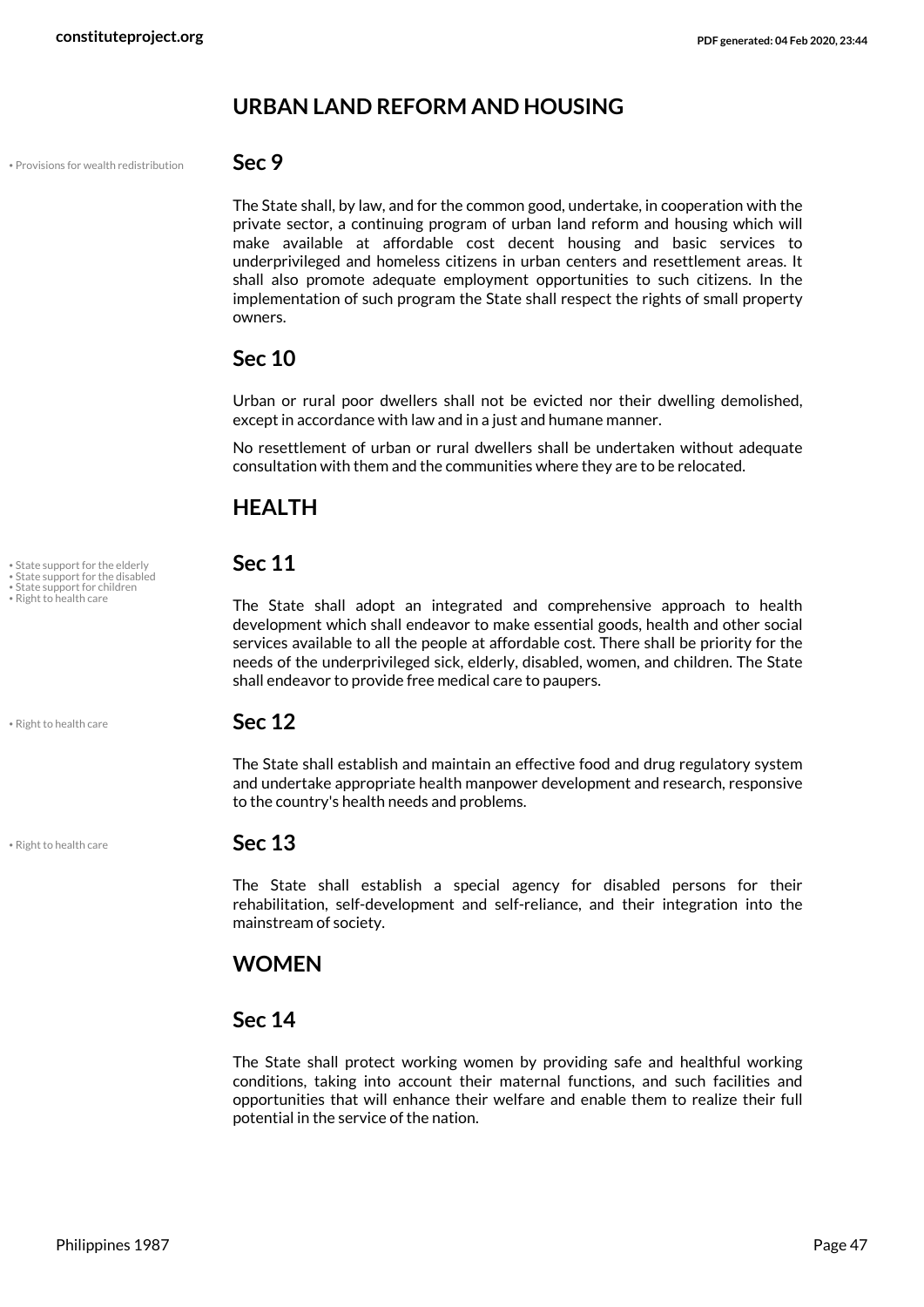## URBAN LAND REFORM AND HOUSING

• Provisions for wealth redistribution

### Sec 9

The State shall, by law, and for the common good, undertake, in cooperation with the private sector, a continuing program of urban land reform and housing which will make available at affordable cost decent housing and basic services to underprivileged and homeless citizens in urban centers and resettlement areas. It shall also promote adequate employment opportunities to such citizens. In the implementation of such program the State shall respect the rights of small property owners.

### Sec 10

Urban or rural poor dwellers shall not be evicted nor their dwelling demolished, except in accordance with law and in a just and humane manner.

No resettlement of urban or rural dwellers shall be undertaken without adequate consultation with them and the communities where they are to be relocated.

## HEALTH

• State support for the elderly
• State support for the disabled
• State support for children
• Right to health care

### Sec 11

The State shall adopt an integrated and comprehensive approach to health development which shall endeavor to make essential goods, health and other social services available to all the people at affordable cost. There shall be priority for the needs of the underprivileged sick, elderly, disabled, women, and children. The State shall endeavor to provide free medical care to paupers.

• Right to health care

### Sec 12

The State shall establish and maintain an effective food and drug regulatory system and undertake appropriate health manpower development and research, responsive to the country's health needs and problems.

• Right to health care

### Sec 13

The State shall establish a special agency for disabled persons for their rehabilitation, self-development and self-reliance, and their integration into the mainstream of society.

## WOMEN

### Sec 14

The State shall protect working women by providing safe and healthful working conditions, taking into account their maternal functions, and such facilities and opportunities that will enhance their welfare and enable them to realize their full potential in the service of the nation.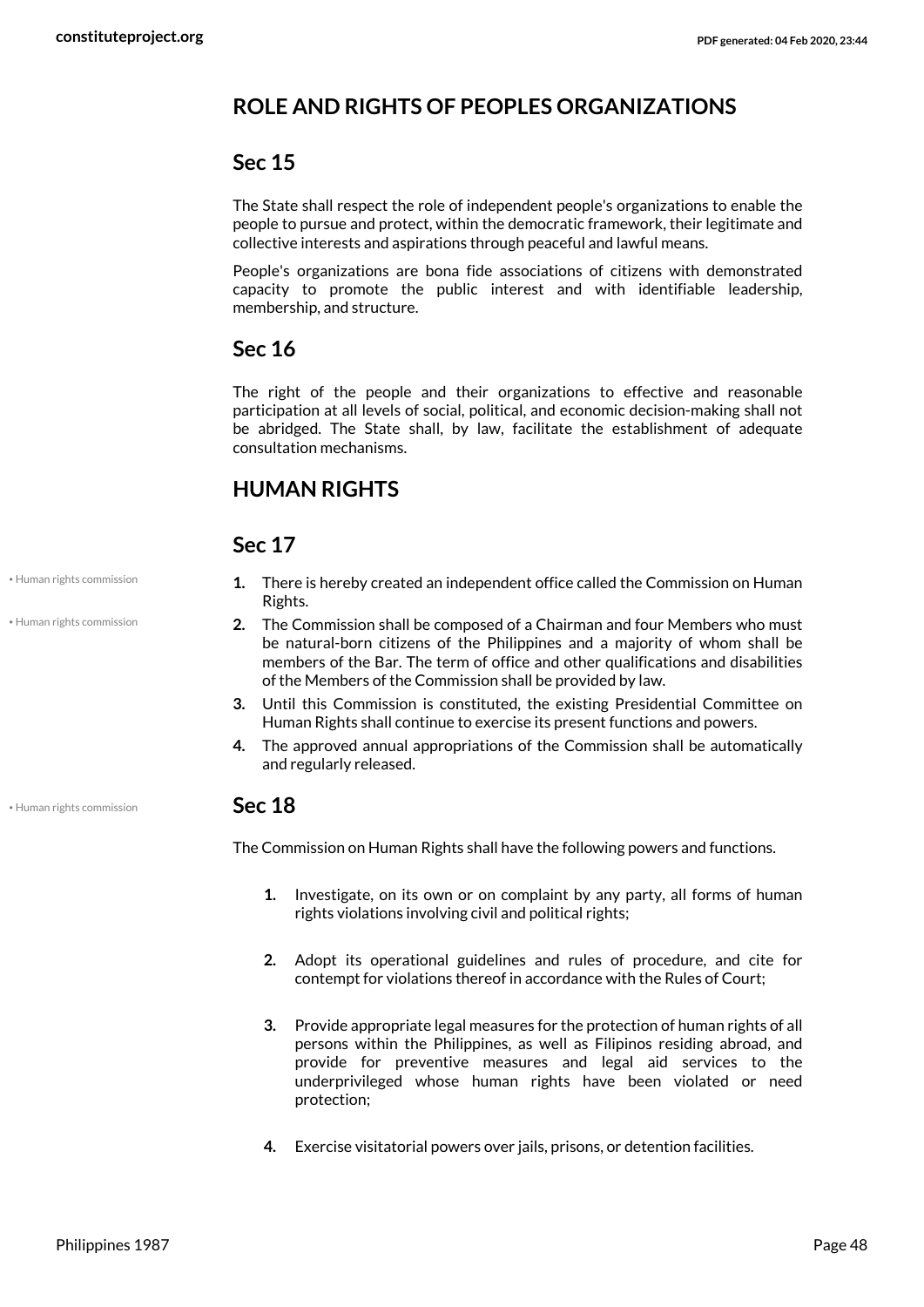## ROLE AND RIGHTS OF PEOPLES ORGANIZATIONS

### Sec 15

The State shall respect the role of independent people's organizations to enable the people to pursue and protect, within the democratic framework, their legitimate and collective interests and aspirations through peaceful and lawful means.

People's organizations are bona fide associations of citizens with demonstrated capacity to promote the public interest and with identifiable leadership, membership, and structure.

### Sec 16

The right of the people and their organizations to effective and reasonable participation at all levels of social, political, and economic decision-making shall not be abridged. The State shall, by law, facilitate the establishment of adequate consultation mechanisms.

## HUMAN RIGHTS

### Sec 17

• Human rights commission

• Human rights commission

1. There is hereby created an independent office called the Commission on Human Rights.
2. The Commission shall be composed of a Chairman and four Members who must be natural-born citizens of the Philippines and a majority of whom shall be members of the Bar. The term of office and other qualifications and disabilities of the Members of the Commission shall be provided by law.
3. Until this Commission is constituted, the existing Presidential Committee on Human Rights shall continue to exercise its present functions and powers.
4. The approved annual appropriations of the Commission shall be automatically and regularly released.

• Human rights commission

### Sec 18

The Commission on Human Rights shall have the following powers and functions.

1. Investigate, on its own or on complaint by any party, all forms of human rights violations involving civil and political rights;

2. Adopt its operational guidelines and rules of procedure, and cite for contempt for violations thereof in accordance with the Rules of Court;

3. Provide appropriate legal measures for the protection of human rights of all persons within the Philippines, as well as Filipinos residing abroad, and provide for preventive measures and legal aid services to the underprivileged whose human rights have been violated or need protection;

4. Exercise visitatorial powers over jails, prisons, or detention facilities.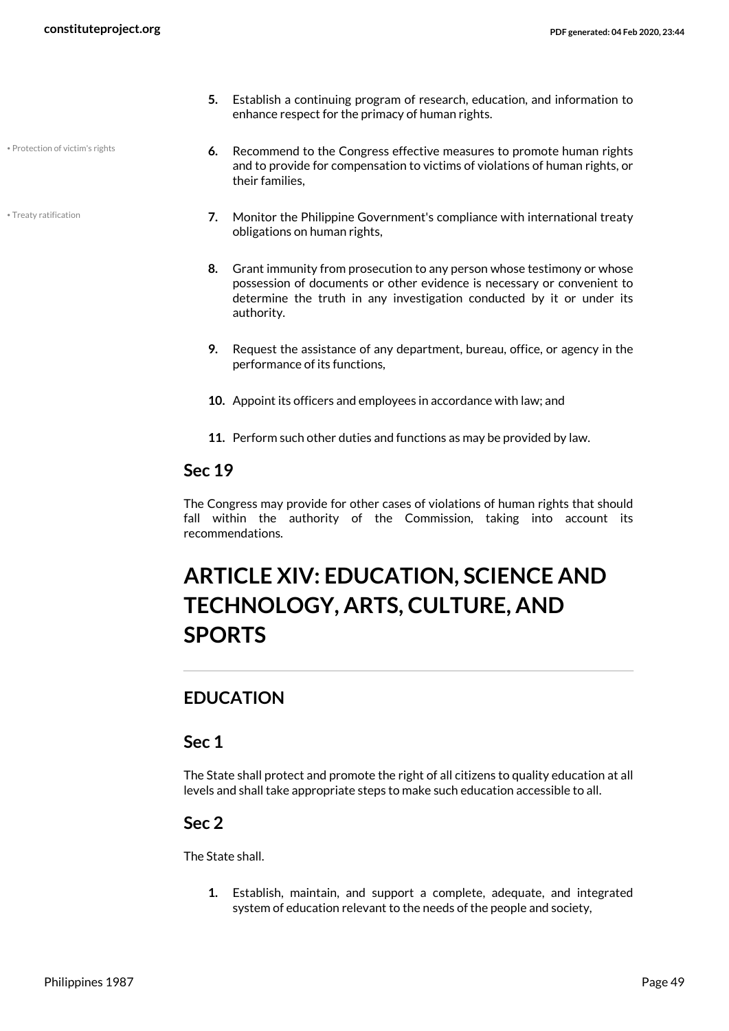5. Establish a continuing program of research, education, and information to enhance respect for the primacy of human rights.

• Protection of victim's rights

6. Recommend to the Congress effective measures to promote human rights and to provide for compensation to victims of violations of human rights, or their families,

• Treaty ratification

7. Monitor the Philippine Government's compliance with international treaty obligations on human rights,
8. Grant immunity from prosecution to any person whose testimony or whose possession of documents or other evidence is necessary or convenient to determine the truth in any investigation conducted by it or under its authority.
9. Request the assistance of any department, bureau, office, or agency in the performance of its functions,
10. Appoint its officers and employees in accordance with law; and
11. Perform such other duties and functions as may be provided by law.

### Sec 19

The Congress may provide for other cases of violations of human rights that should fall within the authority of the Commission, taking into account its recommendations.

# ARTICLE XIV: EDUCATION, SCIENCE AND TECHNOLOGY, ARTS, CULTURE, AND SPORTS

## EDUCATION

### Sec 1

The State shall protect and promote the right of all citizens to quality education at all levels and shall take appropriate steps to make such education accessible to all.

### Sec 2

The State shall.

1. Establish, maintain, and support a complete, adequate, and integrated system of education relevant to the needs of the people and society,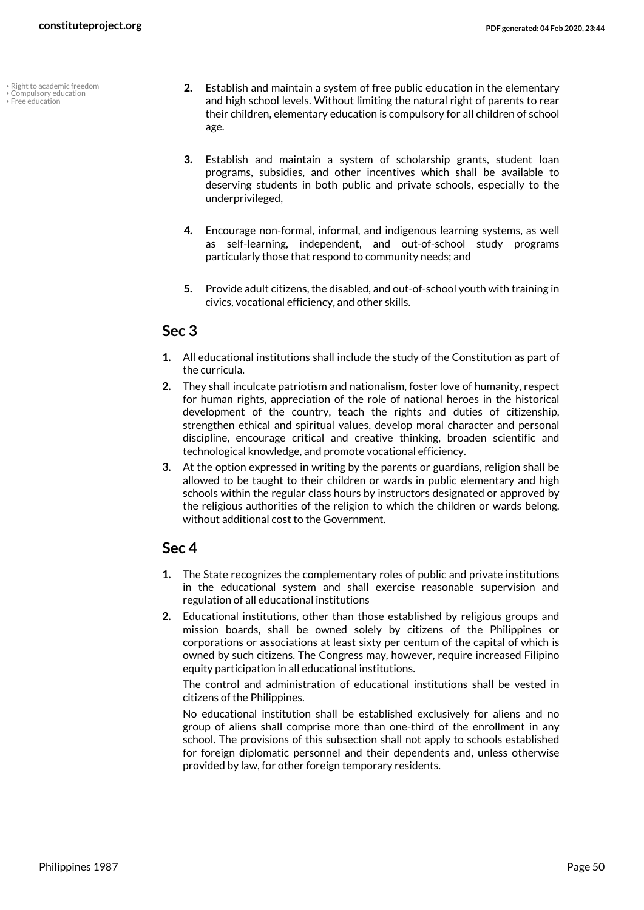• Right to academic freedom
• Compulsory education
• Free education

2. Establish and maintain a system of free public education in the elementary and high school levels. Without limiting the natural right of parents to rear their children, elementary education is compulsory for all children of school age.

3. Establish and maintain a system of scholarship grants, student loan programs, subsidies, and other incentives which shall be available to deserving students in both public and private schools, especially to the underprivileged,

4. Encourage non-formal, informal, and indigenous learning systems, as well as self-learning, independent, and out-of-school study programs particularly those that respond to community needs; and

5. Provide adult citizens, the disabled, and out-of-school youth with training in civics, vocational efficiency, and other skills.

## Sec 3

1. All educational institutions shall include the study of the Constitution as part of the curricula.
2. They shall inculcate patriotism and nationalism, foster love of humanity, respect for human rights, appreciation of the role of national heroes in the historical development of the country, teach the rights and duties of citizenship, strengthen ethical and spiritual values, develop moral character and personal discipline, encourage critical and creative thinking, broaden scientific and technological knowledge, and promote vocational efficiency.
3. At the option expressed in writing by the parents or guardians, religion shall be allowed to be taught to their children or wards in public elementary and high schools within the regular class hours by instructors designated or approved by the religious authorities of the religion to which the children or wards belong, without additional cost to the Government.

## Sec 4

1. The State recognizes the complementary roles of public and private institutions in the educational system and shall exercise reasonable supervision and regulation of all educational institutions
2. Educational institutions, other than those established by religious groups and mission boards, shall be owned solely by citizens of the Philippines or corporations or associations at least sixty per centum of the capital of which is owned by such citizens. The Congress may, however, require increased Filipino equity participation in all educational institutions.

   The control and administration of educational institutions shall be vested in citizens of the Philippines.

   No educational institution shall be established exclusively for aliens and no group of aliens shall comprise more than one-third of the enrollment in any school. The provisions of this subsection shall not apply to schools established for foreign diplomatic personnel and their dependents and, unless otherwise provided by law, for other foreign temporary residents.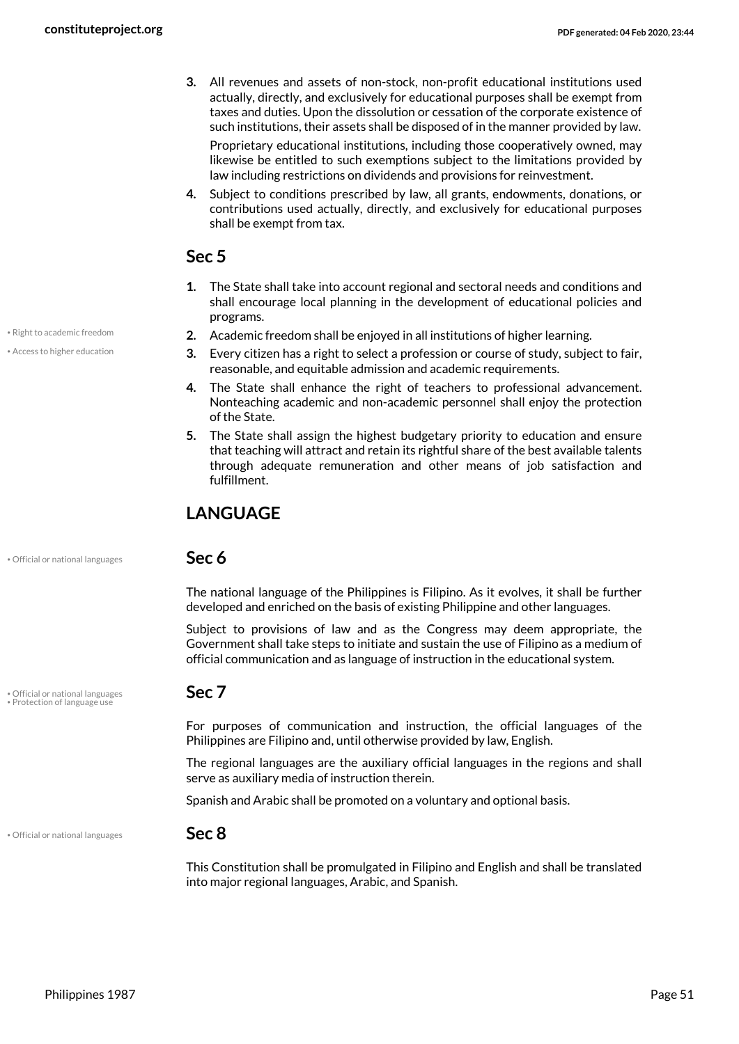3. All revenues and assets of non-stock, non-profit educational institutions used actually, directly, and exclusively for educational purposes shall be exempt from taxes and duties. Upon the dissolution or cessation of the corporate existence of such institutions, their assets shall be disposed of in the manner provided by law.

   Proprietary educational institutions, including those cooperatively owned, may likewise be entitled to such exemptions subject to the limitations provided by law including restrictions on dividends and provisions for reinvestment.

4. Subject to conditions prescribed by law, all grants, endowments, donations, or contributions used actually, directly, and exclusively for educational purposes shall be exempt from tax.

## Sec 5

1. The State shall take into account regional and sectoral needs and conditions and shall encourage local planning in the development of educational policies and programs.
2. Academic freedom shall be enjoyed in all institutions of higher learning.
3. Every citizen has a right to select a profession or course of study, subject to fair, reasonable, and equitable admission and academic requirements.
4. The State shall enhance the right of teachers to professional advancement. Nonteaching academic and non-academic personnel shall enjoy the protection of the State.
5. The State shall assign the highest budgetary priority to education and ensure that teaching will attract and retain its rightful share of the best available talents through adequate remuneration and other means of job satisfaction and fulfillment.

# LANGUAGE

## Sec 6

The national language of the Philippines is Filipino. As it evolves, it shall be further developed and enriched on the basis of existing Philippine and other languages.

Subject to provisions of law and as the Congress may deem appropriate, the Government shall take steps to initiate and sustain the use of Filipino as a medium of official communication and as language of instruction in the educational system.

## Sec 7

For purposes of communication and instruction, the official languages of the Philippines are Filipino and, until otherwise provided by law, English.

The regional languages are the auxiliary official languages in the regions and shall serve as auxiliary media of instruction therein.

Spanish and Arabic shall be promoted on a voluntary and optional basis.

## Sec 8

This Constitution shall be promulgated in Filipino and English and shall be translated into major regional languages, Arabic, and Spanish.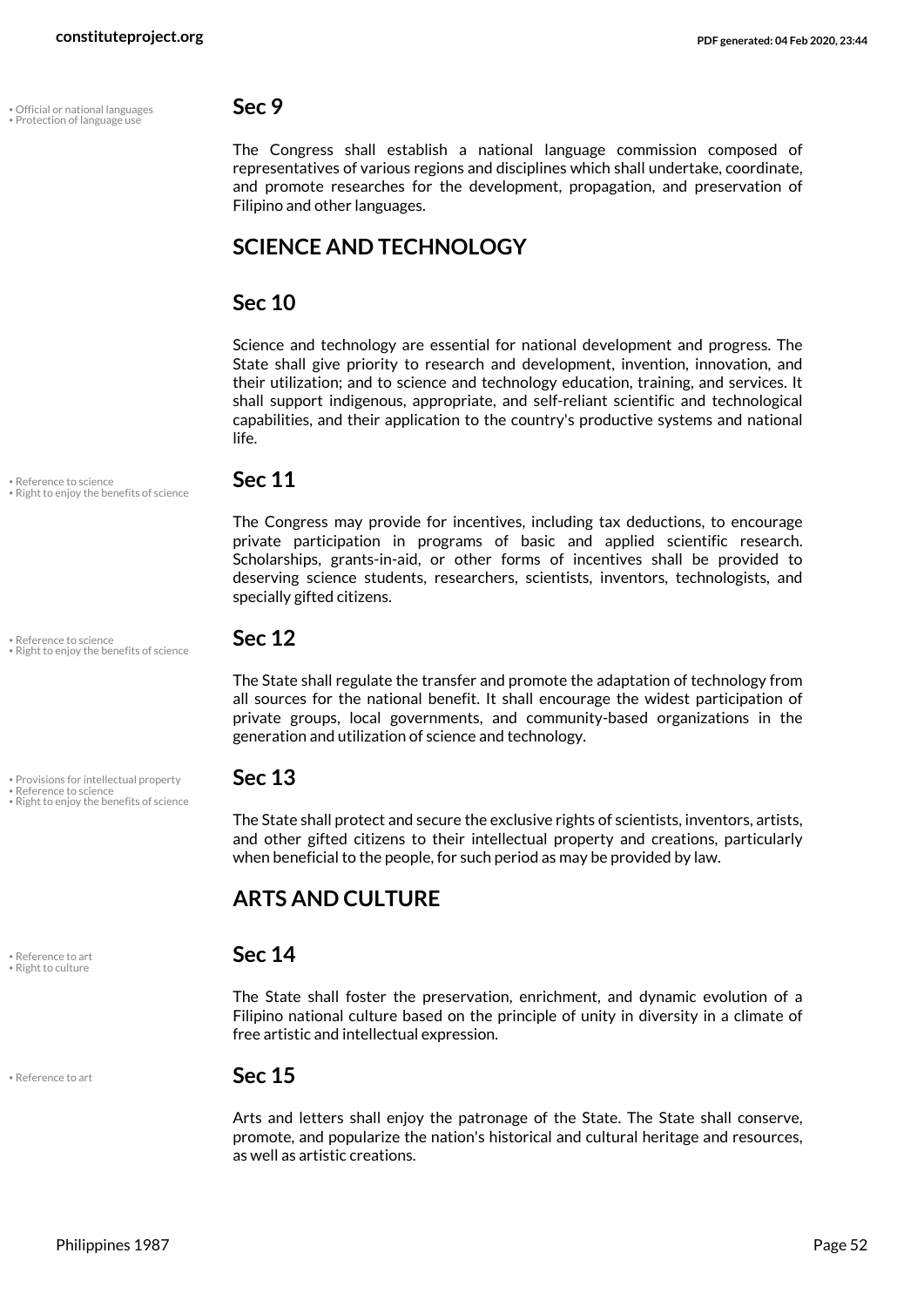• Official or national languages
• Protection of language use

### Sec 9

The Congress shall establish a national language commission composed of representatives of various regions and disciplines which shall undertake, coordinate, and promote researches for the development, propagation, and preservation of Filipino and other languages.

## SCIENCE AND TECHNOLOGY

### Sec 10

Science and technology are essential for national development and progress. The State shall give priority to research and development, invention, innovation, and their utilization; and to science and technology education, training, and services. It shall support indigenous, appropriate, and self-reliant scientific and technological capabilities, and their application to the country's productive systems and national life.

• Reference to science
• Right to enjoy the benefits of science

### Sec 11

The Congress may provide for incentives, including tax deductions, to encourage private participation in programs of basic and applied scientific research. Scholarships, grants-in-aid, or other forms of incentives shall be provided to deserving science students, researchers, scientists, inventors, technologists, and specially gifted citizens.

• Reference to science
• Right to enjoy the benefits of science

### Sec 12

The State shall regulate the transfer and promote the adaptation of technology from all sources for the national benefit. It shall encourage the widest participation of private groups, local governments, and community-based organizations in the generation and utilization of science and technology.

• Provisions for intellectual property
• Reference to science
• Right to enjoy the benefits of science

### Sec 13

The State shall protect and secure the exclusive rights of scientists, inventors, artists, and other gifted citizens to their intellectual property and creations, particularly when beneficial to the people, for such period as may be provided by law.

## ARTS AND CULTURE

• Reference to art
• Right to culture

### Sec 14

The State shall foster the preservation, enrichment, and dynamic evolution of a Filipino national culture based on the principle of unity in diversity in a climate of free artistic and intellectual expression.

• Reference to art

### Sec 15

Arts and letters shall enjoy the patronage of the State. The State shall conserve, promote, and popularize the nation's historical and cultural heritage and resources, as well as artistic creations.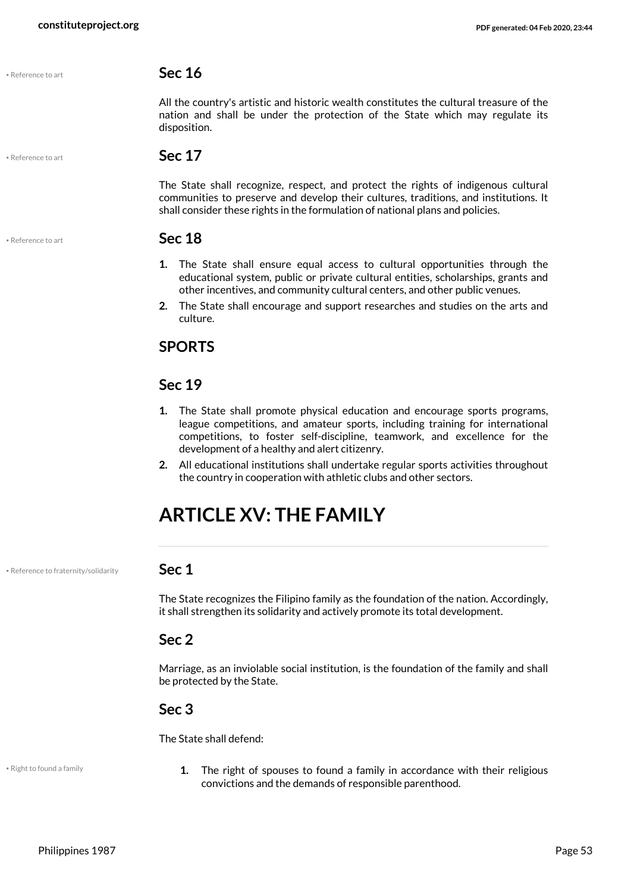• Reference to art

### Sec 16

All the country's artistic and historic wealth constitutes the cultural treasure of the nation and shall be under the protection of the State which may regulate its disposition.

• Reference to art

### Sec 17

The State shall recognize, respect, and protect the rights of indigenous cultural communities to preserve and develop their cultures, traditions, and institutions. It shall consider these rights in the formulation of national plans and policies.

• Reference to art

### Sec 18

1. The State shall ensure equal access to cultural opportunities through the educational system, public or private cultural entities, scholarships, grants and other incentives, and community cultural centers, and other public venues.
2. The State shall encourage and support researches and studies on the arts and culture.

### SPORTS

### Sec 19

1. The State shall promote physical education and encourage sports programs, league competitions, and amateur sports, including training for international competitions, to foster self-discipline, teamwork, and excellence for the development of a healthy and alert citizenry.
2. All educational institutions shall undertake regular sports activities throughout the country in cooperation with athletic clubs and other sectors.

## ARTICLE XV: THE FAMILY

• Reference to fraternity/solidarity

### Sec 1

The State recognizes the Filipino family as the foundation of the nation. Accordingly, it shall strengthen its solidarity and actively promote its total development.

### Sec 2

Marriage, as an inviolable social institution, is the foundation of the family and shall be protected by the State.

### Sec 3

The State shall defend:

• Right to found a family

1. The right of spouses to found a family in accordance with their religious convictions and the demands of responsible parenthood.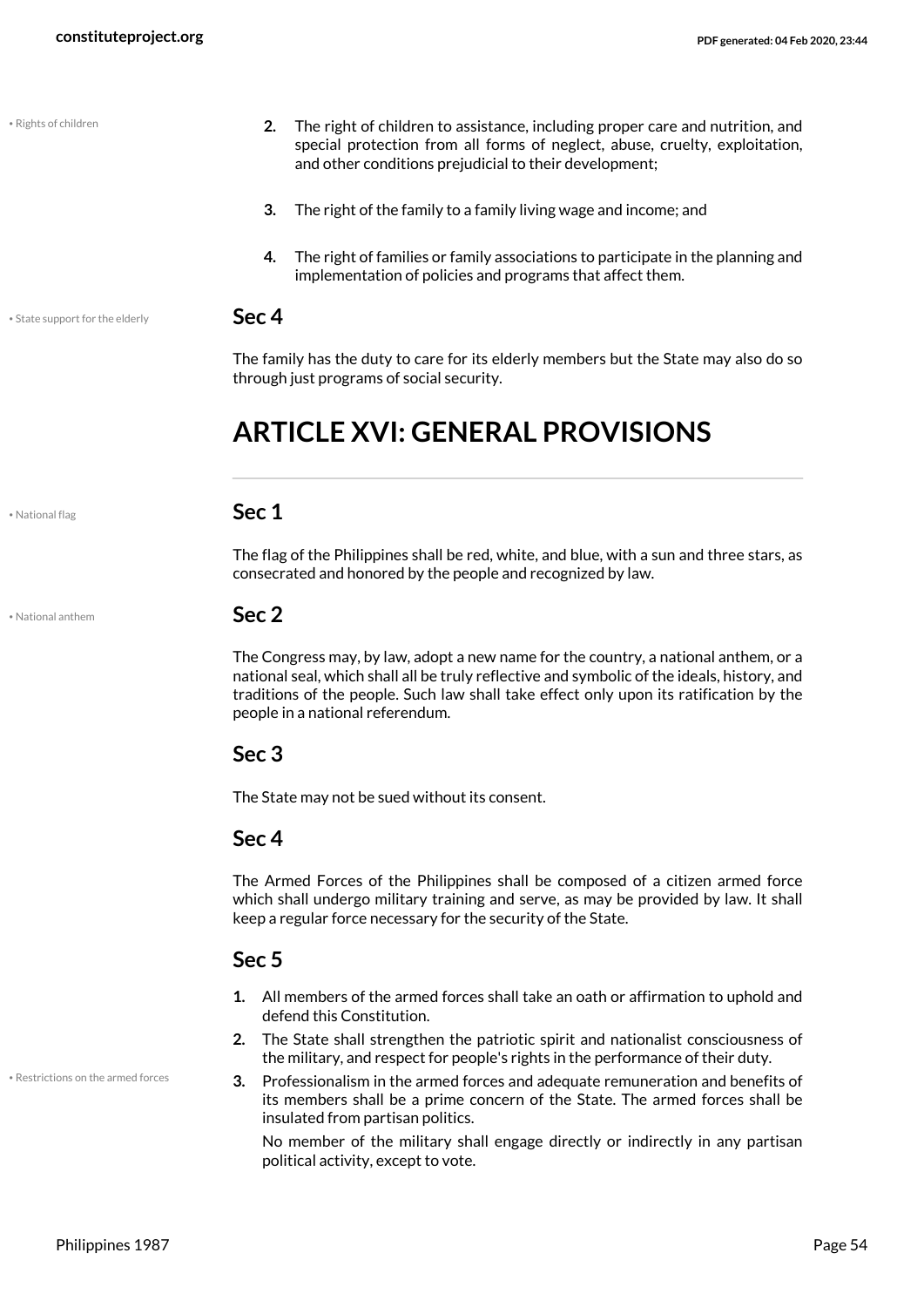• Rights of children

2. The right of children to assistance, including proper care and nutrition, and special protection from all forms of neglect, abuse, cruelty, exploitation, and other conditions prejudicial to their development;

3. The right of the family to a family living wage and income; and

4. The right of families or family associations to participate in the planning and implementation of policies and programs that affect them.

• State support for the elderly

## Sec 4

The family has the duty to care for its elderly members but the State may also do so through just programs of social security.

# ARTICLE XVI: GENERAL PROVISIONS

• National flag

## Sec 1

The flag of the Philippines shall be red, white, and blue, with a sun and three stars, as consecrated and honored by the people and recognized by law.

• National anthem

## Sec 2

The Congress may, by law, adopt a new name for the country, a national anthem, or a national seal, which shall all be truly reflective and symbolic of the ideals, history, and traditions of the people. Such law shall take effect only upon its ratification by the people in a national referendum.

## Sec 3

The State may not be sued without its consent.

## Sec 4

The Armed Forces of the Philippines shall be composed of a citizen armed force which shall undergo military training and serve, as may be provided by law. It shall keep a regular force necessary for the security of the State.

## Sec 5

1. All members of the armed forces shall take an oath or affirmation to uphold and defend this Constitution.
2. The State shall strengthen the patriotic spirit and nationalist consciousness of the military, and respect for people's rights in the performance of their duty.

• Restrictions on the armed forces

3. Professionalism in the armed forces and adequate remuneration and benefits of its members shall be a prime concern of the State. The armed forces shall be insulated from partisan politics.

   No member of the military shall engage directly or indirectly in any partisan political activity, except to vote.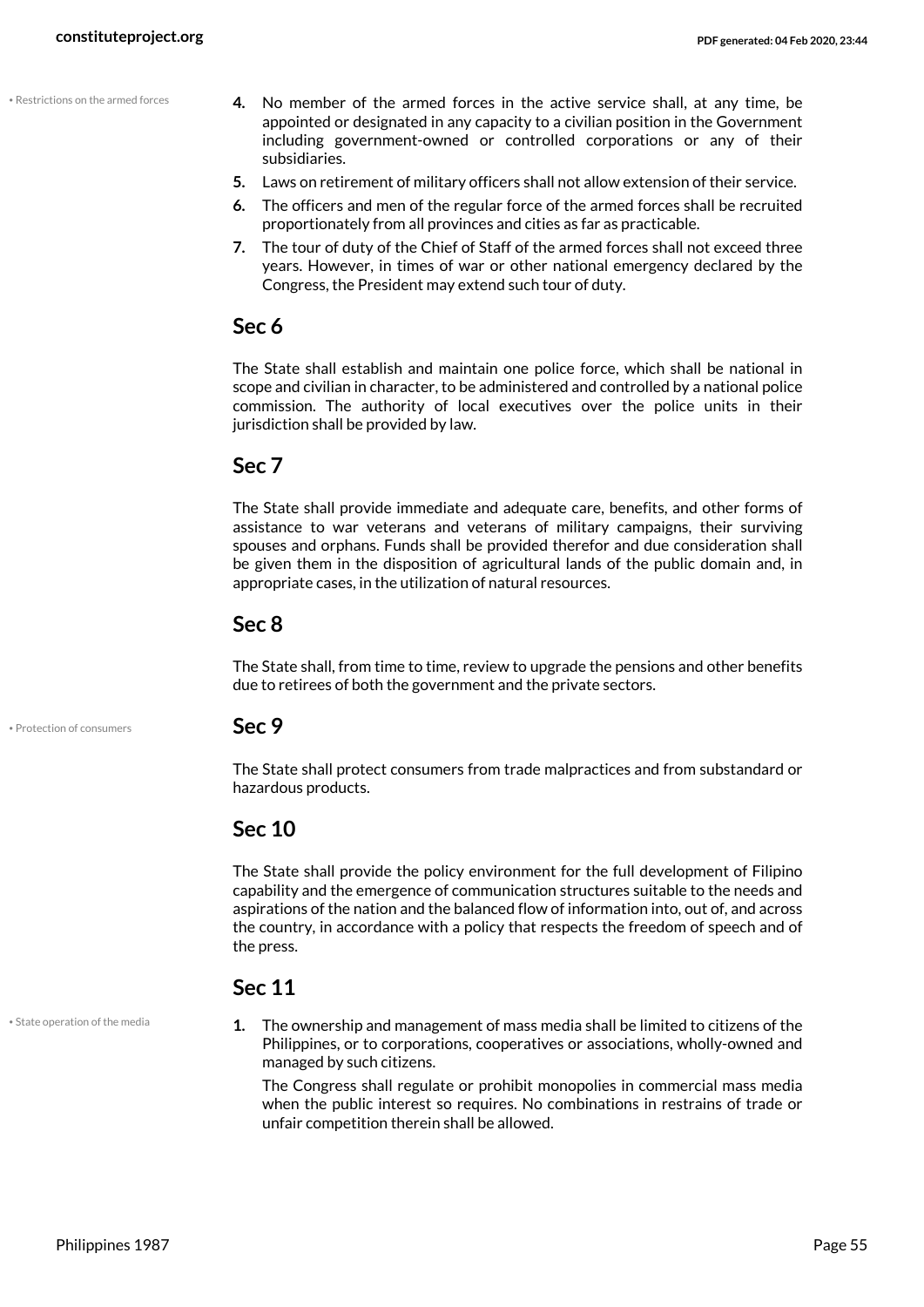• Restrictions on the armed forces

4. No member of the armed forces in the active service shall, at any time, be appointed or designated in any capacity to a civilian position in the Government including government-owned or controlled corporations or any of their subsidiaries.
5. Laws on retirement of military officers shall not allow extension of their service.
6. The officers and men of the regular force of the armed forces shall be recruited proportionately from all provinces and cities as far as practicable.
7. The tour of duty of the Chief of Staff of the armed forces shall not exceed three years. However, in times of war or other national emergency declared by the Congress, the President may extend such tour of duty.

## Sec 6

The State shall establish and maintain one police force, which shall be national in scope and civilian in character, to be administered and controlled by a national police commission. The authority of local executives over the police units in their jurisdiction shall be provided by law.

## Sec 7

The State shall provide immediate and adequate care, benefits, and other forms of assistance to war veterans and veterans of military campaigns, their surviving spouses and orphans. Funds shall be provided therefor and due consideration shall be given them in the disposition of agricultural lands of the public domain and, in appropriate cases, in the utilization of natural resources.

## Sec 8

The State shall, from time to time, review to upgrade the pensions and other benefits due to retirees of both the government and the private sectors.

• Protection of consumers

## Sec 9

The State shall protect consumers from trade malpractices and from substandard or hazardous products.

## Sec 10

The State shall provide the policy environment for the full development of Filipino capability and the emergence of communication structures suitable to the needs and aspirations of the nation and the balanced flow of information into, out of, and across the country, in accordance with a policy that respects the freedom of speech and of the press.

## Sec 11

• State operation of the media

1. The ownership and management of mass media shall be limited to citizens of the Philippines, or to corporations, cooperatives or associations, wholly-owned and managed by such citizens.

   The Congress shall regulate or prohibit monopolies in commercial mass media when the public interest so requires. No combinations in restrains of trade or unfair competition therein shall be allowed.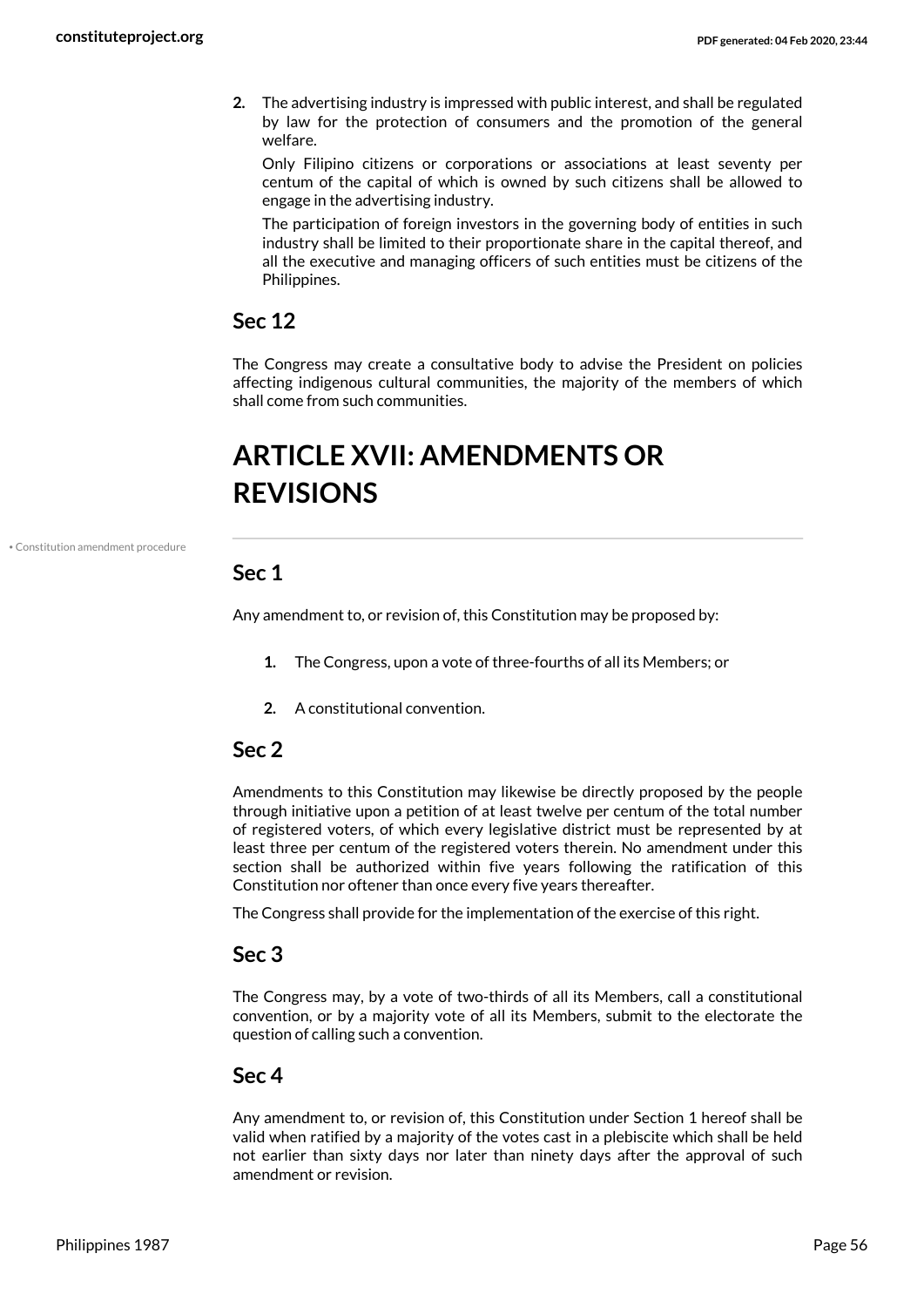2. The advertising industry is impressed with public interest, and shall be regulated by law for the protection of consumers and the promotion of the general welfare.

   Only Filipino citizens or corporations or associations at least seventy per centum of the capital of which is owned by such citizens shall be allowed to engage in the advertising industry.

   The participation of foreign investors in the governing body of entities in such industry shall be limited to their proportionate share in the capital thereof, and all the executive and managing officers of such entities must be citizens of the Philippines.

### Sec 12

The Congress may create a consultative body to advise the President on policies affecting indigenous cultural communities, the majority of the members of which shall come from such communities.

# ARTICLE XVII: AMENDMENTS OR REVISIONS

• Constitution amendment procedure

### Sec 1

Any amendment to, or revision of, this Constitution may be proposed by:

1. The Congress, upon a vote of three-fourths of all its Members; or
2. A constitutional convention.

### Sec 2

Amendments to this Constitution may likewise be directly proposed by the people through initiative upon a petition of at least twelve per centum of the total number of registered voters, of which every legislative district must be represented by at least three per centum of the registered voters therein. No amendment under this section shall be authorized within five years following the ratification of this Constitution nor oftener than once every five years thereafter.

The Congress shall provide for the implementation of the exercise of this right.

### Sec 3

The Congress may, by a vote of two-thirds of all its Members, call a constitutional convention, or by a majority vote of all its Members, submit to the electorate the question of calling such a convention.

### Sec 4

Any amendment to, or revision of, this Constitution under Section 1 hereof shall be valid when ratified by a majority of the votes cast in a plebiscite which shall be held not earlier than sixty days nor later than ninety days after the approval of such amendment or revision.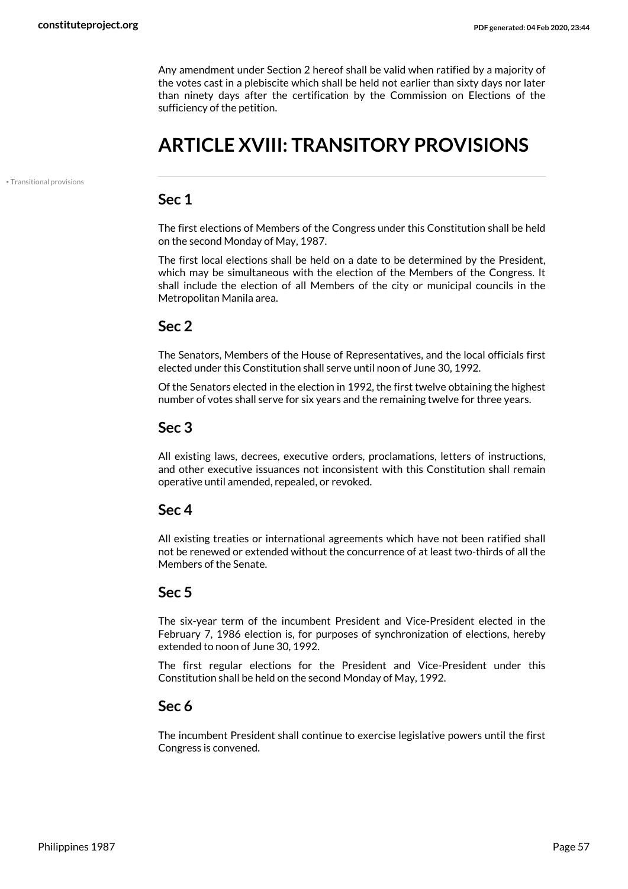Any amendment under Section 2 hereof shall be valid when ratified by a majority of the votes cast in a plebiscite which shall be held not earlier than sixty days nor later than ninety days after the certification by the Commission on Elections of the sufficiency of the petition.

# ARTICLE XVIII: TRANSITORY PROVISIONS

• Transitional provisions

## Sec 1

The first elections of Members of the Congress under this Constitution shall be held on the second Monday of May, 1987.

The first local elections shall be held on a date to be determined by the President, which may be simultaneous with the election of the Members of the Congress. It shall include the election of all Members of the city or municipal councils in the Metropolitan Manila area.

## Sec 2

The Senators, Members of the House of Representatives, and the local officials first elected under this Constitution shall serve until noon of June 30, 1992.

Of the Senators elected in the election in 1992, the first twelve obtaining the highest number of votes shall serve for six years and the remaining twelve for three years.

## Sec 3

All existing laws, decrees, executive orders, proclamations, letters of instructions, and other executive issuances not inconsistent with this Constitution shall remain operative until amended, repealed, or revoked.

## Sec 4

All existing treaties or international agreements which have not been ratified shall not be renewed or extended without the concurrence of at least two-thirds of all the Members of the Senate.

## Sec 5

The six-year term of the incumbent President and Vice-President elected in the February 7, 1986 election is, for purposes of synchronization of elections, hereby extended to noon of June 30, 1992.

The first regular elections for the President and Vice-President under this Constitution shall be held on the second Monday of May, 1992.

## Sec 6

The incumbent President shall continue to exercise legislative powers until the first Congress is convened.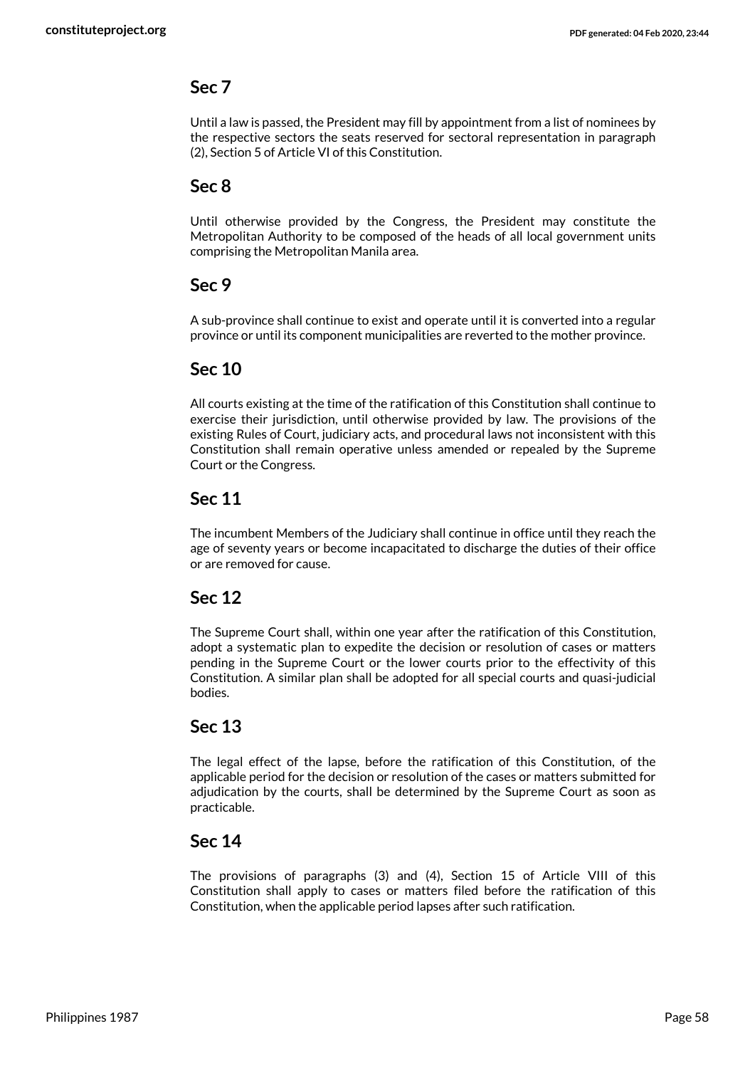## Sec 7

Until a law is passed, the President may fill by appointment from a list of nominees by the respective sectors the seats reserved for sectoral representation in paragraph (2), Section 5 of Article VI of this Constitution.

## Sec 8

Until otherwise provided by the Congress, the President may constitute the Metropolitan Authority to be composed of the heads of all local government units comprising the Metropolitan Manila area.

## Sec 9

A sub-province shall continue to exist and operate until it is converted into a regular province or until its component municipalities are reverted to the mother province.

## Sec 10

All courts existing at the time of the ratification of this Constitution shall continue to exercise their jurisdiction, until otherwise provided by law. The provisions of the existing Rules of Court, judiciary acts, and procedural laws not inconsistent with this Constitution shall remain operative unless amended or repealed by the Supreme Court or the Congress.

## Sec 11

The incumbent Members of the Judiciary shall continue in office until they reach the age of seventy years or become incapacitated to discharge the duties of their office or are removed for cause.

## Sec 12

The Supreme Court shall, within one year after the ratification of this Constitution, adopt a systematic plan to expedite the decision or resolution of cases or matters pending in the Supreme Court or the lower courts prior to the effectivity of this Constitution. A similar plan shall be adopted for all special courts and quasi-judicial bodies.

## Sec 13

The legal effect of the lapse, before the ratification of this Constitution, of the applicable period for the decision or resolution of the cases or matters submitted for adjudication by the courts, shall be determined by the Supreme Court as soon as practicable.

## Sec 14

The provisions of paragraphs (3) and (4), Section 15 of Article VIII of this Constitution shall apply to cases or matters filed before the ratification of this Constitution, when the applicable period lapses after such ratification.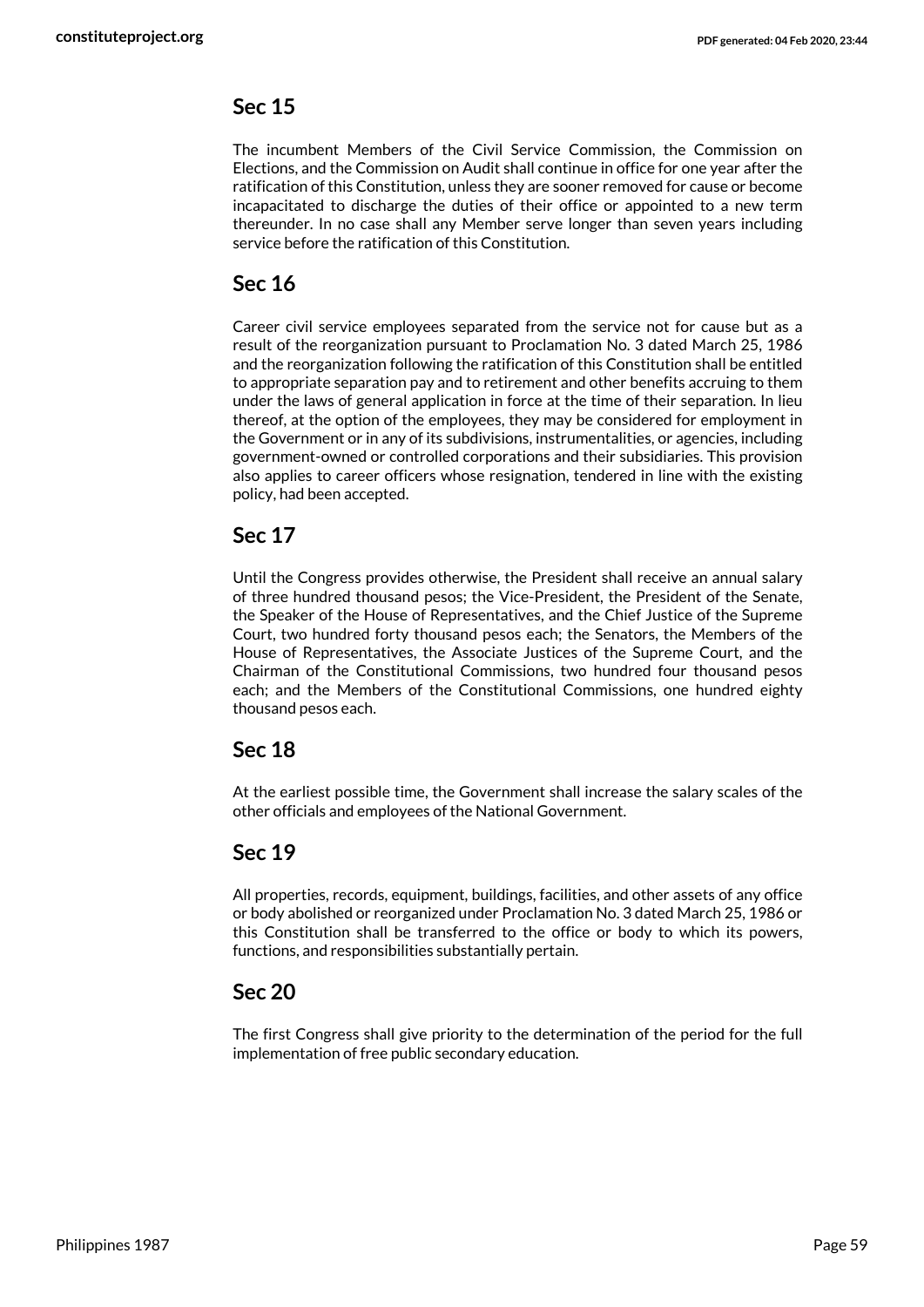## Sec 15

The incumbent Members of the Civil Service Commission, the Commission on Elections, and the Commission on Audit shall continue in office for one year after the ratification of this Constitution, unless they are sooner removed for cause or become incapacitated to discharge the duties of their office or appointed to a new term thereunder. In no case shall any Member serve longer than seven years including service before the ratification of this Constitution.

## Sec 16

Career civil service employees separated from the service not for cause but as a result of the reorganization pursuant to Proclamation No. 3 dated March 25, 1986 and the reorganization following the ratification of this Constitution shall be entitled to appropriate separation pay and to retirement and other benefits accruing to them under the laws of general application in force at the time of their separation. In lieu thereof, at the option of the employees, they may be considered for employment in the Government or in any of its subdivisions, instrumentalities, or agencies, including government-owned or controlled corporations and their subsidiaries. This provision also applies to career officers whose resignation, tendered in line with the existing policy, had been accepted.

## Sec 17

Until the Congress provides otherwise, the President shall receive an annual salary of three hundred thousand pesos; the Vice-President, the President of the Senate, the Speaker of the House of Representatives, and the Chief Justice of the Supreme Court, two hundred forty thousand pesos each; the Senators, the Members of the House of Representatives, the Associate Justices of the Supreme Court, and the Chairman of the Constitutional Commissions, two hundred four thousand pesos each; and the Members of the Constitutional Commissions, one hundred eighty thousand pesos each.

## Sec 18

At the earliest possible time, the Government shall increase the salary scales of the other officials and employees of the National Government.

## Sec 19

All properties, records, equipment, buildings, facilities, and other assets of any office or body abolished or reorganized under Proclamation No. 3 dated March 25, 1986 or this Constitution shall be transferred to the office or body to which its powers, functions, and responsibilities substantially pertain.

## Sec 20

The first Congress shall give priority to the determination of the period for the full implementation of free public secondary education.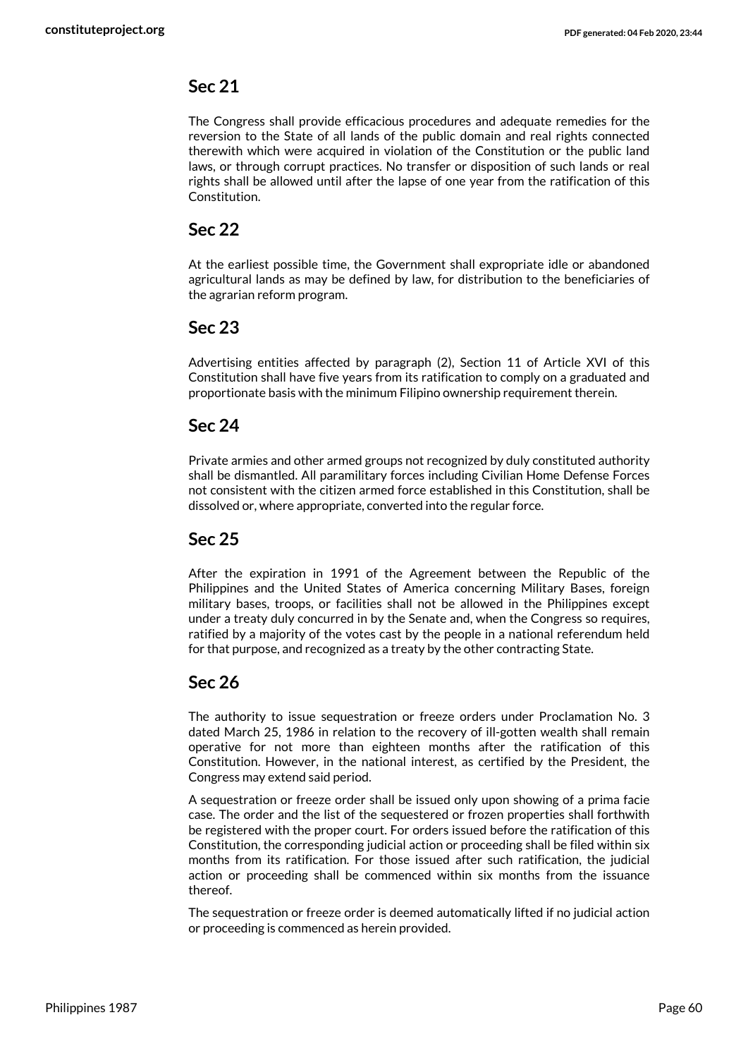## Sec 21

The Congress shall provide efficacious procedures and adequate remedies for the reversion to the State of all lands of the public domain and real rights connected therewith which were acquired in violation of the Constitution or the public land laws, or through corrupt practices. No transfer or disposition of such lands or real rights shall be allowed until after the lapse of one year from the ratification of this Constitution.

## Sec 22

At the earliest possible time, the Government shall expropriate idle or abandoned agricultural lands as may be defined by law, for distribution to the beneficiaries of the agrarian reform program.

## Sec 23

Advertising entities affected by paragraph (2), Section 11 of Article XVI of this Constitution shall have five years from its ratification to comply on a graduated and proportionate basis with the minimum Filipino ownership requirement therein.

## Sec 24

Private armies and other armed groups not recognized by duly constituted authority shall be dismantled. All paramilitary forces including Civilian Home Defense Forces not consistent with the citizen armed force established in this Constitution, shall be dissolved or, where appropriate, converted into the regular force.

## Sec 25

After the expiration in 1991 of the Agreement between the Republic of the Philippines and the United States of America concerning Military Bases, foreign military bases, troops, or facilities shall not be allowed in the Philippines except under a treaty duly concurred in by the Senate and, when the Congress so requires, ratified by a majority of the votes cast by the people in a national referendum held for that purpose, and recognized as a treaty by the other contracting State.

## Sec 26

The authority to issue sequestration or freeze orders under Proclamation No. 3 dated March 25, 1986 in relation to the recovery of ill-gotten wealth shall remain operative for not more than eighteen months after the ratification of this Constitution. However, in the national interest, as certified by the President, the Congress may extend said period.

A sequestration or freeze order shall be issued only upon showing of a prima facie case. The order and the list of the sequestered or frozen properties shall forthwith be registered with the proper court. For orders issued before the ratification of this Constitution, the corresponding judicial action or proceeding shall be filed within six months from its ratification. For those issued after such ratification, the judicial action or proceeding shall be commenced within six months from the issuance thereof.

The sequestration or freeze order is deemed automatically lifted if no judicial action or proceeding is commenced as herein provided.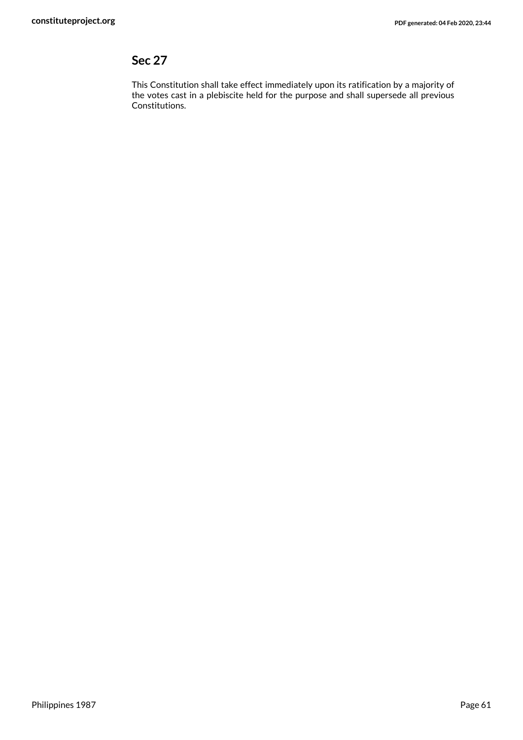## Sec 27

This Constitution shall take effect immediately upon its ratification by a majority of the votes cast in a plebiscite held for the purpose and shall supersede all previous Constitutions.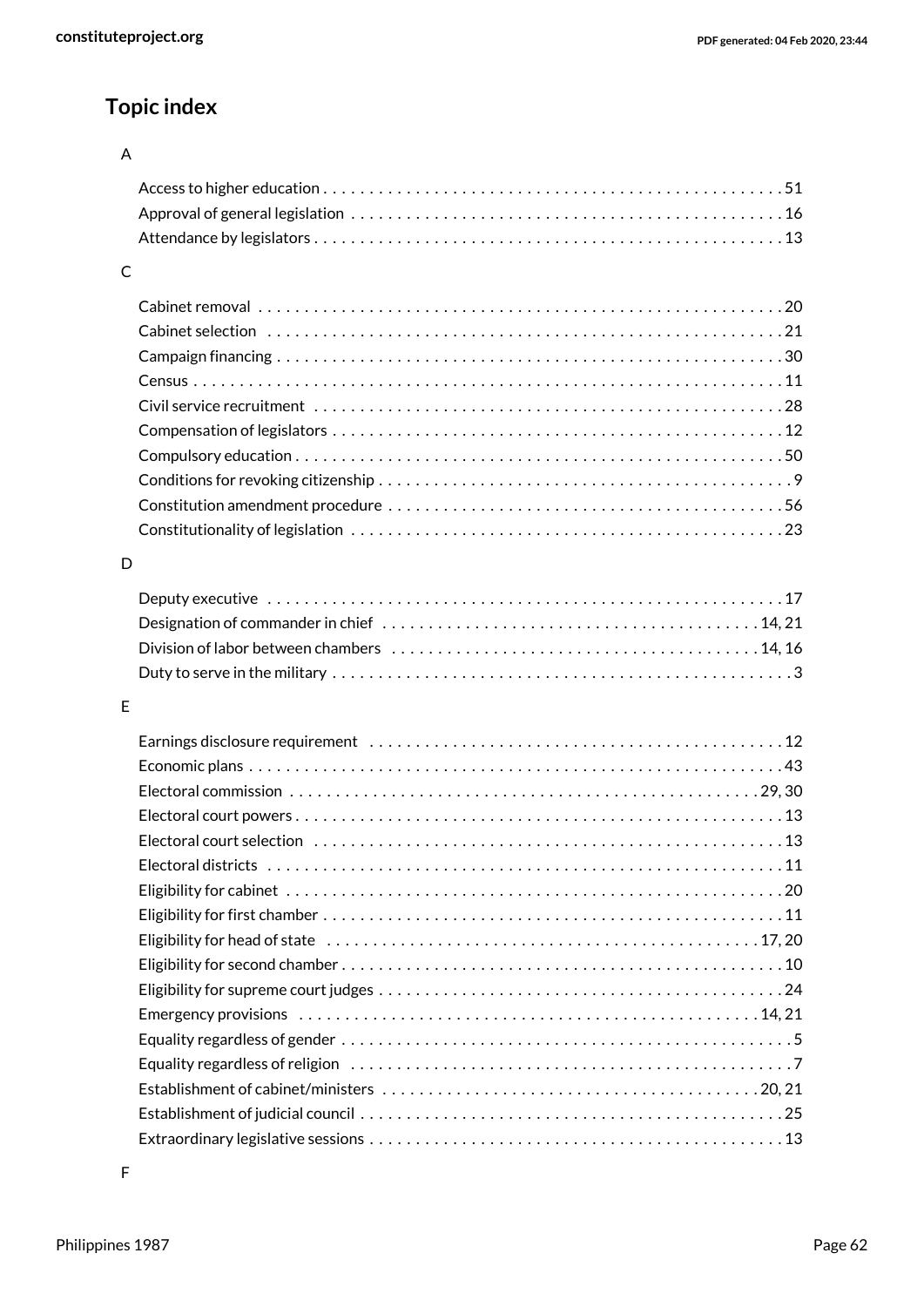## Topic index

A

- Access to higher education . . . . . . . . . . . . . . . . . . . . . . . . . . . . . . . . . . . . . . . . . . . . . . . . . . 51
- Approval of general legislation . . . . . . . . . . . . . . . . . . . . . . . . . . . . . . . . . . . . . . . . . . . . . . . 16
- Attendance by legislators . . . . . . . . . . . . . . . . . . . . . . . . . . . . . . . . . . . . . . . . . . . . . . . . . . . . 13

C

- Cabinet removal . . . . . . . . . . . . . . . . . . . . . . . . . . . . . . . . . . . . . . . . . . . . . . . . . . . . . . . . . 20
- Cabinet selection . . . . . . . . . . . . . . . . . . . . . . . . . . . . . . . . . . . . . . . . . . . . . . . . . . . . . . . . 21
- Campaign financing . . . . . . . . . . . . . . . . . . . . . . . . . . . . . . . . . . . . . . . . . . . . . . . . . . . . . . . 30
- Census . . . . . . . . . . . . . . . . . . . . . . . . . . . . . . . . . . . . . . . . . . . . . . . . . . . . . . . . . . . . . . . . . 11
- Civil service recruitment . . . . . . . . . . . . . . . . . . . . . . . . . . . . . . . . . . . . . . . . . . . . . . . . . . . 28
- Compensation of legislators . . . . . . . . . . . . . . . . . . . . . . . . . . . . . . . . . . . . . . . . . . . . . . . . . 12
- Compulsory education . . . . . . . . . . . . . . . . . . . . . . . . . . . . . . . . . . . . . . . . . . . . . . . . . . . . . 50
- Conditions for revoking citizenship . . . . . . . . . . . . . . . . . . . . . . . . . . . . . . . . . . . . . . . . . . . . . 9
- Constitution amendment procedure . . . . . . . . . . . . . . . . . . . . . . . . . . . . . . . . . . . . . . . . . . . 56
- Constitutionality of legislation . . . . . . . . . . . . . . . . . . . . . . . . . . . . . . . . . . . . . . . . . . . . . . . 23

D

- Deputy executive . . . . . . . . . . . . . . . . . . . . . . . . . . . . . . . . . . . . . . . . . . . . . . . . . . . . . . . . . 17
- Designation of commander in chief . . . . . . . . . . . . . . . . . . . . . . . . . . . . . . . . . . . . . . . . . 14, 21
- Division of labor between chambers . . . . . . . . . . . . . . . . . . . . . . . . . . . . . . . . . . . . . . . . 14, 16
- Duty to serve in the military . . . . . . . . . . . . . . . . . . . . . . . . . . . . . . . . . . . . . . . . . . . . . . . . . . 3

E

- Earnings disclosure requirement . . . . . . . . . . . . . . . . . . . . . . . . . . . . . . . . . . . . . . . . . . . . . 12
- Economic plans . . . . . . . . . . . . . . . . . . . . . . . . . . . . . . . . . . . . . . . . . . . . . . . . . . . . . . . . . . 43
- Electoral commission . . . . . . . . . . . . . . . . . . . . . . . . . . . . . . . . . . . . . . . . . . . . . . . . . . . 29, 30
- Electoral court powers . . . . . . . . . . . . . . . . . . . . . . . . . . . . . . . . . . . . . . . . . . . . . . . . . . . . . 13
- Electoral court selection . . . . . . . . . . . . . . . . . . . . . . . . . . . . . . . . . . . . . . . . . . . . . . . . . . . . 13
- Electoral districts . . . . . . . . . . . . . . . . . . . . . . . . . . . . . . . . . . . . . . . . . . . . . . . . . . . . . . . . . 11
- Eligibility for cabinet . . . . . . . . . . . . . . . . . . . . . . . . . . . . . . . . . . . . . . . . . . . . . . . . . . . . . . 20
- Eligibility for first chamber . . . . . . . . . . . . . . . . . . . . . . . . . . . . . . . . . . . . . . . . . . . . . . . . . . 11
- Eligibility for head of state . . . . . . . . . . . . . . . . . . . . . . . . . . . . . . . . . . . . . . . . . . . . . . . . 17, 20
- Eligibility for second chamber . . . . . . . . . . . . . . . . . . . . . . . . . . . . . . . . . . . . . . . . . . . . . . . . 10
- Eligibility for supreme court judges . . . . . . . . . . . . . . . . . . . . . . . . . . . . . . . . . . . . . . . . . . . . 24
- Emergency provisions . . . . . . . . . . . . . . . . . . . . . . . . . . . . . . . . . . . . . . . . . . . . . . . . . . . 14, 21
- Equality regardless of gender . . . . . . . . . . . . . . . . . . . . . . . . . . . . . . . . . . . . . . . . . . . . . . . . . 5
- Equality regardless of religion . . . . . . . . . . . . . . . . . . . . . . . . . . . . . . . . . . . . . . . . . . . . . . . . . 7
- Establishment of cabinet/ministers . . . . . . . . . . . . . . . . . . . . . . . . . . . . . . . . . . . . . . . . . . 20, 21
- Establishment of judicial council . . . . . . . . . . . . . . . . . . . . . . . . . . . . . . . . . . . . . . . . . . . . . . 25
- Extraordinary legislative sessions . . . . . . . . . . . . . . . . . . . . . . . . . . . . . . . . . . . . . . . . . . . . . 13

F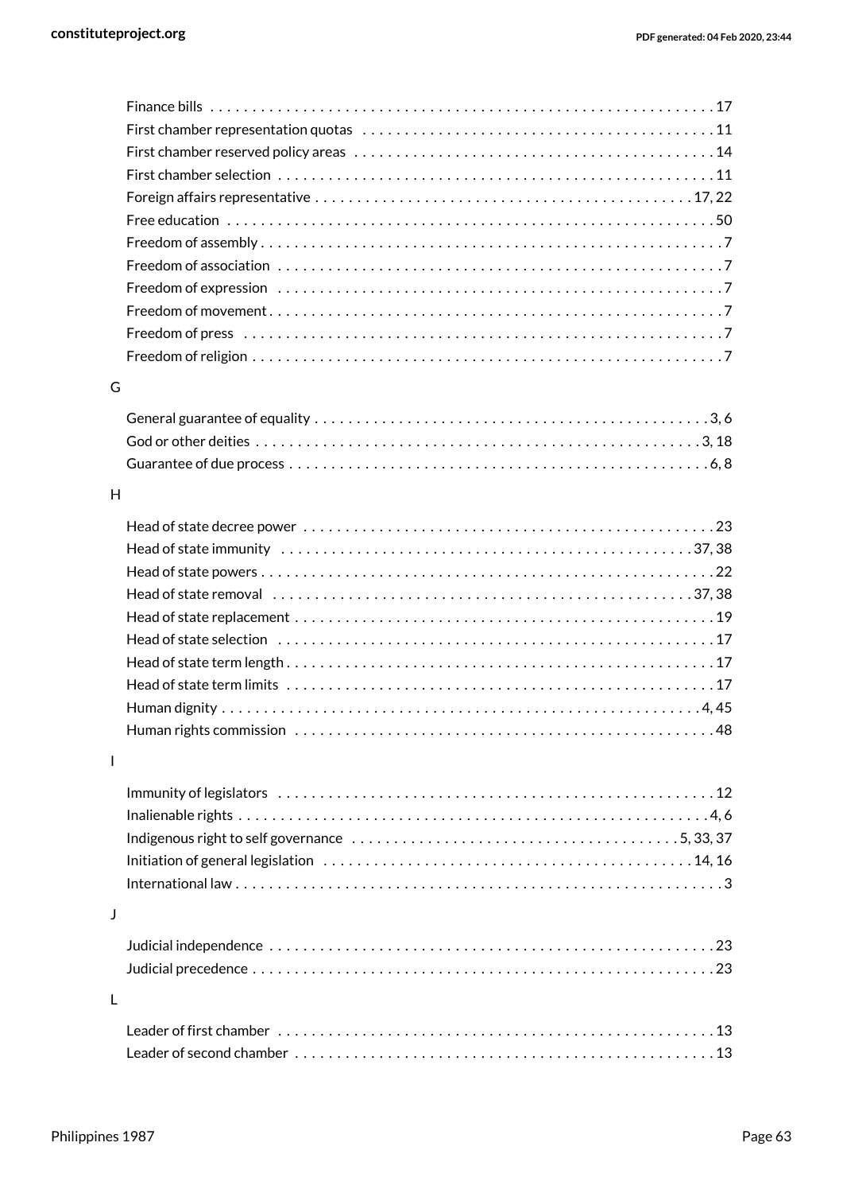Finance bills . . . . . . . . . . . . . . . . . . . . . . . . . . . . . . . . . . . . . . . . . . . . . . . . . . . . . . . . . . . . . 17
First chamber representation quotas . . . . . . . . . . . . . . . . . . . . . . . . . . . . . . . . . . . . . . . . . . 11
First chamber reserved policy areas . . . . . . . . . . . . . . . . . . . . . . . . . . . . . . . . . . . . . . . . . . . 14
First chamber selection . . . . . . . . . . . . . . . . . . . . . . . . . . . . . . . . . . . . . . . . . . . . . . . . . . . . 11
Foreign affairs representative . . . . . . . . . . . . . . . . . . . . . . . . . . . . . . . . . . . . . . . . . . . . . 17, 22
Free education . . . . . . . . . . . . . . . . . . . . . . . . . . . . . . . . . . . . . . . . . . . . . . . . . . . . . . . . . . . 50
Freedom of assembly . . . . . . . . . . . . . . . . . . . . . . . . . . . . . . . . . . . . . . . . . . . . . . . . . . . . . . . 7
Freedom of association . . . . . . . . . . . . . . . . . . . . . . . . . . . . . . . . . . . . . . . . . . . . . . . . . . . . . 7
Freedom of expression . . . . . . . . . . . . . . . . . . . . . . . . . . . . . . . . . . . . . . . . . . . . . . . . . . . . . 7
Freedom of movement . . . . . . . . . . . . . . . . . . . . . . . . . . . . . . . . . . . . . . . . . . . . . . . . . . . . . . 7
Freedom of press . . . . . . . . . . . . . . . . . . . . . . . . . . . . . . . . . . . . . . . . . . . . . . . . . . . . . . . . . 7
Freedom of religion . . . . . . . . . . . . . . . . . . . . . . . . . . . . . . . . . . . . . . . . . . . . . . . . . . . . . . . . 7

G

General guarantee of equality . . . . . . . . . . . . . . . . . . . . . . . . . . . . . . . . . . . . . . . . . . . . . . . 3, 6
God or other deities . . . . . . . . . . . . . . . . . . . . . . . . . . . . . . . . . . . . . . . . . . . . . . . . . . . . . 3, 18
Guarantee of due process . . . . . . . . . . . . . . . . . . . . . . . . . . . . . . . . . . . . . . . . . . . . . . . . . . 6, 8

H

Head of state decree power . . . . . . . . . . . . . . . . . . . . . . . . . . . . . . . . . . . . . . . . . . . . . . . . . 23
Head of state immunity . . . . . . . . . . . . . . . . . . . . . . . . . . . . . . . . . . . . . . . . . . . . . . . . . . 37, 38
Head of state powers . . . . . . . . . . . . . . . . . . . . . . . . . . . . . . . . . . . . . . . . . . . . . . . . . . . . . . 22
Head of state removal . . . . . . . . . . . . . . . . . . . . . . . . . . . . . . . . . . . . . . . . . . . . . . . . . . . 37, 38
Head of state replacement . . . . . . . . . . . . . . . . . . . . . . . . . . . . . . . . . . . . . . . . . . . . . . . . . . 19
Head of state selection . . . . . . . . . . . . . . . . . . . . . . . . . . . . . . . . . . . . . . . . . . . . . . . . . . . . 17
Head of state term length . . . . . . . . . . . . . . . . . . . . . . . . . . . . . . . . . . . . . . . . . . . . . . . . . . 17
Head of state term limits . . . . . . . . . . . . . . . . . . . . . . . . . . . . . . . . . . . . . . . . . . . . . . . . . . . 17
Human dignity . . . . . . . . . . . . . . . . . . . . . . . . . . . . . . . . . . . . . . . . . . . . . . . . . . . . . . . . . . 4, 45
Human rights commission . . . . . . . . . . . . . . . . . . . . . . . . . . . . . . . . . . . . . . . . . . . . . . . . . . 48

I

Immunity of legislators . . . . . . . . . . . . . . . . . . . . . . . . . . . . . . . . . . . . . . . . . . . . . . . . . . . . . 12
Inalienable rights . . . . . . . . . . . . . . . . . . . . . . . . . . . . . . . . . . . . . . . . . . . . . . . . . . . . . . . . . 4, 6
Indigenous right to self governance . . . . . . . . . . . . . . . . . . . . . . . . . . . . . . . . . . . . . . . 5, 33, 37
Initiation of general legislation . . . . . . . . . . . . . . . . . . . . . . . . . . . . . . . . . . . . . . . . . . . . . 14, 16
International law . . . . . . . . . . . . . . . . . . . . . . . . . . . . . . . . . . . . . . . . . . . . . . . . . . . . . . . . . . 3

J

Judicial independence . . . . . . . . . . . . . . . . . . . . . . . . . . . . . . . . . . . . . . . . . . . . . . . . . . . . . 23
Judicial precedence . . . . . . . . . . . . . . . . . . . . . . . . . . . . . . . . . . . . . . . . . . . . . . . . . . . . . . . 23

L

Leader of first chamber . . . . . . . . . . . . . . . . . . . . . . . . . . . . . . . . . . . . . . . . . . . . . . . . . . . . 13
Leader of second chamber . . . . . . . . . . . . . . . . . . . . . . . . . . . . . . . . . . . . . . . . . . . . . . . . . . 13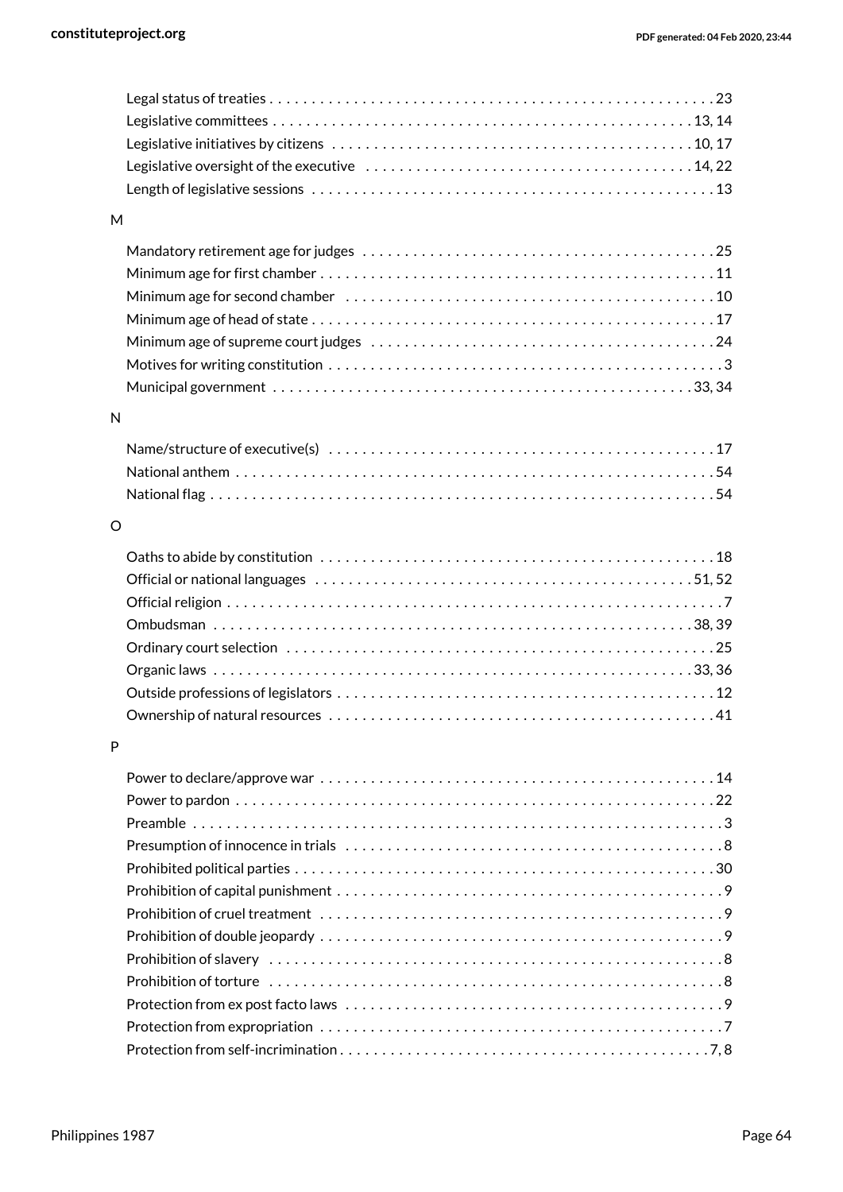Legal status of treaties . . . . . . . . . . . . . . . . . . . . . . . . . . . . . . . . . . . . . . . . . . . . . . . . . . . . 23
Legislative committees . . . . . . . . . . . . . . . . . . . . . . . . . . . . . . . . . . . . . . . . . . . . . . . . . . 13, 14
Legislative initiatives by citizens . . . . . . . . . . . . . . . . . . . . . . . . . . . . . . . . . . . . . . . . . . 10, 17
Legislative oversight of the executive . . . . . . . . . . . . . . . . . . . . . . . . . . . . . . . . . . . . . . 14, 22
Length of legislative sessions . . . . . . . . . . . . . . . . . . . . . . . . . . . . . . . . . . . . . . . . . . . . . . . 13

M

Mandatory retirement age for judges . . . . . . . . . . . . . . . . . . . . . . . . . . . . . . . . . . . . . . . . . 25
Minimum age for first chamber . . . . . . . . . . . . . . . . . . . . . . . . . . . . . . . . . . . . . . . . . . . . . . 11
Minimum age for second chamber . . . . . . . . . . . . . . . . . . . . . . . . . . . . . . . . . . . . . . . . . . . 10
Minimum age of head of state . . . . . . . . . . . . . . . . . . . . . . . . . . . . . . . . . . . . . . . . . . . . . . . 17
Minimum age of supreme court judges . . . . . . . . . . . . . . . . . . . . . . . . . . . . . . . . . . . . . . . . 24
Motives for writing constitution . . . . . . . . . . . . . . . . . . . . . . . . . . . . . . . . . . . . . . . . . . . . . . 3
Municipal government . . . . . . . . . . . . . . . . . . . . . . . . . . . . . . . . . . . . . . . . . . . . . . . . . 33, 34

N

Name/structure of executive(s) . . . . . . . . . . . . . . . . . . . . . . . . . . . . . . . . . . . . . . . . . . . . . 17
National anthem . . . . . . . . . . . . . . . . . . . . . . . . . . . . . . . . . . . . . . . . . . . . . . . . . . . . . . . . . 54
National flag . . . . . . . . . . . . . . . . . . . . . . . . . . . . . . . . . . . . . . . . . . . . . . . . . . . . . . . . . . . 54

O

Oaths to abide by constitution . . . . . . . . . . . . . . . . . . . . . . . . . . . . . . . . . . . . . . . . . . . . . . 18
Official or national languages . . . . . . . . . . . . . . . . . . . . . . . . . . . . . . . . . . . . . . . . . . . . 51, 52
Official religion . . . . . . . . . . . . . . . . . . . . . . . . . . . . . . . . . . . . . . . . . . . . . . . . . . . . . . . . . . . 7
Ombudsman . . . . . . . . . . . . . . . . . . . . . . . . . . . . . . . . . . . . . . . . . . . . . . . . . . . . . . . . . 38, 39
Ordinary court selection . . . . . . . . . . . . . . . . . . . . . . . . . . . . . . . . . . . . . . . . . . . . . . . . . . . 25
Organic laws . . . . . . . . . . . . . . . . . . . . . . . . . . . . . . . . . . . . . . . . . . . . . . . . . . . . . . . . . 33, 36
Outside professions of legislators . . . . . . . . . . . . . . . . . . . . . . . . . . . . . . . . . . . . . . . . . . . . 12
Ownership of natural resources . . . . . . . . . . . . . . . . . . . . . . . . . . . . . . . . . . . . . . . . . . . . . . 41

P

Power to declare/approve war . . . . . . . . . . . . . . . . . . . . . . . . . . . . . . . . . . . . . . . . . . . . . . . 14
Power to pardon . . . . . . . . . . . . . . . . . . . . . . . . . . . . . . . . . . . . . . . . . . . . . . . . . . . . . . . . . 22
Preamble . . . . . . . . . . . . . . . . . . . . . . . . . . . . . . . . . . . . . . . . . . . . . . . . . . . . . . . . . . . . . . . 3
Presumption of innocence in trials . . . . . . . . . . . . . . . . . . . . . . . . . . . . . . . . . . . . . . . . . . . . 8
Prohibited political parties . . . . . . . . . . . . . . . . . . . . . . . . . . . . . . . . . . . . . . . . . . . . . . . . . . 30
Prohibition of capital punishment . . . . . . . . . . . . . . . . . . . . . . . . . . . . . . . . . . . . . . . . . . . . . 9
Prohibition of cruel treatment . . . . . . . . . . . . . . . . . . . . . . . . . . . . . . . . . . . . . . . . . . . . . . . . 9
Prohibition of double jeopardy . . . . . . . . . . . . . . . . . . . . . . . . . . . . . . . . . . . . . . . . . . . . . . . 9
Prohibition of slavery . . . . . . . . . . . . . . . . . . . . . . . . . . . . . . . . . . . . . . . . . . . . . . . . . . . . . . 8
Prohibition of torture . . . . . . . . . . . . . . . . . . . . . . . . . . . . . . . . . . . . . . . . . . . . . . . . . . . . . . 8
Protection from ex post facto laws . . . . . . . . . . . . . . . . . . . . . . . . . . . . . . . . . . . . . . . . . . . . 9
Protection from expropriation . . . . . . . . . . . . . . . . . . . . . . . . . . . . . . . . . . . . . . . . . . . . . . . . 7
Protection from self-incrimination . . . . . . . . . . . . . . . . . . . . . . . . . . . . . . . . . . . . . . . . . . . 7, 8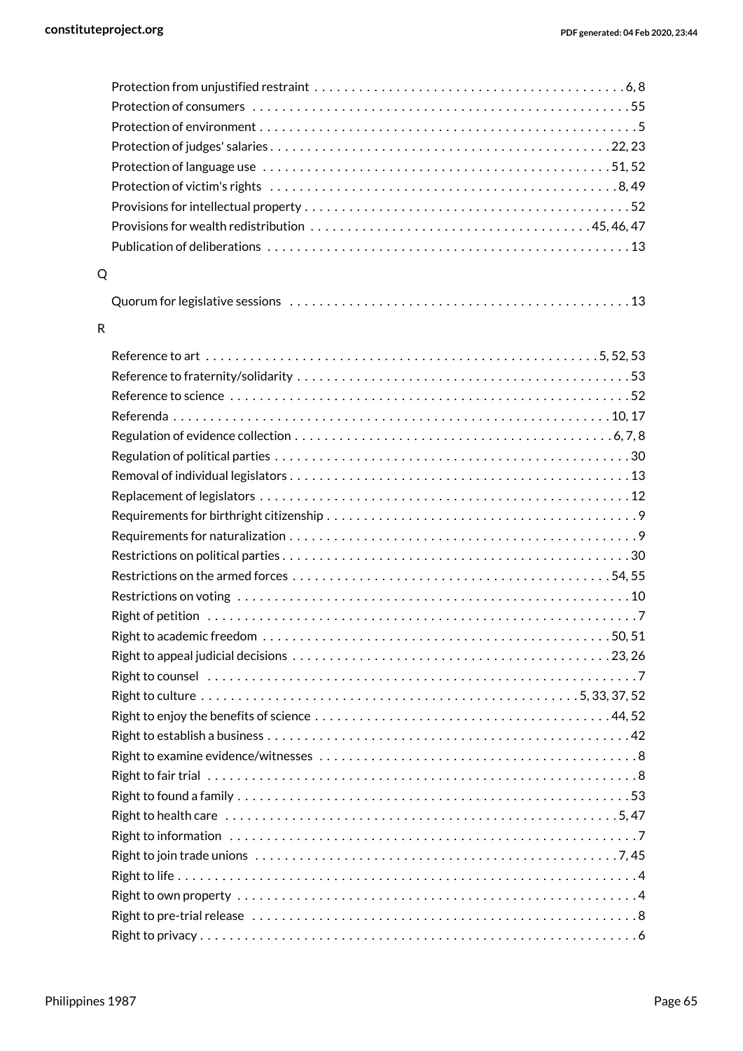Protection from unjustified restraint . . . . . . . . . . 6, 8
Protection of consumers . . . . . . . . . . 55
Protection of environment . . . . . . . . . . 5
Protection of judges' salaries . . . . . . . . . . 22, 23
Protection of language use . . . . . . . . . . 51, 52
Protection of victim's rights . . . . . . . . . . 8, 49
Provisions for intellectual property . . . . . . . . . . 52
Provisions for wealth redistribution . . . . . . . . . . 45, 46, 47
Publication of deliberations . . . . . . . . . . 13

## Q

Quorum for legislative sessions . . . . . . . . . . 13

## R

Reference to art . . . . . . . . . . 5, 52, 53
Reference to fraternity/solidarity . . . . . . . . . . 53
Reference to science . . . . . . . . . . 52
Referenda . . . . . . . . . . 10, 17
Regulation of evidence collection . . . . . . . . . . 6, 7, 8
Regulation of political parties . . . . . . . . . . 30
Removal of individual legislators . . . . . . . . . . 13
Replacement of legislators . . . . . . . . . . 12
Requirements for birthright citizenship . . . . . . . . . . 9
Requirements for naturalization . . . . . . . . . . 9
Restrictions on political parties . . . . . . . . . . 30
Restrictions on the armed forces . . . . . . . . . . 54, 55
Restrictions on voting . . . . . . . . . . 10
Right of petition . . . . . . . . . . 7
Right to academic freedom . . . . . . . . . . 50, 51
Right to appeal judicial decisions . . . . . . . . . . 23, 26
Right to counsel . . . . . . . . . . 7
Right to culture . . . . . . . . . . 5, 33, 37, 52
Right to enjoy the benefits of science . . . . . . . . . . 44, 52
Right to establish a business . . . . . . . . . . 42
Right to examine evidence/witnesses . . . . . . . . . . 8
Right to fair trial . . . . . . . . . . 8
Right to found a family . . . . . . . . . . 53
Right to health care . . . . . . . . . . 5, 47
Right to information . . . . . . . . . . 7
Right to join trade unions . . . . . . . . . . 7, 45
Right to life . . . . . . . . . . 4
Right to own property . . . . . . . . . . 4
Right to pre-trial release . . . . . . . . . . 8
Right to privacy . . . . . . . . . . 6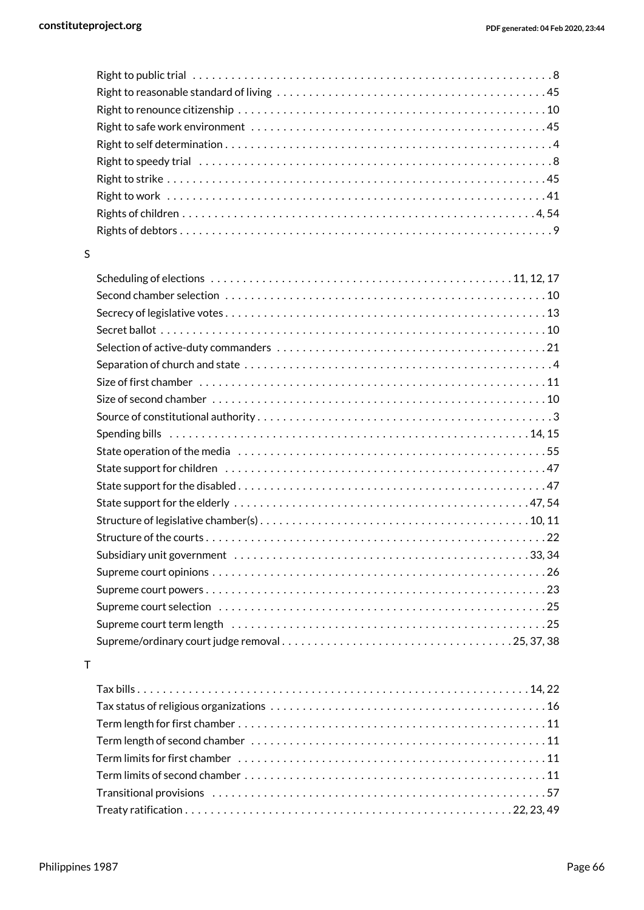Right to public trial . . . . . . . . . . . . . . . . . . . . . . . . . . . . . . . . . . . . . . . . . . . . . . . . . . . . . . . 8
Right to reasonable standard of living . . . . . . . . . . . . . . . . . . . . . . . . . . . . . . . . . . . . . . . . . 45
Right to renounce citizenship . . . . . . . . . . . . . . . . . . . . . . . . . . . . . . . . . . . . . . . . . . . . . . . . 10
Right to safe work environment . . . . . . . . . . . . . . . . . . . . . . . . . . . . . . . . . . . . . . . . . . . . . 45
Right to self determination . . . . . . . . . . . . . . . . . . . . . . . . . . . . . . . . . . . . . . . . . . . . . . . . . . . 4
Right to speedy trial . . . . . . . . . . . . . . . . . . . . . . . . . . . . . . . . . . . . . . . . . . . . . . . . . . . . . . 8
Right to strike . . . . . . . . . . . . . . . . . . . . . . . . . . . . . . . . . . . . . . . . . . . . . . . . . . . . . . . . . . . 45
Right to work . . . . . . . . . . . . . . . . . . . . . . . . . . . . . . . . . . . . . . . . . . . . . . . . . . . . . . . . . . . 41
Rights of children . . . . . . . . . . . . . . . . . . . . . . . . . . . . . . . . . . . . . . . . . . . . . . . . . . . . . . 4, 54
Rights of debtors . . . . . . . . . . . . . . . . . . . . . . . . . . . . . . . . . . . . . . . . . . . . . . . . . . . . . . . . . . 9

S

Scheduling of elections . . . . . . . . . . . . . . . . . . . . . . . . . . . . . . . . . . . . . . . . . . . . . . 11, 12, 17
Second chamber selection . . . . . . . . . . . . . . . . . . . . . . . . . . . . . . . . . . . . . . . . . . . . . . . . . . 10
Secrecy of legislative votes . . . . . . . . . . . . . . . . . . . . . . . . . . . . . . . . . . . . . . . . . . . . . . . . . . 13
Secret ballot . . . . . . . . . . . . . . . . . . . . . . . . . . . . . . . . . . . . . . . . . . . . . . . . . . . . . . . . . . . . 10
Selection of active-duty commanders . . . . . . . . . . . . . . . . . . . . . . . . . . . . . . . . . . . . . . . . . . 21
Separation of church and state . . . . . . . . . . . . . . . . . . . . . . . . . . . . . . . . . . . . . . . . . . . . . . . . 4
Size of first chamber . . . . . . . . . . . . . . . . . . . . . . . . . . . . . . . . . . . . . . . . . . . . . . . . . . . . . . 11
Size of second chamber . . . . . . . . . . . . . . . . . . . . . . . . . . . . . . . . . . . . . . . . . . . . . . . . . . . . 10
Source of constitutional authority . . . . . . . . . . . . . . . . . . . . . . . . . . . . . . . . . . . . . . . . . . . . . . 3
Spending bills . . . . . . . . . . . . . . . . . . . . . . . . . . . . . . . . . . . . . . . . . . . . . . . . . . . . . . . . . 14, 15
State operation of the media . . . . . . . . . . . . . . . . . . . . . . . . . . . . . . . . . . . . . . . . . . . . . . . . 55
State support for children . . . . . . . . . . . . . . . . . . . . . . . . . . . . . . . . . . . . . . . . . . . . . . . . . . 47
State support for the disabled . . . . . . . . . . . . . . . . . . . . . . . . . . . . . . . . . . . . . . . . . . . . . . . . 47
State support for the elderly . . . . . . . . . . . . . . . . . . . . . . . . . . . . . . . . . . . . . . . . . . . . . . 47, 54
Structure of legislative chamber(s) . . . . . . . . . . . . . . . . . . . . . . . . . . . . . . . . . . . . . . . . . . 10, 11
Structure of the courts . . . . . . . . . . . . . . . . . . . . . . . . . . . . . . . . . . . . . . . . . . . . . . . . . . . . . 22
Subsidiary unit government . . . . . . . . . . . . . . . . . . . . . . . . . . . . . . . . . . . . . . . . . . . . . . 33, 34
Supreme court opinions . . . . . . . . . . . . . . . . . . . . . . . . . . . . . . . . . . . . . . . . . . . . . . . . . . . . 26
Supreme court powers . . . . . . . . . . . . . . . . . . . . . . . . . . . . . . . . . . . . . . . . . . . . . . . . . . . . . 23
Supreme court selection . . . . . . . . . . . . . . . . . . . . . . . . . . . . . . . . . . . . . . . . . . . . . . . . . . . . 25
Supreme court term length . . . . . . . . . . . . . . . . . . . . . . . . . . . . . . . . . . . . . . . . . . . . . . . . . . 25
Supreme/ordinary court judge removal . . . . . . . . . . . . . . . . . . . . . . . . . . . . . . . . . . . . 25, 37, 38

T

Tax bills . . . . . . . . . . . . . . . . . . . . . . . . . . . . . . . . . . . . . . . . . . . . . . . . . . . . . . . . . . . . . 14, 22
Tax status of religious organizations . . . . . . . . . . . . . . . . . . . . . . . . . . . . . . . . . . . . . . . . . . . 16
Term length for first chamber . . . . . . . . . . . . . . . . . . . . . . . . . . . . . . . . . . . . . . . . . . . . . . . . 11
Term length of second chamber . . . . . . . . . . . . . . . . . . . . . . . . . . . . . . . . . . . . . . . . . . . . . . 11
Term limits for first chamber . . . . . . . . . . . . . . . . . . . . . . . . . . . . . . . . . . . . . . . . . . . . . . . . . 11
Term limits of second chamber . . . . . . . . . . . . . . . . . . . . . . . . . . . . . . . . . . . . . . . . . . . . . . . 11
Transitional provisions . . . . . . . . . . . . . . . . . . . . . . . . . . . . . . . . . . . . . . . . . . . . . . . . . . . . . 57
Treaty ratification . . . . . . . . . . . . . . . . . . . . . . . . . . . . . . . . . . . . . . . . . . . . . . . . . . . . 22, 23, 49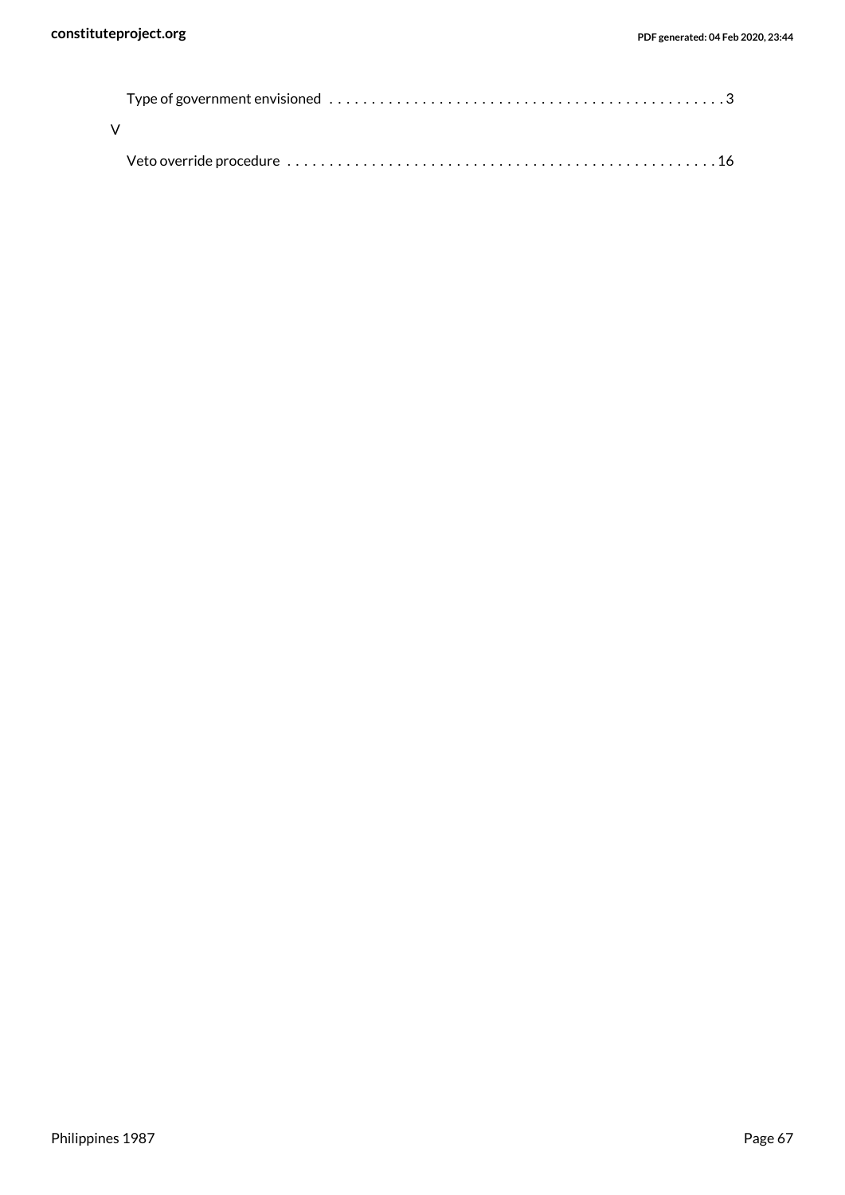Type of government envisioned . . . . . . . . . . . . . . . . . . . . . . . . . . . . . . . . . . . . . . . . . . . . . . . 3

V

Veto override procedure . . . . . . . . . . . . . . . . . . . . . . . . . . . . . . . . . . . . . . . . . . . . . . . . . . . 16